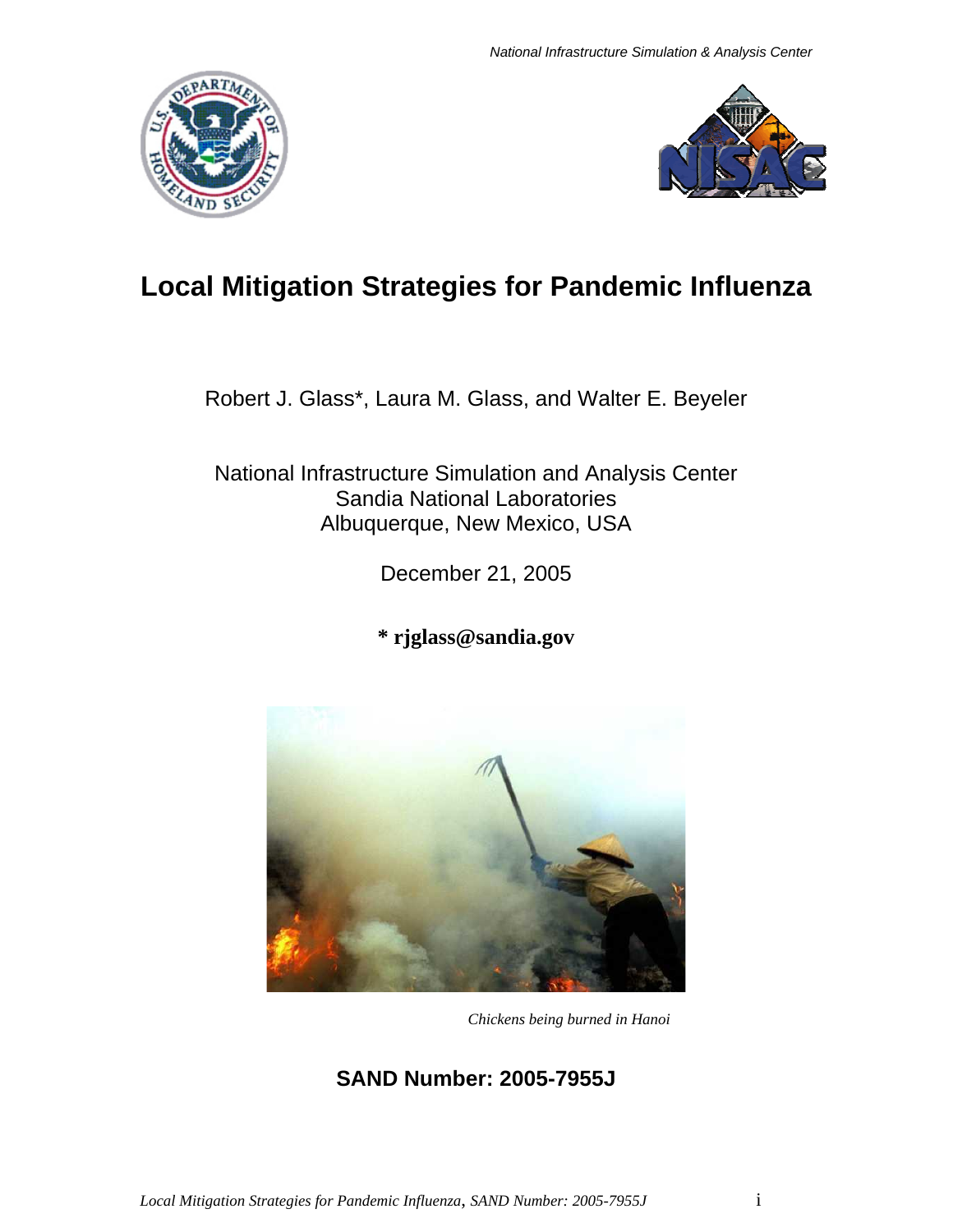National Infrastructure Simulation & Analysis Center

# Local Mitigation Strategies for Pandemic Influenza

Robert J. Glass*, Laura M. Glass, and Walter E. Beyeler

National Infrastructure Simulation and Analysis Center
Sandia National Laboratories
Albuquerque, New Mexico, USA

December 21, 2005

**\* rjglass@sandia.gov**

*Chickens being burned in Hanoi*

**SAND Number: 2005-7955J**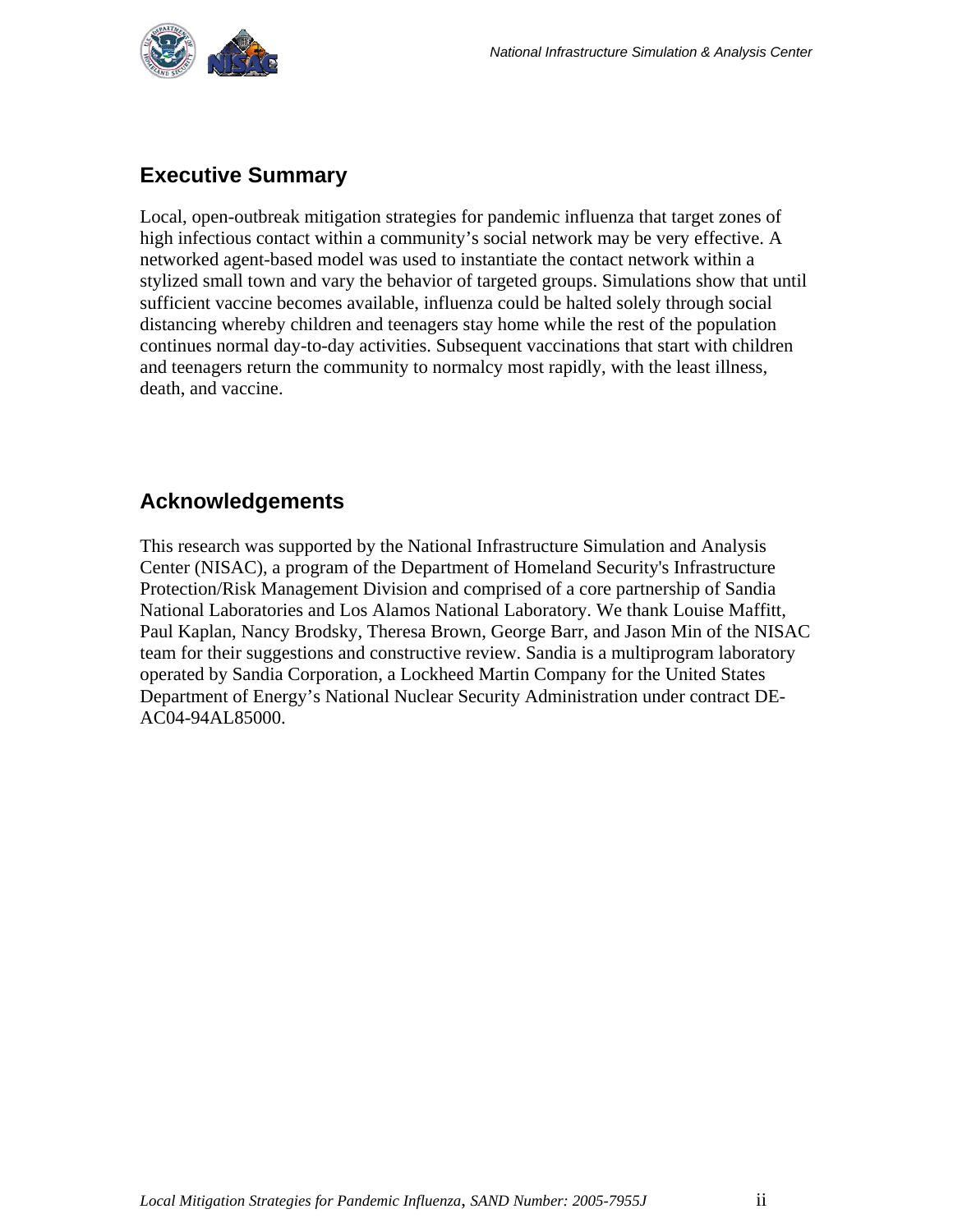## Executive Summary

Local, open-outbreak mitigation strategies for pandemic influenza that target zones of high infectious contact within a community's social network may be very effective. A networked agent-based model was used to instantiate the contact network within a stylized small town and vary the behavior of targeted groups. Simulations show that until sufficient vaccine becomes available, influenza could be halted solely through social distancing whereby children and teenagers stay home while the rest of the population continues normal day-to-day activities. Subsequent vaccinations that start with children and teenagers return the community to normalcy most rapidly, with the least illness, death, and vaccine.

## Acknowledgements

This research was supported by the National Infrastructure Simulation and Analysis Center (NISAC), a program of the Department of Homeland Security's Infrastructure Protection/Risk Management Division and comprised of a core partnership of Sandia National Laboratories and Los Alamos National Laboratory. We thank Louise Maffitt, Paul Kaplan, Nancy Brodsky, Theresa Brown, George Barr, and Jason Min of the NISAC team for their suggestions and constructive review. Sandia is a multiprogram laboratory operated by Sandia Corporation, a Lockheed Martin Company for the United States Department of Energy's National Nuclear Security Administration under contract DE-AC04-94AL85000.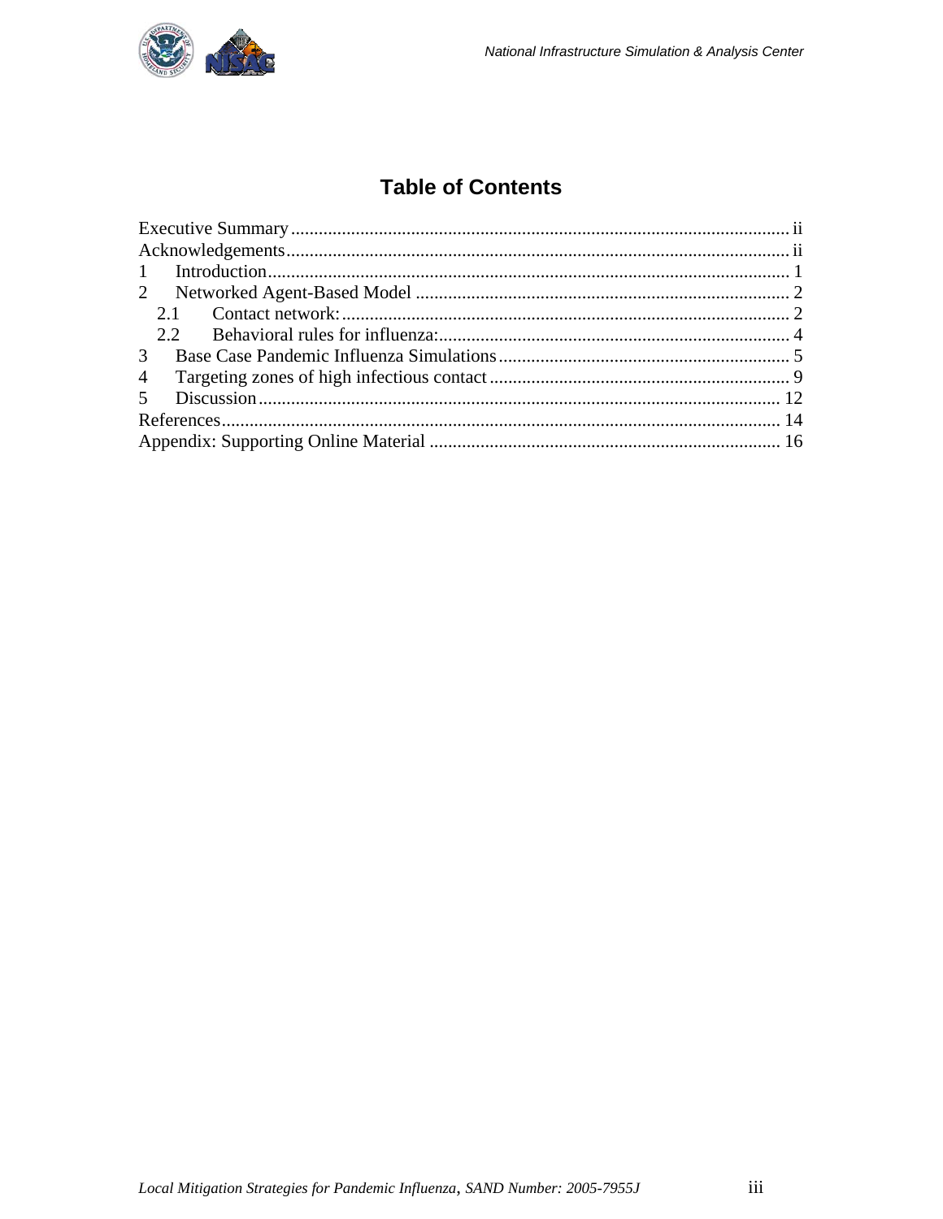# Table of Contents

Executive Summary ........................................................................................................... ii
Acknowledgements ............................................................................................................ ii
1 Introduction ................................................................................................................ 1
2 Networked Agent-Based Model ................................................................................. 2
  2.1 Contact network: ................................................................................................. 2
  2.2 Behavioral rules for influenza: ............................................................................ 4
3 Base Case Pandemic Influenza Simulations ............................................................... 5
4 Targeting zones of high infectious contact ................................................................. 9
5 Discussion ................................................................................................................ 12
References ........................................................................................................................ 14
Appendix: Supporting Online Material ........................................................................... 16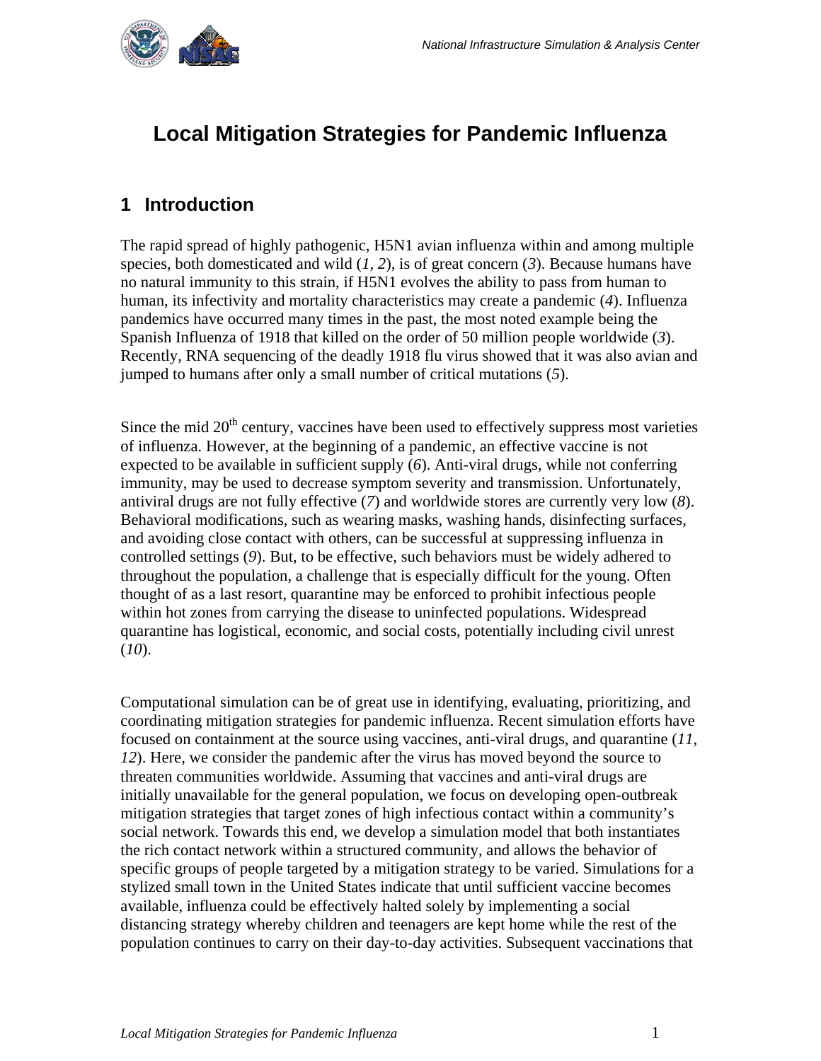# Local Mitigation Strategies for Pandemic Influenza

## 1 Introduction

The rapid spread of highly pathogenic, H5N1 avian influenza within and among multiple species, both domesticated and wild (*1*, *2*), is of great concern (*3*). Because humans have no natural immunity to this strain, if H5N1 evolves the ability to pass from human to human, its infectivity and mortality characteristics may create a pandemic (*4*). Influenza pandemics have occurred many times in the past, the most noted example being the Spanish Influenza of 1918 that killed on the order of 50 million people worldwide (*3*). Recently, RNA sequencing of the deadly 1918 flu virus showed that it was also avian and jumped to humans after only a small number of critical mutations (*5*).

Since the mid 20th century, vaccines have been used to effectively suppress most varieties of influenza. However, at the beginning of a pandemic, an effective vaccine is not expected to be available in sufficient supply (*6*). Anti-viral drugs, while not conferring immunity, may be used to decrease symptom severity and transmission. Unfortunately, antiviral drugs are not fully effective (*7*) and worldwide stores are currently very low (*8*). Behavioral modifications, such as wearing masks, washing hands, disinfecting surfaces, and avoiding close contact with others, can be successful at suppressing influenza in controlled settings (*9*). But, to be effective, such behaviors must be widely adhered to throughout the population, a challenge that is especially difficult for the young. Often thought of as a last resort, quarantine may be enforced to prohibit infectious people within hot zones from carrying the disease to uninfected populations. Widespread quarantine has logistical, economic, and social costs, potentially including civil unrest (*10*).

Computational simulation can be of great use in identifying, evaluating, prioritizing, and coordinating mitigation strategies for pandemic influenza. Recent simulation efforts have focused on containment at the source using vaccines, anti-viral drugs, and quarantine (*11*, *12*). Here, we consider the pandemic after the virus has moved beyond the source to threaten communities worldwide. Assuming that vaccines and anti-viral drugs are initially unavailable for the general population, we focus on developing open-outbreak mitigation strategies that target zones of high infectious contact within a community's social network. Towards this end, we develop a simulation model that both instantiates the rich contact network within a structured community, and allows the behavior of specific groups of people targeted by a mitigation strategy to be varied. Simulations for a stylized small town in the United States indicate that until sufficient vaccine becomes available, influenza could be effectively halted solely by implementing a social distancing strategy whereby children and teenagers are kept home while the rest of the population continues to carry on their day-to-day activities. Subsequent vaccinations that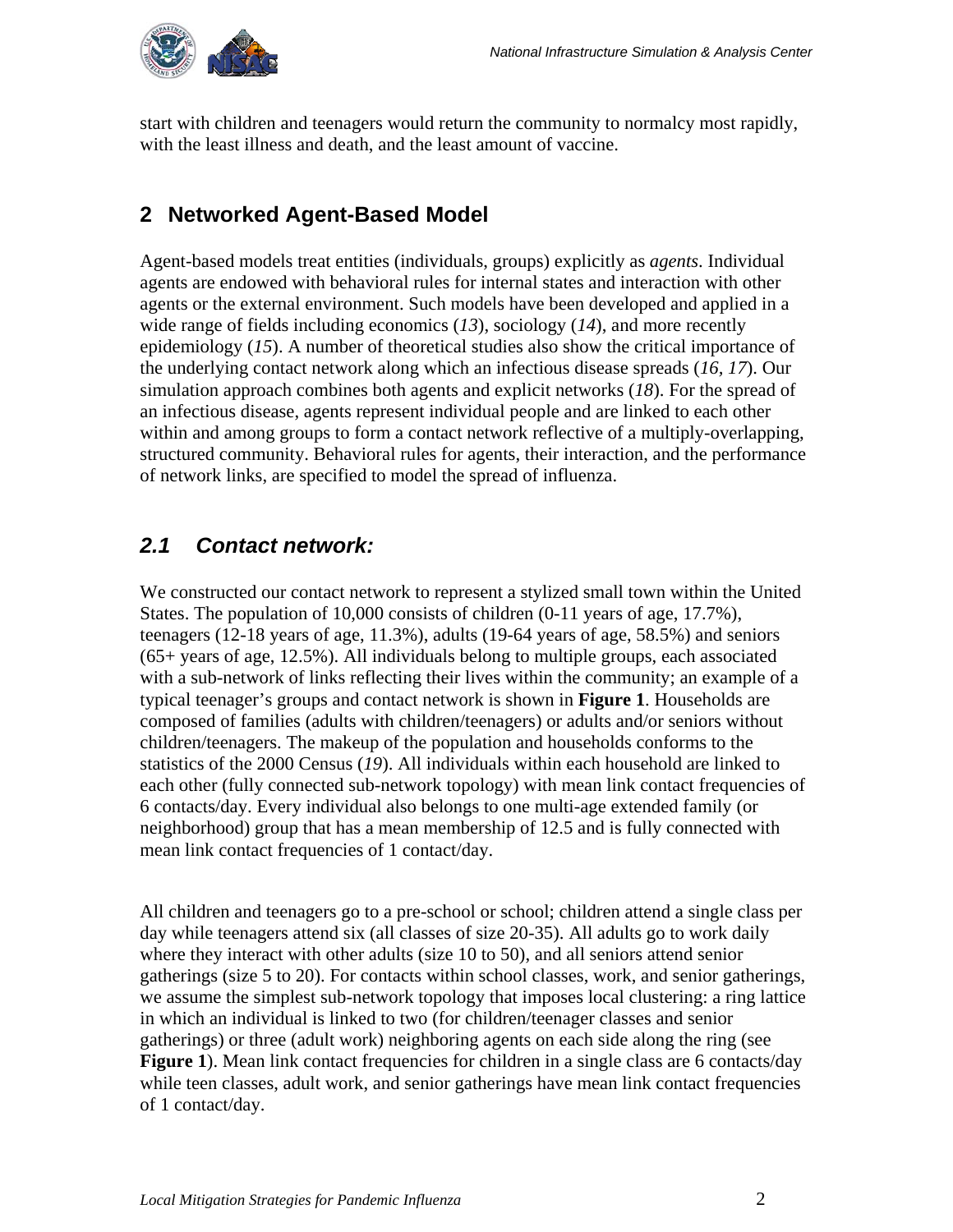start with children and teenagers would return the community to normalcy most rapidly, with the least illness and death, and the least amount of vaccine.

## 2 Networked Agent-Based Model

Agent-based models treat entities (individuals, groups) explicitly as *agents*. Individual agents are endowed with behavioral rules for internal states and interaction with other agents or the external environment. Such models have been developed and applied in a wide range of fields including economics (*13*), sociology (*14*), and more recently epidemiology (*15*). A number of theoretical studies also show the critical importance of the underlying contact network along which an infectious disease spreads (*16*, *17*). Our simulation approach combines both agents and explicit networks (*18*). For the spread of an infectious disease, agents represent individual people and are linked to each other within and among groups to form a contact network reflective of a multiply-overlapping, structured community. Behavioral rules for agents, their interaction, and the performance of network links, are specified to model the spread of influenza.

### *2.1 Contact network:*

We constructed our contact network to represent a stylized small town within the United States. The population of 10,000 consists of children (0-11 years of age, 17.7%), teenagers (12-18 years of age, 11.3%), adults (19-64 years of age, 58.5%) and seniors (65+ years of age, 12.5%). All individuals belong to multiple groups, each associated with a sub-network of links reflecting their lives within the community; an example of a typical teenager's groups and contact network is shown in **Figure 1**. Households are composed of families (adults with children/teenagers) or adults and/or seniors without children/teenagers. The makeup of the population and households conforms to the statistics of the 2000 Census (*19*). All individuals within each household are linked to each other (fully connected sub-network topology) with mean link contact frequencies of 6 contacts/day. Every individual also belongs to one multi-age extended family (or neighborhood) group that has a mean membership of 12.5 and is fully connected with mean link contact frequencies of 1 contact/day.

All children and teenagers go to a pre-school or school; children attend a single class per day while teenagers attend six (all classes of size 20-35). All adults go to work daily where they interact with other adults (size 10 to 50), and all seniors attend senior gatherings (size 5 to 20). For contacts within school classes, work, and senior gatherings, we assume the simplest sub-network topology that imposes local clustering: a ring lattice in which an individual is linked to two (for children/teenager classes and senior gatherings) or three (adult work) neighboring agents on each side along the ring (see **Figure 1**). Mean link contact frequencies for children in a single class are 6 contacts/day while teen classes, adult work, and senior gatherings have mean link contact frequencies of 1 contact/day.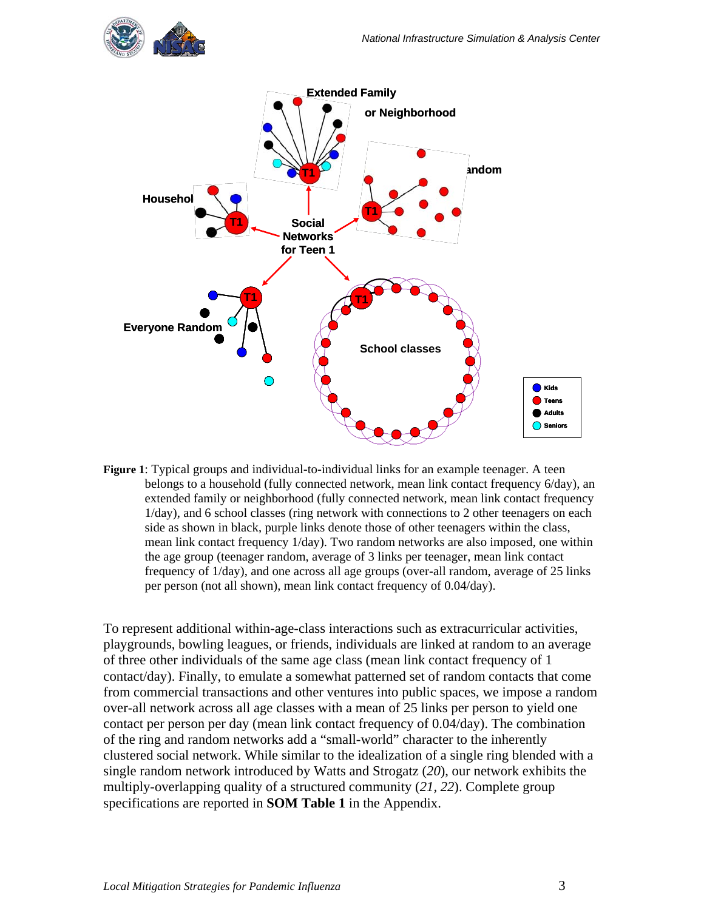**Figure 1**: Typical groups and individual-to-individual links for an example teenager. A teen belongs to a household (fully connected network, mean link contact frequency 6/day), an extended family or neighborhood (fully connected network, mean link contact frequency 1/day), and 6 school classes (ring network with connections to 2 other teenagers on each side as shown in black, purple links denote those of other teenagers within the class, mean link contact frequency 1/day). Two random networks are also imposed, one within the age group (teenager random, average of 3 links per teenager, mean link contact frequency of 1/day), and one across all age groups (over-all random, average of 25 links per person (not all shown), mean link contact frequency of 0.04/day).

To represent additional within-age-class interactions such as extracurricular activities, playgrounds, bowling leagues, or friends, individuals are linked at random to an average of three other individuals of the same age class (mean link contact frequency of 1 contact/day). Finally, to emulate a somewhat patterned set of random contacts that come from commercial transactions and other ventures into public spaces, we impose a random over-all network across all age classes with a mean of 25 links per person to yield one contact per person per day (mean link contact frequency of 0.04/day). The combination of the ring and random networks add a "small-world" character to the inherently clustered social network. While similar to the idealization of a single ring blended with a single random network introduced by Watts and Strogatz (*20*), our network exhibits the multiply-overlapping quality of a structured community (*21, 22*). Complete group specifications are reported in **SOM Table 1** in the Appendix.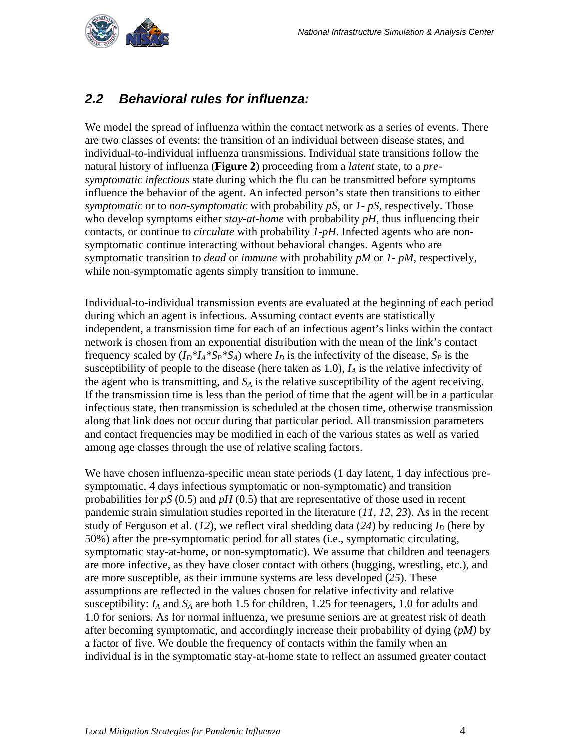## 2.2 Behavioral rules for influenza:

We model the spread of influenza within the contact network as a series of events. There are two classes of events: the transition of an individual between disease states, and individual-to-individual influenza transmissions. Individual state transitions follow the natural history of influenza (**Figure 2**) proceeding from a *latent* state, to a *pre-symptomatic infectious* state during which the flu can be transmitted before symptoms influence the behavior of the agent. An infected person's state then transitions to either *symptomatic* or to *non-symptomatic* with probability *pS*, or *1- pS*, respectively. Those who develop symptoms either *stay-at-home* with probability *pH*, thus influencing their contacts, or continue to *circulate* with probability *1-pH*. Infected agents who are non-symptomatic continue interacting without behavioral changes. Agents who are symptomatic transition to *dead* or *immune* with probability *pM* or *1- pM*, respectively, while non-symptomatic agents simply transition to immune.

Individual-to-individual transmission events are evaluated at the beginning of each period during which an agent is infectious. Assuming contact events are statistically independent, a transmission time for each of an infectious agent's links within the contact network is chosen from an exponential distribution with the mean of the link's contact frequency scaled by ($I_D$*$I_A$*$S_P$*$S_A$) where $I_D$ is the infectivity of the disease, $S_P$ is the susceptibility of people to the disease (here taken as 1.0), $I_A$ is the relative infectivity of the agent who is transmitting, and $S_A$ is the relative susceptibility of the agent receiving. If the transmission time is less than the period of time that the agent will be in a particular infectious state, then transmission is scheduled at the chosen time, otherwise transmission along that link does not occur during that particular period. All transmission parameters and contact frequencies may be modified in each of the various states as well as varied among age classes through the use of relative scaling factors.

We have chosen influenza-specific mean state periods (1 day latent, 1 day infectious pre-symptomatic, 4 days infectious symptomatic or non-symptomatic) and transition probabilities for *pS* (0.5) and *pH* (0.5) that are representative of those used in recent pandemic strain simulation studies reported in the literature (*11, 12, 23*). As in the recent study of Ferguson et al. (*12*), we reflect viral shedding data (*24*) by reducing $I_D$ (here by 50%) after the pre-symptomatic period for all states (i.e., symptomatic circulating, symptomatic stay-at-home, or non-symptomatic). We assume that children and teenagers are more infective, as they have closer contact with others (hugging, wrestling, etc.), and are more susceptible, as their immune systems are less developed (*25*). These assumptions are reflected in the values chosen for relative infectivity and relative susceptibility: $I_A$ and $S_A$ are both 1.5 for children, 1.25 for teenagers, 1.0 for adults and 1.0 for seniors. As for normal influenza, we presume seniors are at greatest risk of death after becoming symptomatic, and accordingly increase their probability of dying (*pM)* by a factor of five. We double the frequency of contacts within the family when an individual is in the symptomatic stay-at-home state to reflect an assumed greater contact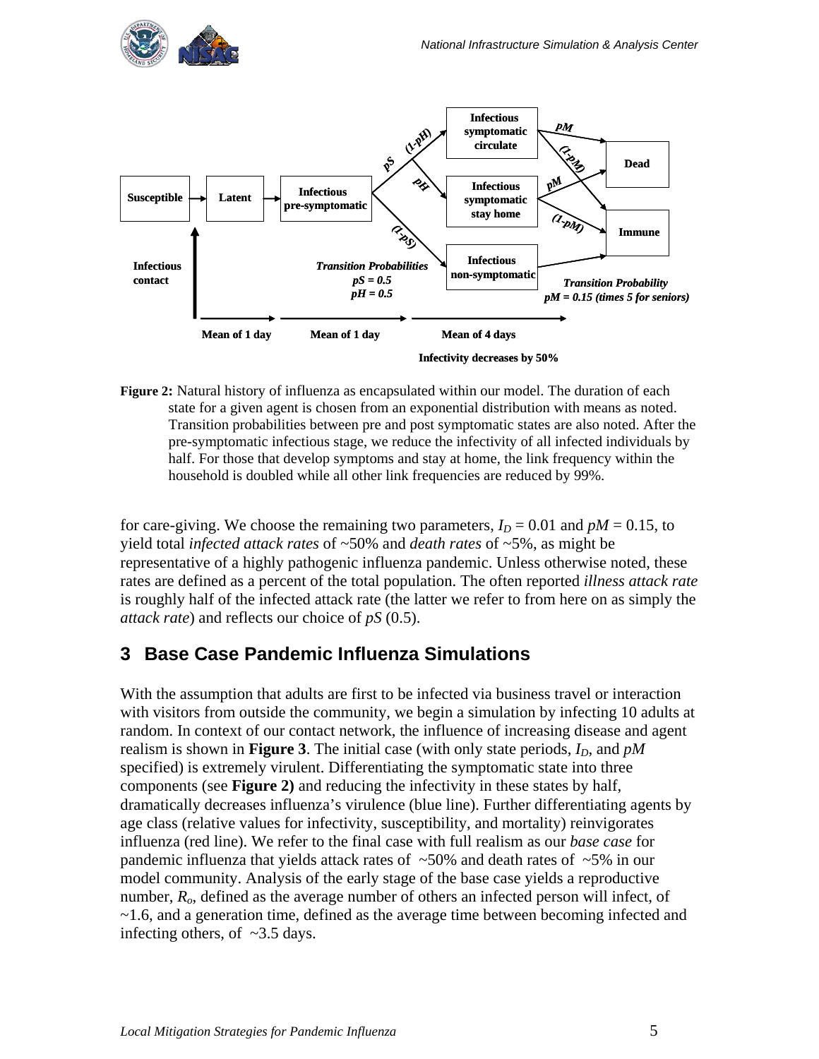**Figure 2:** Natural history of influenza as encapsulated within our model. The duration of each state for a given agent is chosen from an exponential distribution with means as noted. Transition probabilities between pre and post symptomatic states are also noted. After the pre-symptomatic infectious stage, we reduce the infectivity of all infected individuals by half. For those that develop symptoms and stay at home, the link frequency within the household is doubled while all other link frequencies are reduced by 99%.

for care-giving. We choose the remaining two parameters, $I_D = 0.01$ and $pM = 0.15$, to yield total *infected attack rates* of ~50% and *death rates* of ~5%, as might be representative of a highly pathogenic influenza pandemic. Unless otherwise noted, these rates are defined as a percent of the total population. The often reported *illness attack rate* is roughly half of the infected attack rate (the latter we refer to from here on as simply the *attack rate*) and reflects our choice of $pS$ (0.5).

## 3 Base Case Pandemic Influenza Simulations

With the assumption that adults are first to be infected via business travel or interaction with visitors from outside the community, we begin a simulation by infecting 10 adults at random. In context of our contact network, the influence of increasing disease and agent realism is shown in **Figure 3**. The initial case (with only state periods, $I_D$, and $pM$ specified) is extremely virulent. Differentiating the symptomatic state into three components (see **Figure 2)** and reducing the infectivity in these states by half, dramatically decreases influenza's virulence (blue line). Further differentiating agents by age class (relative values for infectivity, susceptibility, and mortality) reinvigorates influenza (red line). We refer to the final case with full realism as our *base case* for pandemic influenza that yields attack rates of ~50% and death rates of ~5% in our model community. Analysis of the early stage of the base case yields a reproductive number, $R_o$, defined as the average number of others an infected person will infect, of ~1.6, and a generation time, defined as the average time between becoming infected and infecting others, of ~3.5 days.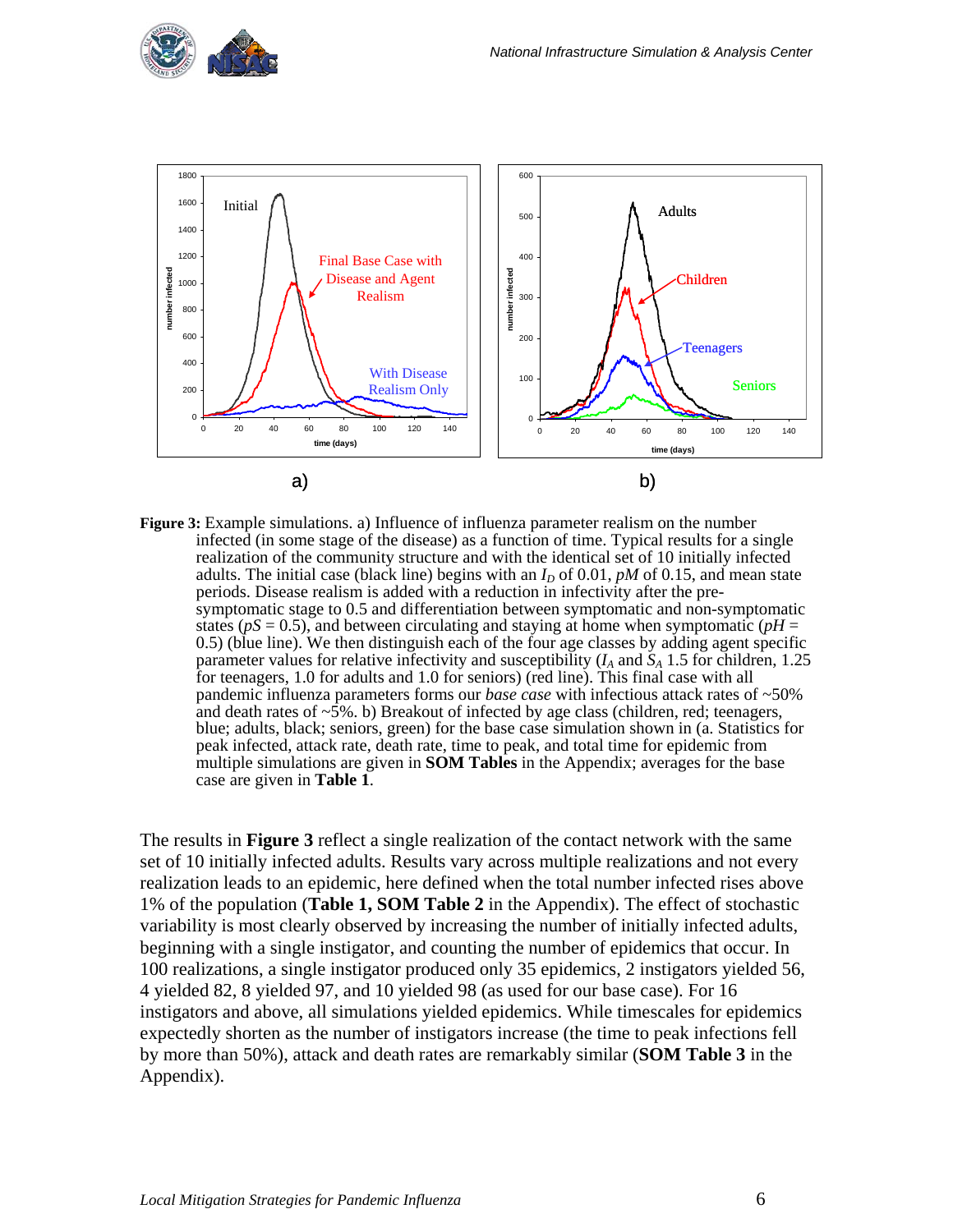**Figure 3:** Example simulations. a) Influence of influenza parameter realism on the number infected (in some stage of the disease) as a function of time. Typical results for a single realization of the community structure and with the identical set of 10 initially infected adults. The initial case (black line) begins with an $I_D$ of 0.01, *pM* of 0.15, and mean state periods. Disease realism is added with a reduction in infectivity after the pre-symptomatic stage to 0.5 and differentiation between symptomatic and non-symptomatic states (*pS* = 0.5), and between circulating and staying at home when symptomatic (*pH* = 0.5) (blue line). We then distinguish each of the four age classes by adding agent specific parameter values for relative infectivity and susceptibility ($I_A$ and $S_A$ 1.5 for children, 1.25 for teenagers, 1.0 for adults and 1.0 for seniors) (red line). This final case with all pandemic influenza parameters forms our *base case* with infectious attack rates of ~50% and death rates of ~5%. b) Breakout of infected by age class (children, red; teenagers, blue; adults, black; seniors, green) for the base case simulation shown in (a. Statistics for peak infected, attack rate, death rate, time to peak, and total time for epidemic from multiple simulations are given in **SOM Tables** in the Appendix; averages for the base case are given in **Table 1**.

The results in **Figure 3** reflect a single realization of the contact network with the same set of 10 initially infected adults. Results vary across multiple realizations and not every realization leads to an epidemic, here defined when the total number infected rises above 1% of the population (**Table 1, SOM Table 2** in the Appendix). The effect of stochastic variability is most clearly observed by increasing the number of initially infected adults, beginning with a single instigator, and counting the number of epidemics that occur. In 100 realizations, a single instigator produced only 35 epidemics, 2 instigators yielded 56, 4 yielded 82, 8 yielded 97, and 10 yielded 98 (as used for our base case). For 16 instigators and above, all simulations yielded epidemics. While timescales for epidemics expectedly shorten as the number of instigators increase (the time to peak infections fell by more than 50%), attack and death rates are remarkably similar (**SOM Table 3** in the Appendix).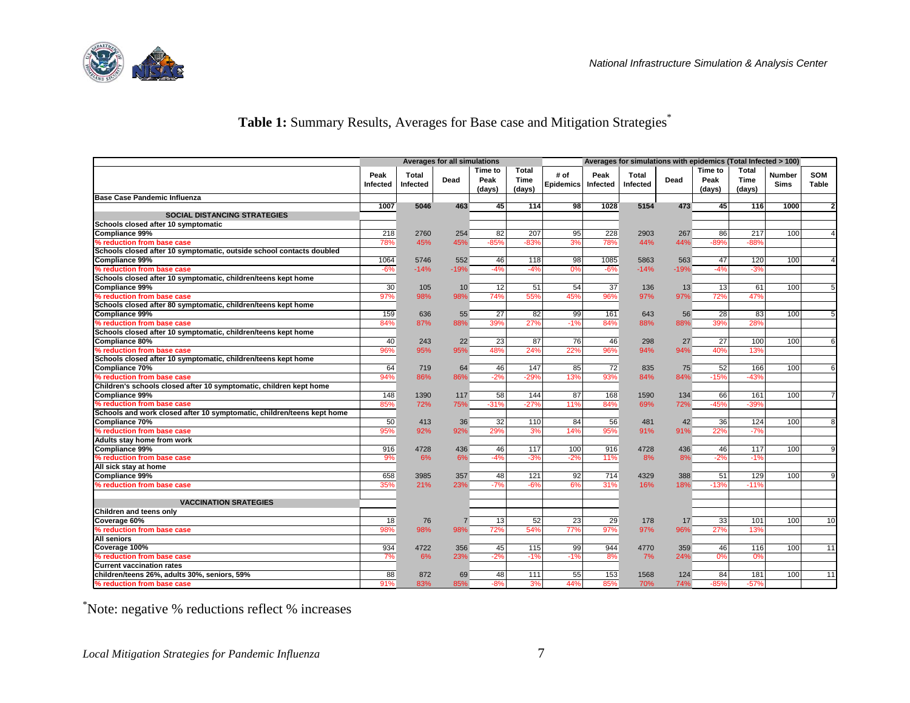**Table 1:** Summary Results, Averages for Base case and Mitigation Strategies*

| | Averages for all simulations | | | | | Averages for simulations with epidemics (Total Infected > 100) | | | | | | | |
|---|---|---|---|---|---|---|---|---|---|---|---|---|---|
| | Peak Infected | Total Infected | Dead | Time to Peak (days) | Total Time (days) | # of Epidemics | Peak Infected | Total Infected | Dead | Time to Peak (days) | Total Time (days) | Number Sims | SOM Table |
| **Base Case Pandemic Influenza** | | | | | | | | | | | | | |
| | **1007** | **5046** | **463** | **45** | **114** | **98** | **1028** | **5154** | **473** | **45** | **116** | **1000** | **2** |
| **SOCIAL DISTANCING STRATEGIES** | | | | | | | | | | | | | |
| **Schools closed after 10 symptomatic** | | | | | | | | | | | | | |
| **Compliance 99%** | 218 | 2760 | 254 | 82 | 207 | 95 | 228 | 2903 | 267 | 86 | 217 | 100 | 4 |
| **% reduction from base case** | 78% | 45% | 45% | -85% | -83% | 3% | 78% | 44% | 44% | -89% | -88% | | |
| **Schools closed after 10 symptomatic, outside school contacts doubled** | | | | | | | | | | | | | |
| **Compliance 99%** | 1064 | 5746 | 552 | 46 | 118 | 98 | 1085 | 5863 | 563 | 47 | 120 | 100 | 4 |
| **% reduction from base case** | -6% | -14% | -19% | -4% | -4% | 0% | -6% | -14% | -19% | -4% | -3% | | |
| **Schools closed after 10 symptomatic, children/teens kept home** | | | | | | | | | | | | | |
| **Compliance 99%** | 30 | 105 | 10 | 12 | 51 | 54 | 37 | 136 | 13 | 13 | 61 | 100 | 5 |
| **% reduction from base case** | 97% | 98% | 98% | 74% | 55% | 45% | 96% | 97% | 97% | 72% | 47% | | |
| **Schools closed after 80 symptomatic, children/teens kept home** | | | | | | | | | | | | | |
| **Compliance 99%** | 159 | 636 | 55 | 27 | 82 | 99 | 161 | 643 | 56 | 28 | 83 | 100 | 5 |
| **% reduction from base case** | 84% | 87% | 88% | 39% | 27% | -1% | 84% | 88% | 88% | 39% | 28% | | |
| **Schools closed after 10 symptomatic, children/teens kept home** | | | | | | | | | | | | | |
| **Compliance 80%** | 40 | 243 | 22 | 23 | 87 | 76 | 46 | 298 | 27 | 27 | 100 | 100 | 6 |
| **% reduction from base case** | 96% | 95% | 95% | 48% | 24% | 22% | 96% | 94% | 94% | 40% | 13% | | |
| **Schools closed after 10 symptomatic, children/teens kept home** | | | | | | | | | | | | | |
| **Compliance 70%** | 64 | 719 | 64 | 46 | 147 | 85 | 72 | 835 | 75 | 52 | 166 | 100 | 6 |
| **% reduction from base case** | 94% | 86% | 86% | -2% | -29% | 13% | 93% | 84% | 84% | -15% | -43% | | |
| **Children's schools closed after 10 symptomatic, children kept home** | | | | | | | | | | | | | |
| **Compliance 99%** | 148 | 1390 | 117 | 58 | 144 | 87 | 168 | 1590 | 134 | 66 | 161 | 100 | 7 |
| **% reduction from base case** | 85% | 72% | 75% | -31% | -27% | 11% | 84% | 69% | 72% | -45% | -39% | | |
| **Schools and work closed after 10 symptomatic, children/teens kept home** | | | | | | | | | | | | | |
| **Compliance 70%** | 50 | 413 | 36 | 32 | 110 | 84 | 56 | 481 | 42 | 36 | 124 | 100 | 8 |
| **% reduction from base case** | 95% | 92% | 92% | 29% | 3% | 14% | 95% | 91% | 91% | 22% | -7% | | |
| **Adults stay home from work** | | | | | | | | | | | | | |
| **Compliance 99%** | 916 | 4728 | 436 | 46 | 117 | 100 | 916 | 4728 | 436 | 46 | 117 | 100 | 9 |
| **% reduction from base case** | 9% | 6% | 6% | -4% | -3% | -2% | 11% | 8% | 8% | -2% | -1% | | |
| **All sick stay at home** | | | | | | | | | | | | | |
| **Compliance 99%** | 658 | 3985 | 357 | 48 | 121 | 92 | 714 | 4329 | 388 | 51 | 129 | 100 | 9 |
| **% reduction from base case** | 35% | 21% | 23% | -7% | -6% | 6% | 31% | 16% | 18% | -13% | -11% | | |
| **VACCINATION SRATEGIES** | | | | | | | | | | | | | |
| **Children and teens only** | | | | | | | | | | | | | |
| **Coverage 60%** | 18 | 76 | 7 | 13 | 52 | 23 | 29 | 178 | 17 | 33 | 101 | 100 | 10 |
| **% reduction from base case** | 98% | 98% | 98% | 72% | 54% | 77% | 97% | 97% | 96% | 27% | 13% | | |
| **All seniors** | | | | | | | | | | | | | |
| **Coverage 100%** | 934 | 4722 | 356 | 45 | 115 | 99 | 944 | 4770 | 359 | 46 | 116 | 100 | 11 |
| **% reduction from base case** | 7% | 6% | 23% | -2% | -1% | -1% | 8% | 7% | 24% | 0% | 0% | | |
| **Current vaccination rates** | | | | | | | | | | | | | |
| **children/teens 26%, adults 30%, seniors, 59%** | 88 | 872 | 69 | 48 | 111 | 55 | 153 | 1568 | 124 | 84 | 181 | 100 | 11 |
| **% reduction from base case** | 91% | 83% | 85% | -8% | 3% | 44% | 85% | 70% | 74% | -85% | -57% | | |

*Note: negative % reductions reflect % increases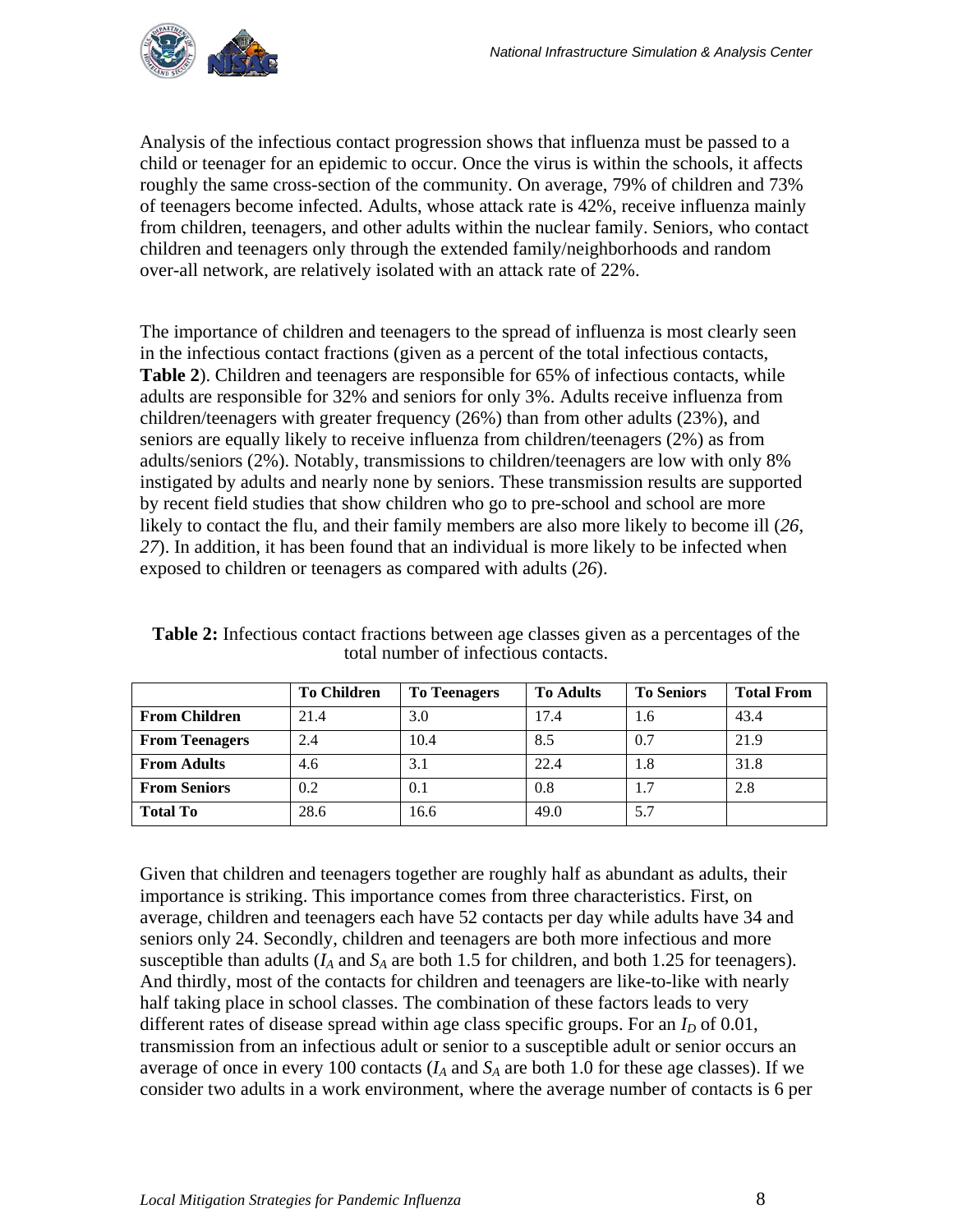Analysis of the infectious contact progression shows that influenza must be passed to a child or teenager for an epidemic to occur. Once the virus is within the schools, it affects roughly the same cross-section of the community. On average, 79% of children and 73% of teenagers become infected. Adults, whose attack rate is 42%, receive influenza mainly from children, teenagers, and other adults within the nuclear family. Seniors, who contact children and teenagers only through the extended family/neighborhoods and random over-all network, are relatively isolated with an attack rate of 22%.

The importance of children and teenagers to the spread of influenza is most clearly seen in the infectious contact fractions (given as a percent of the total infectious contacts, **Table 2**). Children and teenagers are responsible for 65% of infectious contacts, while adults are responsible for 32% and seniors for only 3%. Adults receive influenza from children/teenagers with greater frequency (26%) than from other adults (23%), and seniors are equally likely to receive influenza from children/teenagers (2%) as from adults/seniors (2%). Notably, transmissions to children/teenagers are low with only 8% instigated by adults and nearly none by seniors. These transmission results are supported by recent field studies that show children who go to pre-school and school are more likely to contact the flu, and their family members are also more likely to become ill (*26*, *27*). In addition, it has been found that an individual is more likely to be infected when exposed to children or teenagers as compared with adults (*26*).

**Table 2:** Infectious contact fractions between age classes given as a percentages of the total number of infectious contacts.

| | To Children | To Teenagers | To Adults | To Seniors | Total From |
|---|---|---|---|---|---|
| **From Children** | 21.4 | 3.0 | 17.4 | 1.6 | 43.4 |
| **From Teenagers** | 2.4 | 10.4 | 8.5 | 0.7 | 21.9 |
| **From Adults** | 4.6 | 3.1 | 22.4 | 1.8 | 31.8 |
| **From Seniors** | 0.2 | 0.1 | 0.8 | 1.7 | 2.8 |
| **Total To** | 28.6 | 16.6 | 49.0 | 5.7 | |

Given that children and teenagers together are roughly half as abundant as adults, their importance is striking. This importance comes from three characteristics. First, on average, children and teenagers each have 52 contacts per day while adults have 34 and seniors only 24. Secondly, children and teenagers are both more infectious and more susceptible than adults ($I_A$ and $S_A$ are both 1.5 for children, and both 1.25 for teenagers). And thirdly, most of the contacts for children and teenagers are like-to-like with nearly half taking place in school classes. The combination of these factors leads to very different rates of disease spread within age class specific groups. For an $I_D$ of 0.01, transmission from an infectious adult or senior to a susceptible adult or senior occurs an average of once in every 100 contacts ($I_A$ and $S_A$ are both 1.0 for these age classes). If we consider two adults in a work environment, where the average number of contacts is 6 per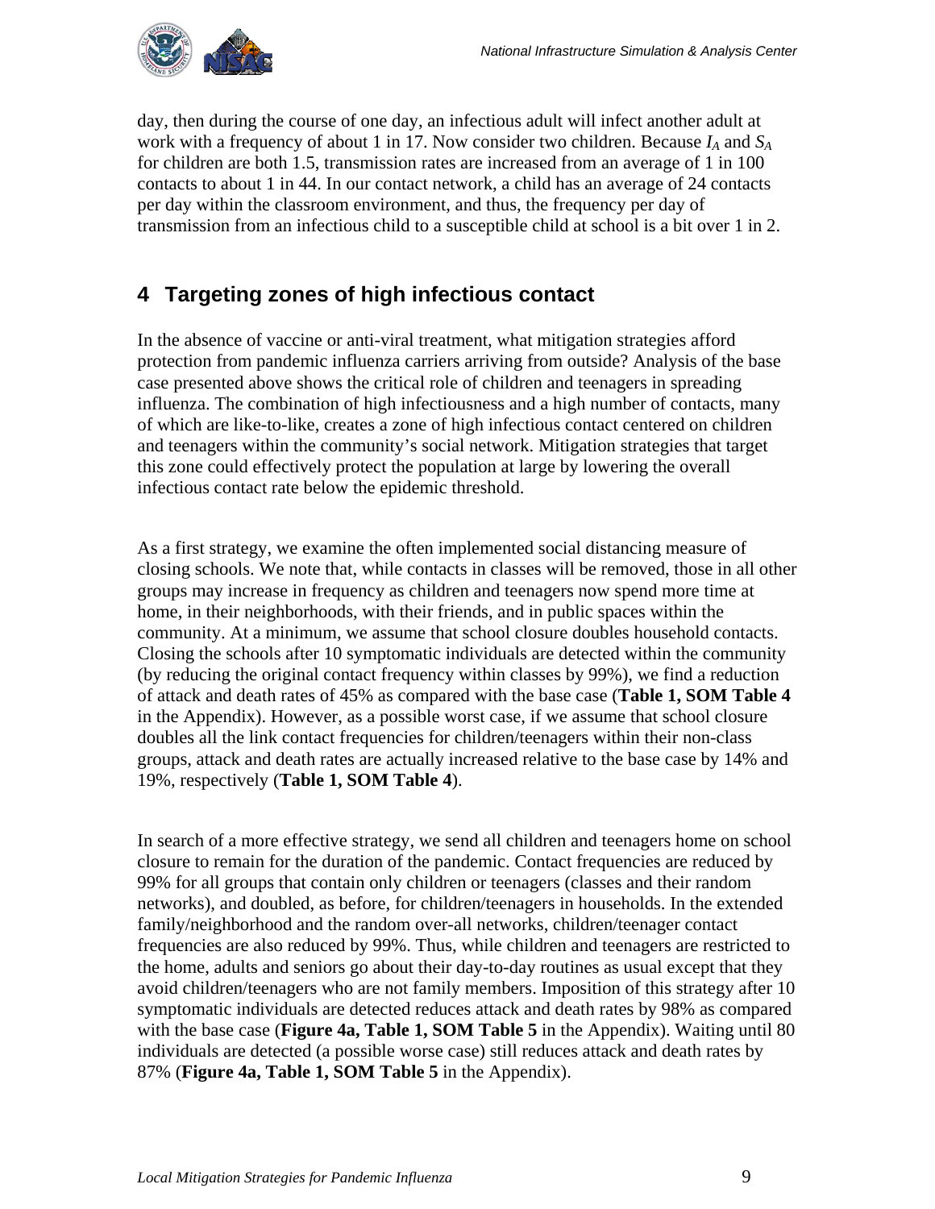day, then during the course of one day, an infectious adult will infect another adult at work with a frequency of about 1 in 17. Now consider two children. Because $I_A$ and $S_A$ for children are both 1.5, transmission rates are increased from an average of 1 in 100 contacts to about 1 in 44. In our contact network, a child has an average of 24 contacts per day within the classroom environment, and thus, the frequency per day of transmission from an infectious child to a susceptible child at school is a bit over 1 in 2.

## 4 Targeting zones of high infectious contact

In the absence of vaccine or anti-viral treatment, what mitigation strategies afford protection from pandemic influenza carriers arriving from outside? Analysis of the base case presented above shows the critical role of children and teenagers in spreading influenza. The combination of high infectiousness and a high number of contacts, many of which are like-to-like, creates a zone of high infectious contact centered on children and teenagers within the community's social network. Mitigation strategies that target this zone could effectively protect the population at large by lowering the overall infectious contact rate below the epidemic threshold.

As a first strategy, we examine the often implemented social distancing measure of closing schools. We note that, while contacts in classes will be removed, those in all other groups may increase in frequency as children and teenagers now spend more time at home, in their neighborhoods, with their friends, and in public spaces within the community. At a minimum, we assume that school closure doubles household contacts. Closing the schools after 10 symptomatic individuals are detected within the community (by reducing the original contact frequency within classes by 99%), we find a reduction of attack and death rates of 45% as compared with the base case (**Table 1, SOM Table 4** in the Appendix). However, as a possible worst case, if we assume that school closure doubles all the link contact frequencies for children/teenagers within their non-class groups, attack and death rates are actually increased relative to the base case by 14% and 19%, respectively (**Table 1, SOM Table 4**).

In search of a more effective strategy, we send all children and teenagers home on school closure to remain for the duration of the pandemic. Contact frequencies are reduced by 99% for all groups that contain only children or teenagers (classes and their random networks), and doubled, as before, for children/teenagers in households. In the extended family/neighborhood and the random over-all networks, children/teenager contact frequencies are also reduced by 99%. Thus, while children and teenagers are restricted to the home, adults and seniors go about their day-to-day routines as usual except that they avoid children/teenagers who are not family members. Imposition of this strategy after 10 symptomatic individuals are detected reduces attack and death rates by 98% as compared with the base case (**Figure 4a, Table 1, SOM Table 5** in the Appendix). Waiting until 80 individuals are detected (a possible worse case) still reduces attack and death rates by 87% (**Figure 4a, Table 1, SOM Table 5** in the Appendix).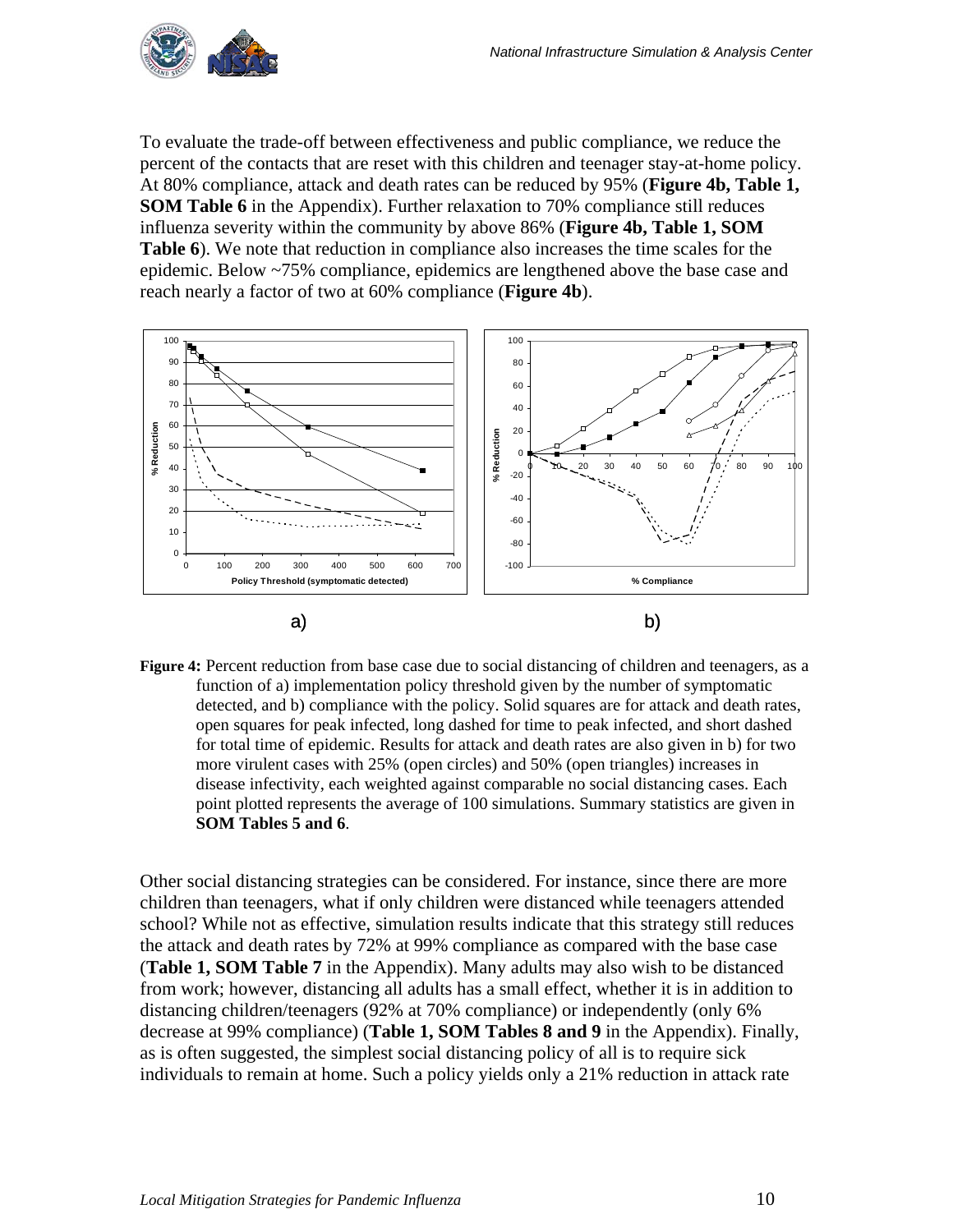To evaluate the trade-off between effectiveness and public compliance, we reduce the percent of the contacts that are reset with this children and teenager stay-at-home policy. At 80% compliance, attack and death rates can be reduced by 95% (**Figure 4b, Table 1, SOM Table 6** in the Appendix). Further relaxation to 70% compliance still reduces influenza severity within the community by above 86% (**Figure 4b, Table 1, SOM Table 6**). We note that reduction in compliance also increases the time scales for the epidemic. Below ~75% compliance, epidemics are lengthened above the base case and reach nearly a factor of two at 60% compliance (**Figure 4b**).

**Figure 4:** Percent reduction from base case due to social distancing of children and teenagers, as a function of a) implementation policy threshold given by the number of symptomatic detected, and b) compliance with the policy. Solid squares are for attack and death rates, open squares for peak infected, long dashed for time to peak infected, and short dashed for total time of epidemic. Results for attack and death rates are also given in b) for two more virulent cases with 25% (open circles) and 50% (open triangles) increases in disease infectivity, each weighted against comparable no social distancing cases. Each point plotted represents the average of 100 simulations. Summary statistics are given in **SOM Tables 5 and 6**.

Other social distancing strategies can be considered. For instance, since there are more children than teenagers, what if only children were distanced while teenagers attended school? While not as effective, simulation results indicate that this strategy still reduces the attack and death rates by 72% at 99% compliance as compared with the base case (**Table 1, SOM Table 7** in the Appendix). Many adults may also wish to be distanced from work; however, distancing all adults has a small effect, whether it is in addition to distancing children/teenagers (92% at 70% compliance) or independently (only 6% decrease at 99% compliance) (**Table 1, SOM Tables 8 and 9** in the Appendix). Finally, as is often suggested, the simplest social distancing policy of all is to require sick individuals to remain at home. Such a policy yields only a 21% reduction in attack rate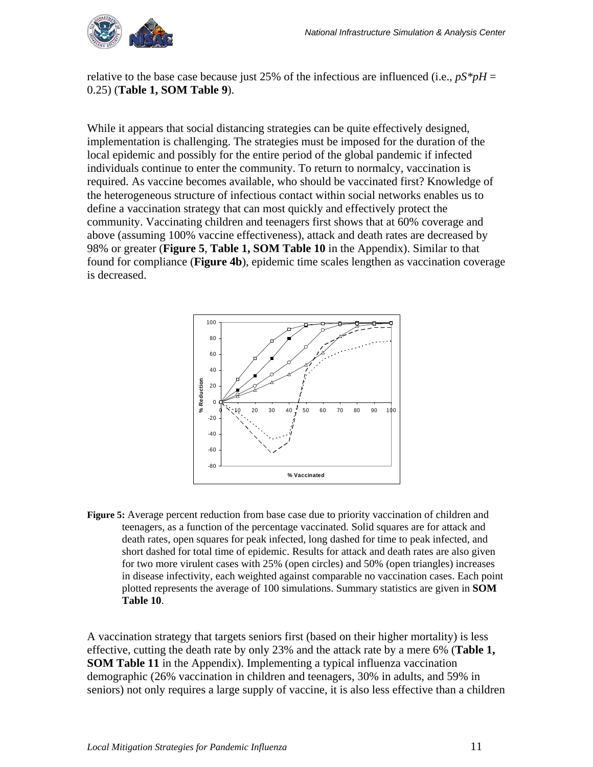relative to the base case because just 25% of the infectious are influenced (i.e., $pS*pH = 0.25$) (**Table 1, SOM Table 9**).

While it appears that social distancing strategies can be quite effectively designed, implementation is challenging. The strategies must be imposed for the duration of the local epidemic and possibly for the entire period of the global pandemic if infected individuals continue to enter the community. To return to normalcy, vaccination is required. As vaccine becomes available, who should be vaccinated first? Knowledge of the heterogeneous structure of infectious contact within social networks enables us to define a vaccination strategy that can most quickly and effectively protect the community. Vaccinating children and teenagers first shows that at 60% coverage and above (assuming 100% vaccine effectiveness), attack and death rates are decreased by 98% or greater (**Figure 5**, **Table 1, SOM Table 10** in the Appendix). Similar to that found for compliance (**Figure 4b**), epidemic time scales lengthen as vaccination coverage is decreased.

**Figure 5:** Average percent reduction from base case due to priority vaccination of children and teenagers, as a function of the percentage vaccinated. Solid squares are for attack and death rates, open squares for peak infected, long dashed for time to peak infected, and short dashed for total time of epidemic. Results for attack and death rates are also given for two more virulent cases with 25% (open circles) and 50% (open triangles) increases in disease infectivity, each weighted against comparable no vaccination cases. Each point plotted represents the average of 100 simulations. Summary statistics are given in **SOM Table 10**.

A vaccination strategy that targets seniors first (based on their higher mortality) is less effective, cutting the death rate by only 23% and the attack rate by a mere 6% (**Table 1, SOM Table 11** in the Appendix). Implementing a typical influenza vaccination demographic (26% vaccination in children and teenagers, 30% in adults, and 59% in seniors) not only requires a large supply of vaccine, it is also less effective than a children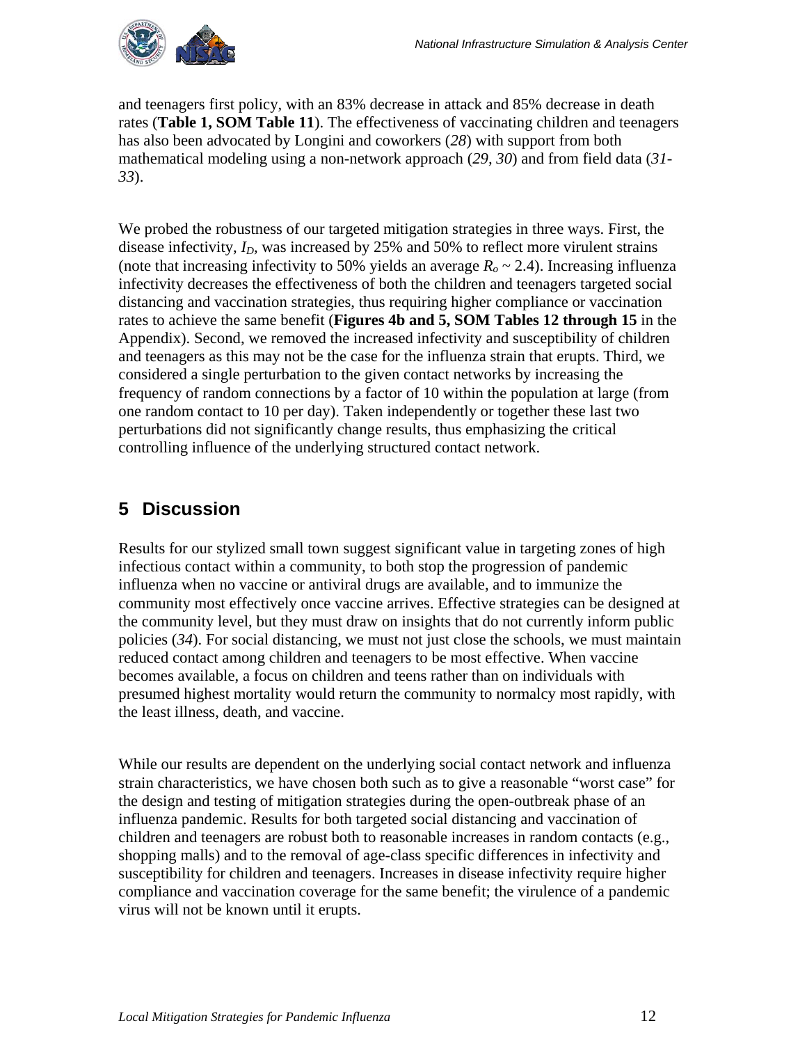and teenagers first policy, with an 83% decrease in attack and 85% decrease in death rates (**Table 1, SOM Table 11**). The effectiveness of vaccinating children and teenagers has also been advocated by Longini and coworkers (*28*) with support from both mathematical modeling using a non-network approach (*29, 30*) and from field data (*31-33*).

We probed the robustness of our targeted mitigation strategies in three ways. First, the disease infectivity, $I_D$, was increased by 25% and 50% to reflect more virulent strains (note that increasing infectivity to 50% yields an average $R_o \sim 2.4$). Increasing influenza infectivity decreases the effectiveness of both the children and teenagers targeted social distancing and vaccination strategies, thus requiring higher compliance or vaccination rates to achieve the same benefit (**Figures 4b and 5, SOM Tables 12 through 15** in the Appendix). Second, we removed the increased infectivity and susceptibility of children and teenagers as this may not be the case for the influenza strain that erupts. Third, we considered a single perturbation to the given contact networks by increasing the frequency of random connections by a factor of 10 within the population at large (from one random contact to 10 per day). Taken independently or together these last two perturbations did not significantly change results, thus emphasizing the critical controlling influence of the underlying structured contact network.

## 5 Discussion

Results for our stylized small town suggest significant value in targeting zones of high infectious contact within a community, to both stop the progression of pandemic influenza when no vaccine or antiviral drugs are available, and to immunize the community most effectively once vaccine arrives. Effective strategies can be designed at the community level, but they must draw on insights that do not currently inform public policies (*34*). For social distancing, we must not just close the schools, we must maintain reduced contact among children and teenagers to be most effective. When vaccine becomes available, a focus on children and teens rather than on individuals with presumed highest mortality would return the community to normalcy most rapidly, with the least illness, death, and vaccine.

While our results are dependent on the underlying social contact network and influenza strain characteristics, we have chosen both such as to give a reasonable "worst case" for the design and testing of mitigation strategies during the open-outbreak phase of an influenza pandemic. Results for both targeted social distancing and vaccination of children and teenagers are robust both to reasonable increases in random contacts (e.g., shopping malls) and to the removal of age-class specific differences in infectivity and susceptibility for children and teenagers. Increases in disease infectivity require higher compliance and vaccination coverage for the same benefit; the virulence of a pandemic virus will not be known until it erupts.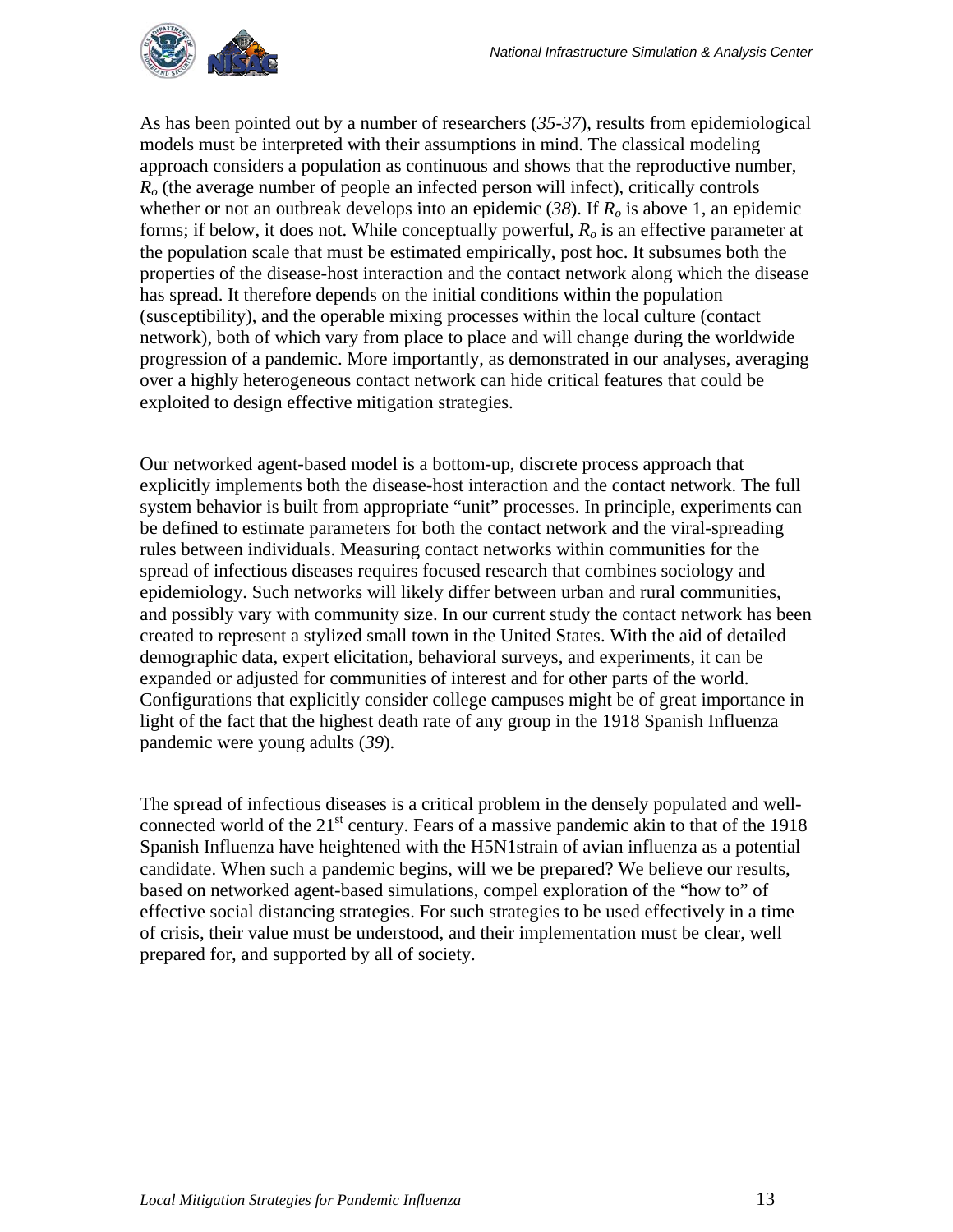As has been pointed out by a number of researchers (*35-37*), results from epidemiological models must be interpreted with their assumptions in mind. The classical modeling approach considers a population as continuous and shows that the reproductive number, $R_o$ (the average number of people an infected person will infect), critically controls whether or not an outbreak develops into an epidemic (*38*). If $R_o$ is above 1, an epidemic forms; if below, it does not. While conceptually powerful, $R_o$ is an effective parameter at the population scale that must be estimated empirically, post hoc. It subsumes both the properties of the disease-host interaction and the contact network along which the disease has spread. It therefore depends on the initial conditions within the population (susceptibility), and the operable mixing processes within the local culture (contact network), both of which vary from place to place and will change during the worldwide progression of a pandemic. More importantly, as demonstrated in our analyses, averaging over a highly heterogeneous contact network can hide critical features that could be exploited to design effective mitigation strategies.

Our networked agent-based model is a bottom-up, discrete process approach that explicitly implements both the disease-host interaction and the contact network. The full system behavior is built from appropriate "unit" processes. In principle, experiments can be defined to estimate parameters for both the contact network and the viral-spreading rules between individuals. Measuring contact networks within communities for the spread of infectious diseases requires focused research that combines sociology and epidemiology. Such networks will likely differ between urban and rural communities, and possibly vary with community size. In our current study the contact network has been created to represent a stylized small town in the United States. With the aid of detailed demographic data, expert elicitation, behavioral surveys, and experiments, it can be expanded or adjusted for communities of interest and for other parts of the world. Configurations that explicitly consider college campuses might be of great importance in light of the fact that the highest death rate of any group in the 1918 Spanish Influenza pandemic were young adults (*39*).

The spread of infectious diseases is a critical problem in the densely populated and well-connected world of the 21st century. Fears of a massive pandemic akin to that of the 1918 Spanish Influenza have heightened with the H5N1strain of avian influenza as a potential candidate. When such a pandemic begins, will we be prepared? We believe our results, based on networked agent-based simulations, compel exploration of the "how to" of effective social distancing strategies. For such strategies to be used effectively in a time of crisis, their value must be understood, and their implementation must be clear, well prepared for, and supported by all of society.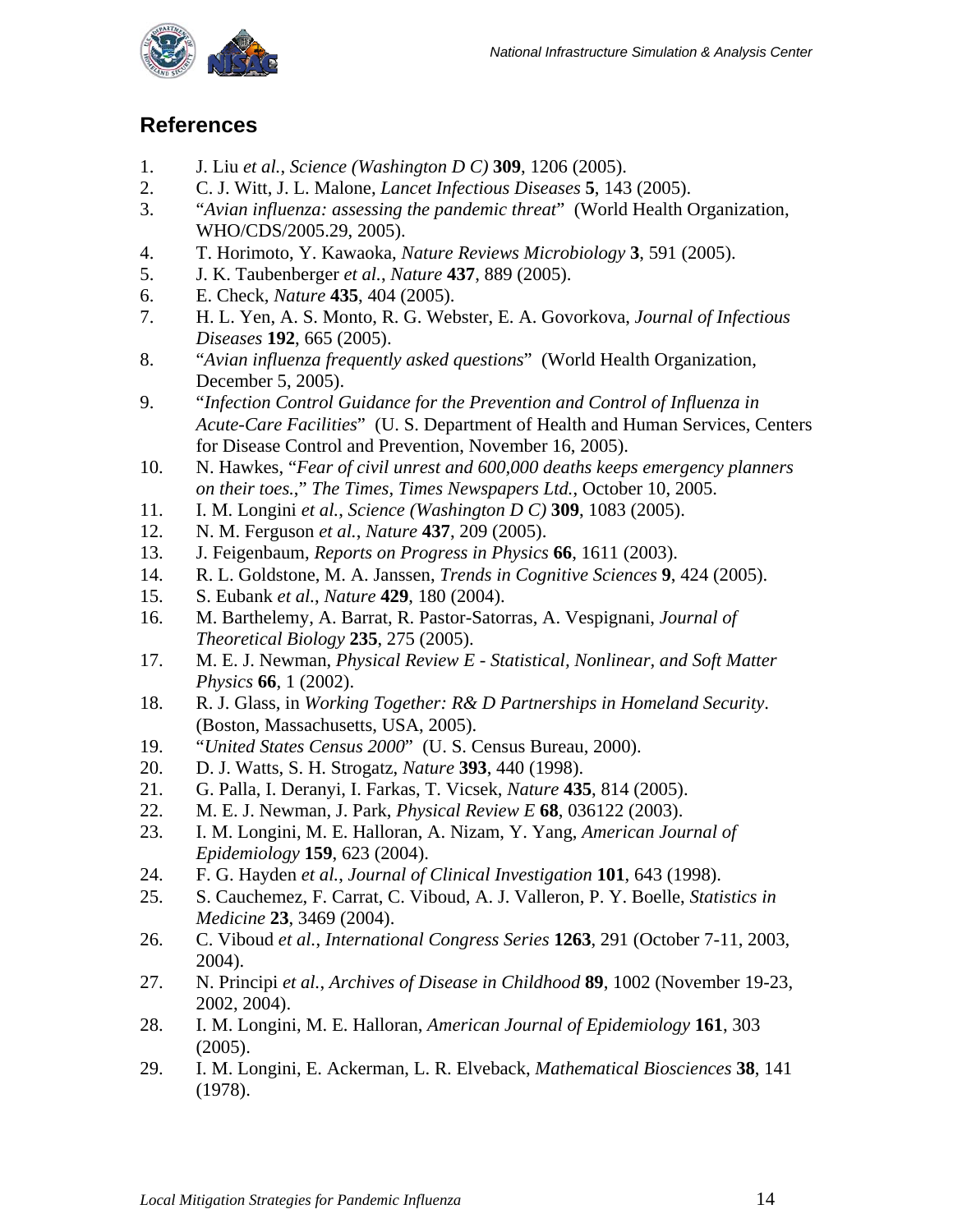## References

1. J. Liu *et al.*, *Science (Washington D C)* **309**, 1206 (2005).
2. C. J. Witt, J. L. Malone, *Lancet Infectious Diseases* **5**, 143 (2005).
3. "*Avian influenza: assessing the pandemic threat*" (World Health Organization, WHO/CDS/2005.29, 2005).
4. T. Horimoto, Y. Kawaoka, *Nature Reviews Microbiology* **3**, 591 (2005).
5. J. K. Taubenberger *et al.*, *Nature* **437**, 889 (2005).
6. E. Check, *Nature* **435**, 404 (2005).
7. H. L. Yen, A. S. Monto, R. G. Webster, E. A. Govorkova, *Journal of Infectious Diseases* **192**, 665 (2005).
8. "*Avian influenza frequently asked questions*" (World Health Organization, December 5, 2005).
9. "*Infection Control Guidance for the Prevention and Control of Influenza in Acute-Care Facilities*" (U. S. Department of Health and Human Services, Centers for Disease Control and Prevention, November 16, 2005).
10. N. Hawkes, "*Fear of civil unrest and 600,000 deaths keeps emergency planners on their toes.*," *The Times, Times Newspapers Ltd.*, October 10, 2005.
11. I. M. Longini *et al.*, *Science (Washington D C)* **309**, 1083 (2005).
12. N. M. Ferguson *et al.*, *Nature* **437**, 209 (2005).
13. J. Feigenbaum, *Reports on Progress in Physics* **66**, 1611 (2003).
14. R. L. Goldstone, M. A. Janssen, *Trends in Cognitive Sciences* **9**, 424 (2005).
15. S. Eubank *et al.*, *Nature* **429**, 180 (2004).
16. M. Barthelemy, A. Barrat, R. Pastor-Satorras, A. Vespignani, *Journal of Theoretical Biology* **235**, 275 (2005).
17. M. E. J. Newman, *Physical Review E - Statistical, Nonlinear, and Soft Matter Physics* **66**, 1 (2002).
18. R. J. Glass, in *Working Together: R& D Partnerships in Homeland Security*. (Boston, Massachusetts, USA, 2005).
19. "*United States Census 2000*" (U. S. Census Bureau, 2000).
20. D. J. Watts, S. H. Strogatz, *Nature* **393**, 440 (1998).
21. G. Palla, I. Deranyi, I. Farkas, T. Vicsek, *Nature* **435**, 814 (2005).
22. M. E. J. Newman, J. Park, *Physical Review E* **68**, 036122 (2003).
23. I. M. Longini, M. E. Halloran, A. Nizam, Y. Yang, *American Journal of Epidemiology* **159**, 623 (2004).
24. F. G. Hayden *et al.*, *Journal of Clinical Investigation* **101**, 643 (1998).
25. S. Cauchemez, F. Carrat, C. Viboud, A. J. Valleron, P. Y. Boelle, *Statistics in Medicine* **23**, 3469 (2004).
26. C. Viboud *et al.*, *International Congress Series* **1263**, 291 (October 7-11, 2003, 2004).
27. N. Principi *et al.*, *Archives of Disease in Childhood* **89**, 1002 (November 19-23, 2002, 2004).
28. I. M. Longini, M. E. Halloran, *American Journal of Epidemiology* **161**, 303 (2005).
29. I. M. Longini, E. Ackerman, L. R. Elveback, *Mathematical Biosciences* **38**, 141 (1978).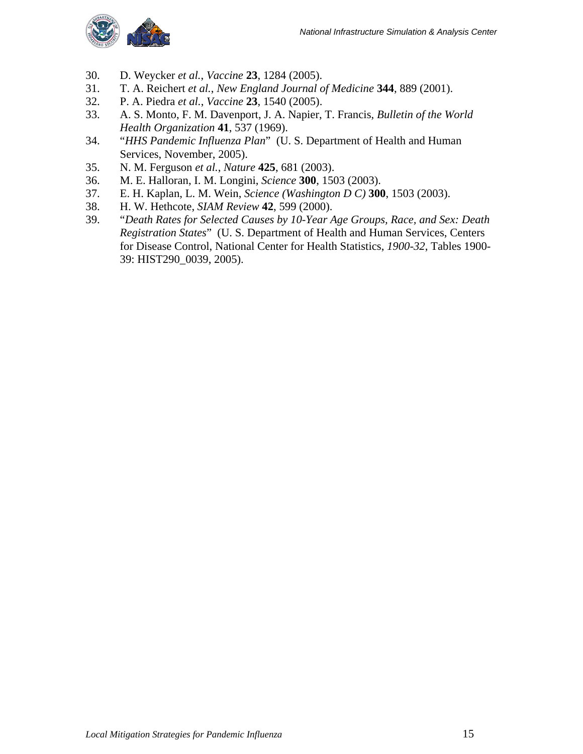30. D. Weycker *et al.*, *Vaccine* **23**, 1284 (2005).
31. T. A. Reichert *et al.*, *New England Journal of Medicine* **344**, 889 (2001).
32. P. A. Piedra *et al.*, *Vaccine* **23**, 1540 (2005).
33. A. S. Monto, F. M. Davenport, J. A. Napier, T. Francis, *Bulletin of the World Health Organization* **41**, 537 (1969).
34. "*HHS Pandemic Influenza Plan*" (U. S. Department of Health and Human Services, November, 2005).
35. N. M. Ferguson *et al.*, *Nature* **425**, 681 (2003).
36. M. E. Halloran, I. M. Longini, *Science* **300**, 1503 (2003).
37. E. H. Kaplan, L. M. Wein, *Science (Washington D C)* **300**, 1503 (2003).
38. H. W. Hethcote, *SIAM Review* **42**, 599 (2000).
39. "*Death Rates for Selected Causes by 10-Year Age Groups, Race, and Sex: Death Registration States*" (U. S. Department of Health and Human Services, Centers for Disease Control, National Center for Health Statistics, *1900-32*, Tables 1900-39: HIST290_0039, 2005).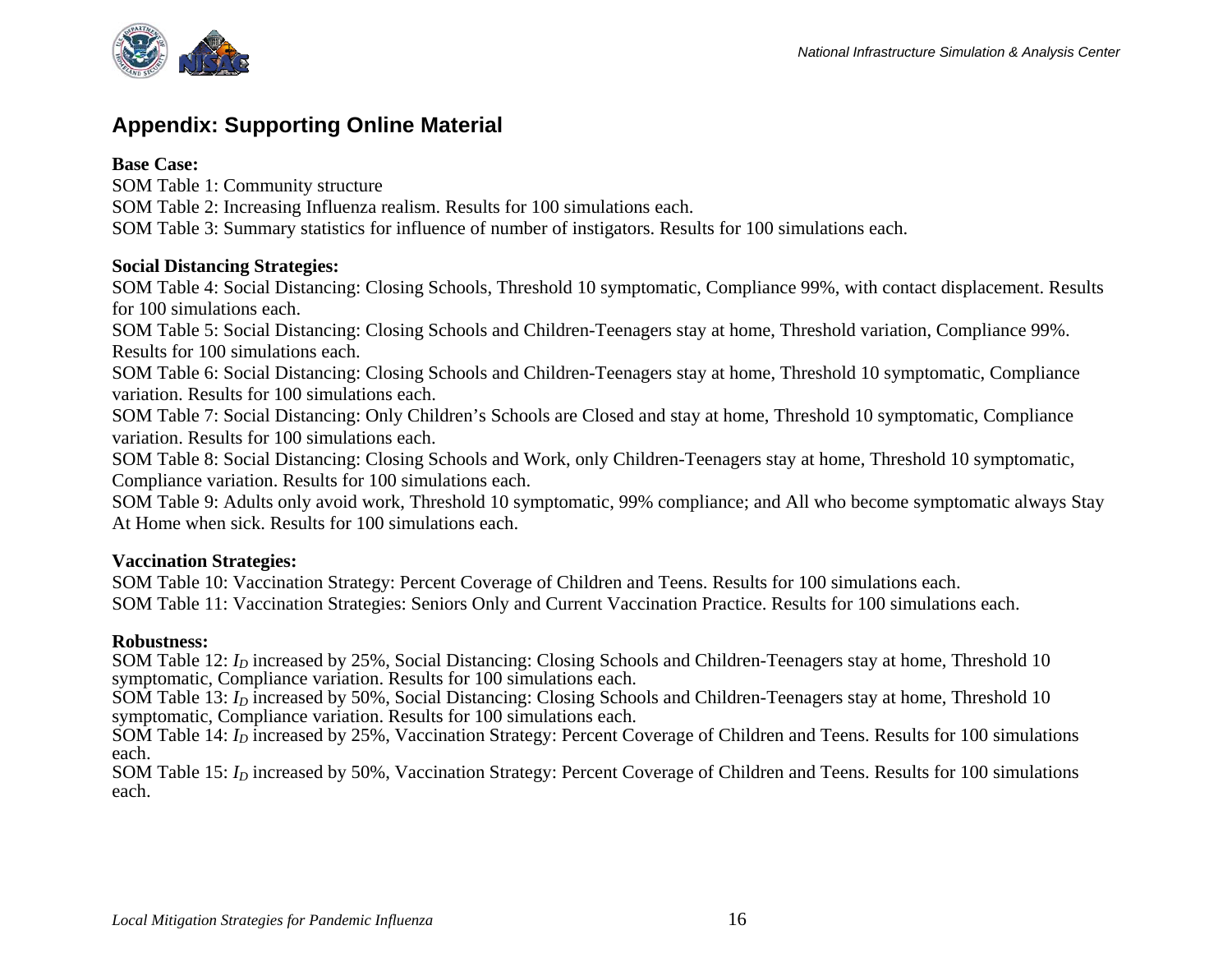## Appendix: Supporting Online Material

**Base Case:**

SOM Table 1: Community structure

SOM Table 2: Increasing Influenza realism. Results for 100 simulations each.

SOM Table 3: Summary statistics for influence of number of instigators. Results for 100 simulations each.

**Social Distancing Strategies:**

SOM Table 4: Social Distancing: Closing Schools, Threshold 10 symptomatic, Compliance 99%, with contact displacement. Results for 100 simulations each.

SOM Table 5: Social Distancing: Closing Schools and Children-Teenagers stay at home, Threshold variation, Compliance 99%. Results for 100 simulations each.

SOM Table 6: Social Distancing: Closing Schools and Children-Teenagers stay at home, Threshold 10 symptomatic, Compliance variation. Results for 100 simulations each.

SOM Table 7: Social Distancing: Only Children's Schools are Closed and stay at home, Threshold 10 symptomatic, Compliance variation. Results for 100 simulations each.

SOM Table 8: Social Distancing: Closing Schools and Work, only Children-Teenagers stay at home, Threshold 10 symptomatic, Compliance variation. Results for 100 simulations each.

SOM Table 9: Adults only avoid work, Threshold 10 symptomatic, 99% compliance; and All who become symptomatic always Stay At Home when sick. Results for 100 simulations each.

**Vaccination Strategies:**

SOM Table 10: Vaccination Strategy: Percent Coverage of Children and Teens. Results for 100 simulations each.

SOM Table 11: Vaccination Strategies: Seniors Only and Current Vaccination Practice. Results for 100 simulations each.

**Robustness:**

SOM Table 12: $I_D$ increased by 25%, Social Distancing: Closing Schools and Children-Teenagers stay at home, Threshold 10 symptomatic, Compliance variation. Results for 100 simulations each.

SOM Table 13: $I_D$ increased by 50%, Social Distancing: Closing Schools and Children-Teenagers stay at home, Threshold 10 symptomatic, Compliance variation. Results for 100 simulations each.

SOM Table 14: $I_D$ increased by 25%, Vaccination Strategy: Percent Coverage of Children and Teens. Results for 100 simulations each.

SOM Table 15: $I_D$ increased by 50%, Vaccination Strategy: Percent Coverage of Children and Teens. Results for 100 simulations each.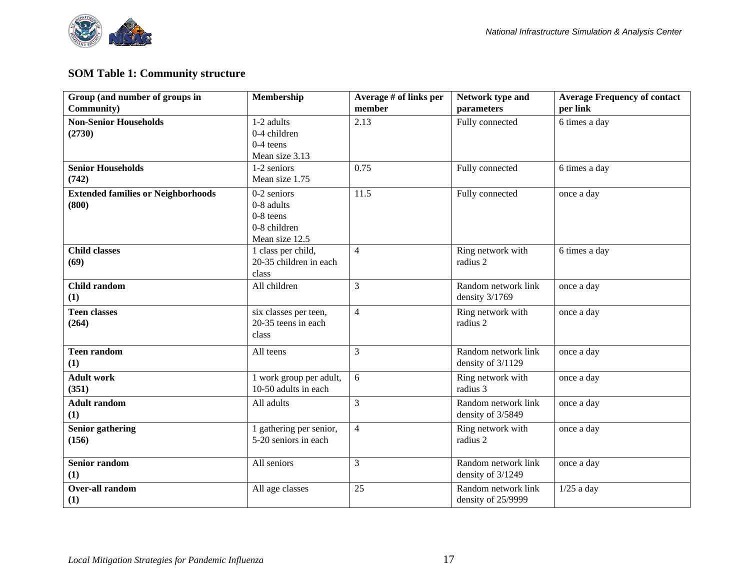### SOM Table 1: Community structure

| Group (and number of groups in Community) | Membership | Average # of links per member | Network type and parameters | Average Frequency of contact per link |
|---|---|---|---|---|
| **Non-Senior Households (2730)** | 1-2 adults<br>0-4 children<br>0-4 teens<br>Mean size 3.13 | 2.13 | Fully connected | 6 times a day |
| **Senior Households (742)** | 1-2 seniors<br>Mean size 1.75 | 0.75 | Fully connected | 6 times a day |
| **Extended families or Neighborhoods (800)** | 0-2 seniors<br>0-8 adults<br>0-8 teens<br>0-8 children<br>Mean size 12.5 | 11.5 | Fully connected | once a day |
| **Child classes (69)** | 1 class per child, 20-35 children in each class | 4 | Ring network with radius 2 | 6 times a day |
| **Child random (1)** | All children | 3 | Random network link density 3/1769 | once a day |
| **Teen classes (264)** | six classes per teen, 20-35 teens in each class | 4 | Ring network with radius 2 | once a day |
| **Teen random (1)** | All teens | 3 | Random network link density of 3/1129 | once a day |
| **Adult work (351)** | 1 work group per adult, 10-50 adults in each | 6 | Ring network with radius 3 | once a day |
| **Adult random (1)** | All adults | 3 | Random network link density of 3/5849 | once a day |
| **Senior gathering (156)** | 1 gathering per senior, 5-20 seniors in each | 4 | Ring network with radius 2 | once a day |
| **Senior random (1)** | All seniors | 3 | Random network link density of 3/1249 | once a day |
| **Over-all random (1)** | All age classes | 25 | Random network link density of 25/9999 | 1/25 a day |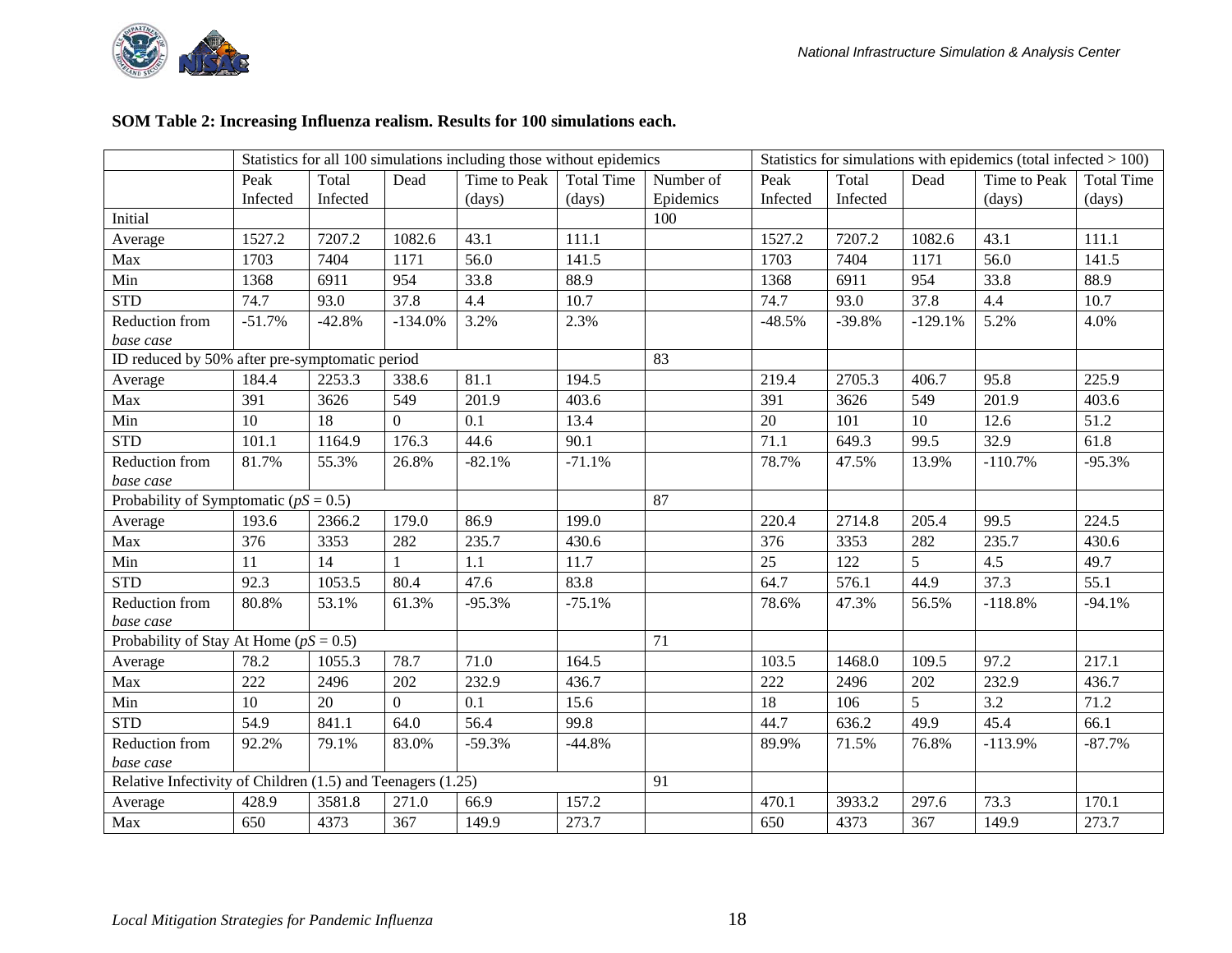**SOM Table 2: Increasing Influenza realism. Results for 100 simulations each.**

| | Statistics for all 100 simulations including those without epidemics | | | | | | Statistics for simulations with epidemics (total infected > 100) | | | | |
|---|---|---|---|---|---|---|---|---|---|---|---|
| | Peak Infected | Total Infected | Dead | Time to Peak (days) | Total Time (days) | Number of Epidemics | Peak Infected | Total Infected | Dead | Time to Peak (days) | Total Time (days) |
| Initial | | | | | | 100 | | | | | |
| Average | 1527.2 | 7207.2 | 1082.6 | 43.1 | 111.1 | | 1527.2 | 7207.2 | 1082.6 | 43.1 | 111.1 |
| Max | 1703 | 7404 | 1171 | 56.0 | 141.5 | | 1703 | 7404 | 1171 | 56.0 | 141.5 |
| Min | 1368 | 6911 | 954 | 33.8 | 88.9 | | 1368 | 6911 | 954 | 33.8 | 88.9 |
| STD | 74.7 | 93.0 | 37.8 | 4.4 | 10.7 | | 74.7 | 93.0 | 37.8 | 4.4 | 10.7 |
| Reduction from *base case* | -51.7% | -42.8% | -134.0% | 3.2% | 2.3% | | -48.5% | -39.8% | -129.1% | 5.2% | 4.0% |
| ID reduced by 50% after pre-symptomatic period | | | | | | 83 | | | | | |
| Average | 184.4 | 2253.3 | 338.6 | 81.1 | 194.5 | | 219.4 | 2705.3 | 406.7 | 95.8 | 225.9 |
| Max | 391 | 3626 | 549 | 201.9 | 403.6 | | 391 | 3626 | 549 | 201.9 | 403.6 |
| Min | 10 | 18 | 0 | 0.1 | 13.4 | | 20 | 101 | 10 | 12.6 | 51.2 |
| STD | 101.1 | 1164.9 | 176.3 | 44.6 | 90.1 | | 71.1 | 649.3 | 99.5 | 32.9 | 61.8 |
| Reduction from *base case* | 81.7% | 55.3% | 26.8% | -82.1% | -71.1% | | 78.7% | 47.5% | 13.9% | -110.7% | -95.3% |
| Probability of Symptomatic ($pS = 0.5$) | | | | | | 87 | | | | | |
| Average | 193.6 | 2366.2 | 179.0 | 86.9 | 199.0 | | 220.4 | 2714.8 | 205.4 | 99.5 | 224.5 |
| Max | 376 | 3353 | 282 | 235.7 | 430.6 | | 376 | 3353 | 282 | 235.7 | 430.6 |
| Min | 11 | 14 | 1 | 1.1 | 11.7 | | 25 | 122 | 5 | 4.5 | 49.7 |
| STD | 92.3 | 1053.5 | 80.4 | 47.6 | 83.8 | | 64.7 | 576.1 | 44.9 | 37.3 | 55.1 |
| Reduction from *base case* | 80.8% | 53.1% | 61.3% | -95.3% | -75.1% | | 78.6% | 47.3% | 56.5% | -118.8% | -94.1% |
| Probability of Stay At Home ($pS = 0.5$) | | | | | | 71 | | | | | |
| Average | 78.2 | 1055.3 | 78.7 | 71.0 | 164.5 | | 103.5 | 1468.0 | 109.5 | 97.2 | 217.1 |
| Max | 222 | 2496 | 202 | 232.9 | 436.7 | | 222 | 2496 | 202 | 232.9 | 436.7 |
| Min | 10 | 20 | 0 | 0.1 | 15.6 | | 18 | 106 | 5 | 3.2 | 71.2 |
| STD | 54.9 | 841.1 | 64.0 | 56.4 | 99.8 | | 44.7 | 636.2 | 49.9 | 45.4 | 66.1 |
| Reduction from *base case* | 92.2% | 79.1% | 83.0% | -59.3% | -44.8% | | 89.9% | 71.5% | 76.8% | -113.9% | -87.7% |
| Relative Infectivity of Children (1.5) and Teenagers (1.25) | | | | | | 91 | | | | | |
| Average | 428.9 | 3581.8 | 271.0 | 66.9 | 157.2 | | 470.1 | 3933.2 | 297.6 | 73.3 | 170.1 |
| Max | 650 | 4373 | 367 | 149.9 | 273.7 | | 650 | 4373 | 367 | 149.9 | 273.7 |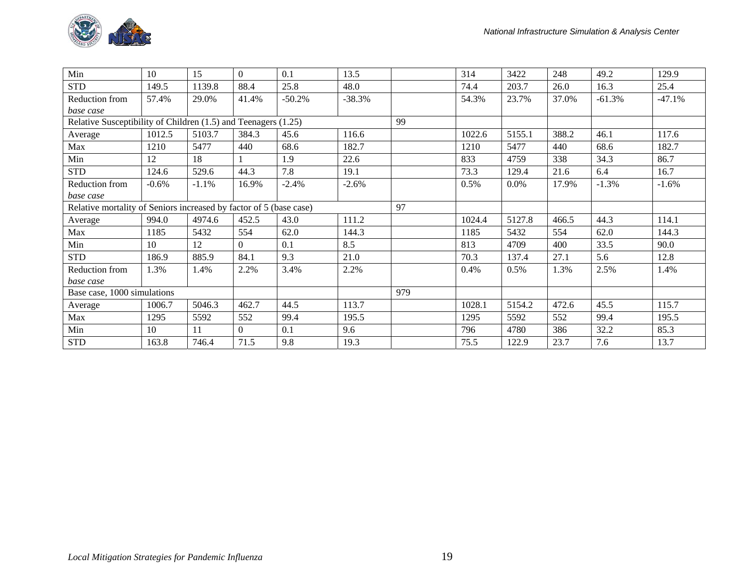| | | | | | | | | | | | |
|---|---|---|---|---|---|---|---|---|---|---|---|
| Min | 10 | 15 | 0 | 0.1 | 13.5 | | 314 | 3422 | 248 | 49.2 | 129.9 |
| STD | 149.5 | 1139.8 | 88.4 | 25.8 | 48.0 | | 74.4 | 203.7 | 26.0 | 16.3 | 25.4 |
| Reduction from *base case* | 57.4% | 29.0% | 41.4% | -50.2% | -38.3% | | 54.3% | 23.7% | 37.0% | -61.3% | -47.1% |
| Relative Susceptibility of Children (1.5) and Teenagers (1.25) | | | | | | 99 | | | | | |
| Average | 1012.5 | 5103.7 | 384.3 | 45.6 | 116.6 | | 1022.6 | 5155.1 | 388.2 | 46.1 | 117.6 |
| Max | 1210 | 5477 | 440 | 68.6 | 182.7 | | 1210 | 5477 | 440 | 68.6 | 182.7 |
| Min | 12 | 18 | 1 | 1.9 | 22.6 | | 833 | 4759 | 338 | 34.3 | 86.7 |
| STD | 124.6 | 529.6 | 44.3 | 7.8 | 19.1 | | 73.3 | 129.4 | 21.6 | 6.4 | 16.7 |
| Reduction from *base case* | -0.6% | -1.1% | 16.9% | -2.4% | -2.6% | | 0.5% | 0.0% | 17.9% | -1.3% | -1.6% |
| Relative mortality of Seniors increased by factor of 5 (base case) | | | | | | 97 | | | | | |
| Average | 994.0 | 4974.6 | 452.5 | 43.0 | 111.2 | | 1024.4 | 5127.8 | 466.5 | 44.3 | 114.1 |
| Max | 1185 | 5432 | 554 | 62.0 | 144.3 | | 1185 | 5432 | 554 | 62.0 | 144.3 |
| Min | 10 | 12 | 0 | 0.1 | 8.5 | | 813 | 4709 | 400 | 33.5 | 90.0 |
| STD | 186.9 | 885.9 | 84.1 | 9.3 | 21.0 | | 70.3 | 137.4 | 27.1 | 5.6 | 12.8 |
| Reduction from *base case* | 1.3% | 1.4% | 2.2% | 3.4% | 2.2% | | 0.4% | 0.5% | 1.3% | 2.5% | 1.4% |
| Base case, 1000 simulations | | | | | | 979 | | | | | |
| Average | 1006.7 | 5046.3 | 462.7 | 44.5 | 113.7 | | 1028.1 | 5154.2 | 472.6 | 45.5 | 115.7 |
| Max | 1295 | 5592 | 552 | 99.4 | 195.5 | | 1295 | 5592 | 552 | 99.4 | 195.5 |
| Min | 10 | 11 | 0 | 0.1 | 9.6 | | 796 | 4780 | 386 | 32.2 | 85.3 |
| STD | 163.8 | 746.4 | 71.5 | 9.8 | 19.3 | | 75.5 | 122.9 | 23.7 | 7.6 | 13.7 |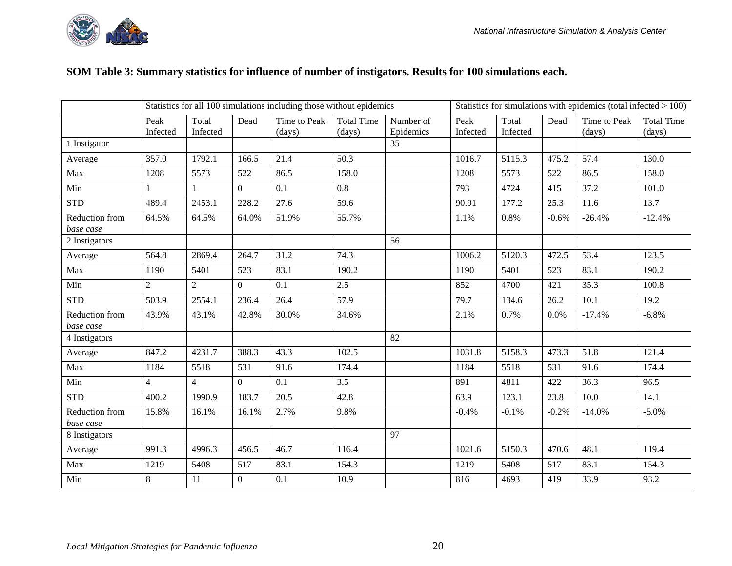**SOM Table 3: Summary statistics for influence of number of instigators. Results for 100 simulations each.**

| | Statistics for all 100 simulations including those without epidemics | | | | | | Statistics for simulations with epidemics (total infected > 100) | | | | |
|---|---|---|---|---|---|---|---|---|---|---|---|
| | Peak Infected | Total Infected | Dead | Time to Peak (days) | Total Time (days) | Number of Epidemics | Peak Infected | Total Infected | Dead | Time to Peak (days) | Total Time (days) |
| 1 Instigator | | | | | | 35 | | | | | |
| Average | 357.0 | 1792.1 | 166.5 | 21.4 | 50.3 | | 1016.7 | 5115.3 | 475.2 | 57.4 | 130.0 |
| Max | 1208 | 5573 | 522 | 86.5 | 158.0 | | 1208 | 5573 | 522 | 86.5 | 158.0 |
| Min | 1 | 1 | 0 | 0.1 | 0.8 | | 793 | 4724 | 415 | 37.2 | 101.0 |
| STD | 489.4 | 2453.1 | 228.2 | 27.6 | 59.6 | | 90.91 | 177.2 | 25.3 | 11.6 | 13.7 |
| Reduction from *base case* | 64.5% | 64.5% | 64.0% | 51.9% | 55.7% | | 1.1% | 0.8% | -0.6% | -26.4% | -12.4% |
| 2 Instigators | | | | | | 56 | | | | | |
| Average | 564.8 | 2869.4 | 264.7 | 31.2 | 74.3 | | 1006.2 | 5120.3 | 472.5 | 53.4 | 123.5 |
| Max | 1190 | 5401 | 523 | 83.1 | 190.2 | | 1190 | 5401 | 523 | 83.1 | 190.2 |
| Min | 2 | 2 | 0 | 0.1 | 2.5 | | 852 | 4700 | 421 | 35.3 | 100.8 |
| STD | 503.9 | 2554.1 | 236.4 | 26.4 | 57.9 | | 79.7 | 134.6 | 26.2 | 10.1 | 19.2 |
| Reduction from *base case* | 43.9% | 43.1% | 42.8% | 30.0% | 34.6% | | 2.1% | 0.7% | 0.0% | -17.4% | -6.8% |
| 4 Instigators | | | | | | 82 | | | | | |
| Average | 847.2 | 4231.7 | 388.3 | 43.3 | 102.5 | | 1031.8 | 5158.3 | 473.3 | 51.8 | 121.4 |
| Max | 1184 | 5518 | 531 | 91.6 | 174.4 | | 1184 | 5518 | 531 | 91.6 | 174.4 |
| Min | 4 | 4 | 0 | 0.1 | 3.5 | | 891 | 4811 | 422 | 36.3 | 96.5 |
| STD | 400.2 | 1990.9 | 183.7 | 20.5 | 42.8 | | 63.9 | 123.1 | 23.8 | 10.0 | 14.1 |
| Reduction from *base case* | 15.8% | 16.1% | 16.1% | 2.7% | 9.8% | | -0.4% | -0.1% | -0.2% | -14.0% | -5.0% |
| 8 Instigators | | | | | | 97 | | | | | |
| Average | 991.3 | 4996.3 | 456.5 | 46.7 | 116.4 | | 1021.6 | 5150.3 | 470.6 | 48.1 | 119.4 |
| Max | 1219 | 5408 | 517 | 83.1 | 154.3 | | 1219 | 5408 | 517 | 83.1 | 154.3 |
| Min | 8 | 11 | 0 | 0.1 | 10.9 | | 816 | 4693 | 419 | 33.9 | 93.2 |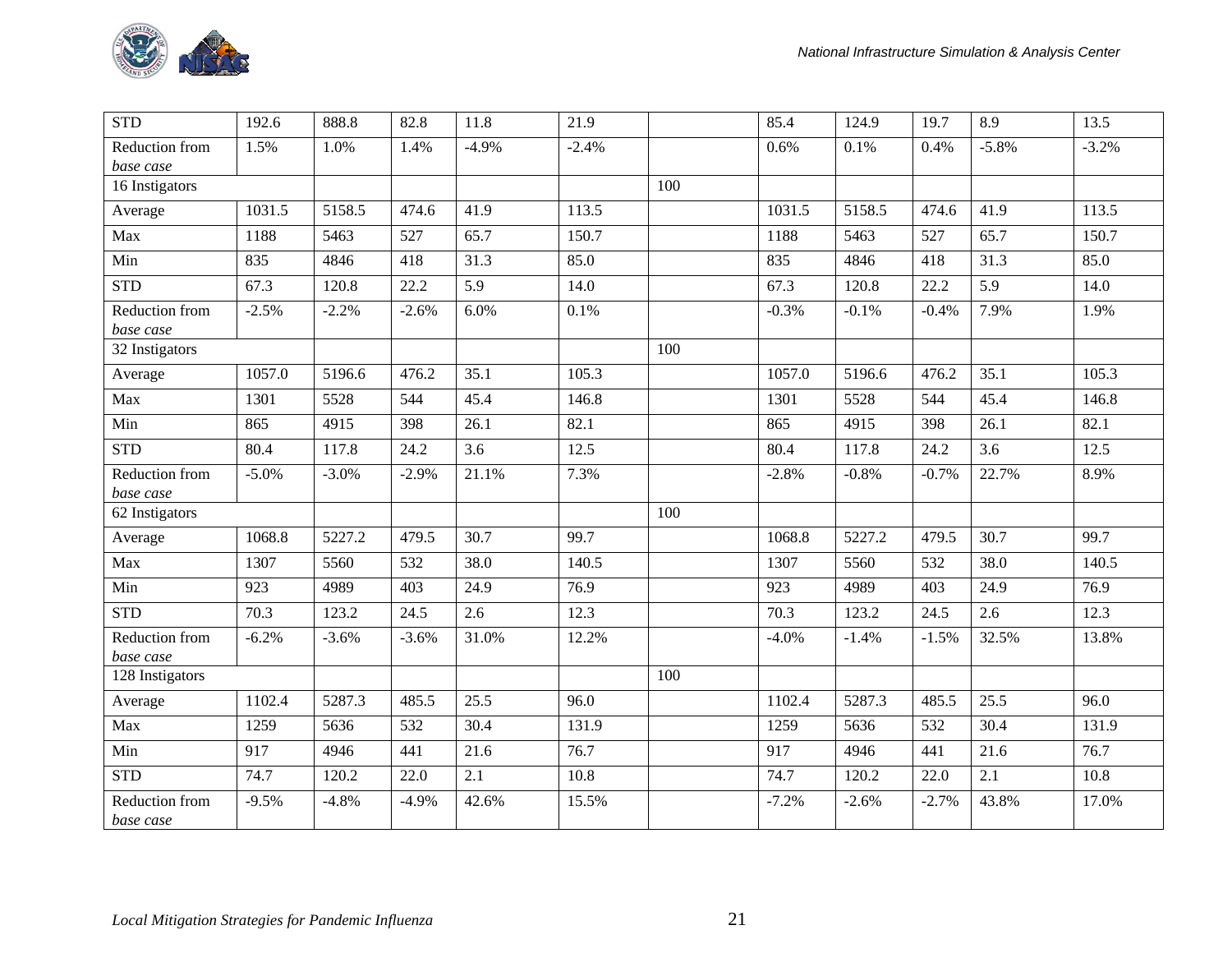| | | | | | | | | | | | |
|---|---|---|---|---|---|---|---|---|---|---|---|
| STD | 192.6 | 888.8 | 82.8 | 11.8 | 21.9 | | 85.4 | 124.9 | 19.7 | 8.9 | 13.5 |
| Reduction from *base case* | 1.5% | 1.0% | 1.4% | -4.9% | -2.4% | | 0.6% | 0.1% | 0.4% | -5.8% | -3.2% |
| 16 Instigators | | | | | | 100 | | | | | |
| Average | 1031.5 | 5158.5 | 474.6 | 41.9 | 113.5 | | 1031.5 | 5158.5 | 474.6 | 41.9 | 113.5 |
| Max | 1188 | 5463 | 527 | 65.7 | 150.7 | | 1188 | 5463 | 527 | 65.7 | 150.7 |
| Min | 835 | 4846 | 418 | 31.3 | 85.0 | | 835 | 4846 | 418 | 31.3 | 85.0 |
| STD | 67.3 | 120.8 | 22.2 | 5.9 | 14.0 | | 67.3 | 120.8 | 22.2 | 5.9 | 14.0 |
| Reduction from *base case* | -2.5% | -2.2% | -2.6% | 6.0% | 0.1% | | -0.3% | -0.1% | -0.4% | 7.9% | 1.9% |
| 32 Instigators | | | | | | 100 | | | | | |
| Average | 1057.0 | 5196.6 | 476.2 | 35.1 | 105.3 | | 1057.0 | 5196.6 | 476.2 | 35.1 | 105.3 |
| Max | 1301 | 5528 | 544 | 45.4 | 146.8 | | 1301 | 5528 | 544 | 45.4 | 146.8 |
| Min | 865 | 4915 | 398 | 26.1 | 82.1 | | 865 | 4915 | 398 | 26.1 | 82.1 |
| STD | 80.4 | 117.8 | 24.2 | 3.6 | 12.5 | | 80.4 | 117.8 | 24.2 | 3.6 | 12.5 |
| Reduction from *base case* | -5.0% | -3.0% | -2.9% | 21.1% | 7.3% | | -2.8% | -0.8% | -0.7% | 22.7% | 8.9% |
| 62 Instigators | | | | | | 100 | | | | | |
| Average | 1068.8 | 5227.2 | 479.5 | 30.7 | 99.7 | | 1068.8 | 5227.2 | 479.5 | 30.7 | 99.7 |
| Max | 1307 | 5560 | 532 | 38.0 | 140.5 | | 1307 | 5560 | 532 | 38.0 | 140.5 |
| Min | 923 | 4989 | 403 | 24.9 | 76.9 | | 923 | 4989 | 403 | 24.9 | 76.9 |
| STD | 70.3 | 123.2 | 24.5 | 2.6 | 12.3 | | 70.3 | 123.2 | 24.5 | 2.6 | 12.3 |
| Reduction from *base case* | -6.2% | -3.6% | -3.6% | 31.0% | 12.2% | | -4.0% | -1.4% | -1.5% | 32.5% | 13.8% |
| 128 Instigators | | | | | | 100 | | | | | |
| Average | 1102.4 | 5287.3 | 485.5 | 25.5 | 96.0 | | 1102.4 | 5287.3 | 485.5 | 25.5 | 96.0 |
| Max | 1259 | 5636 | 532 | 30.4 | 131.9 | | 1259 | 5636 | 532 | 30.4 | 131.9 |
| Min | 917 | 4946 | 441 | 21.6 | 76.7 | | 917 | 4946 | 441 | 21.6 | 76.7 |
| STD | 74.7 | 120.2 | 22.0 | 2.1 | 10.8 | | 74.7 | 120.2 | 22.0 | 2.1 | 10.8 |
| Reduction from *base case* | -9.5% | -4.8% | -4.9% | 42.6% | 15.5% | | -7.2% | -2.6% | -2.7% | 43.8% | 17.0% |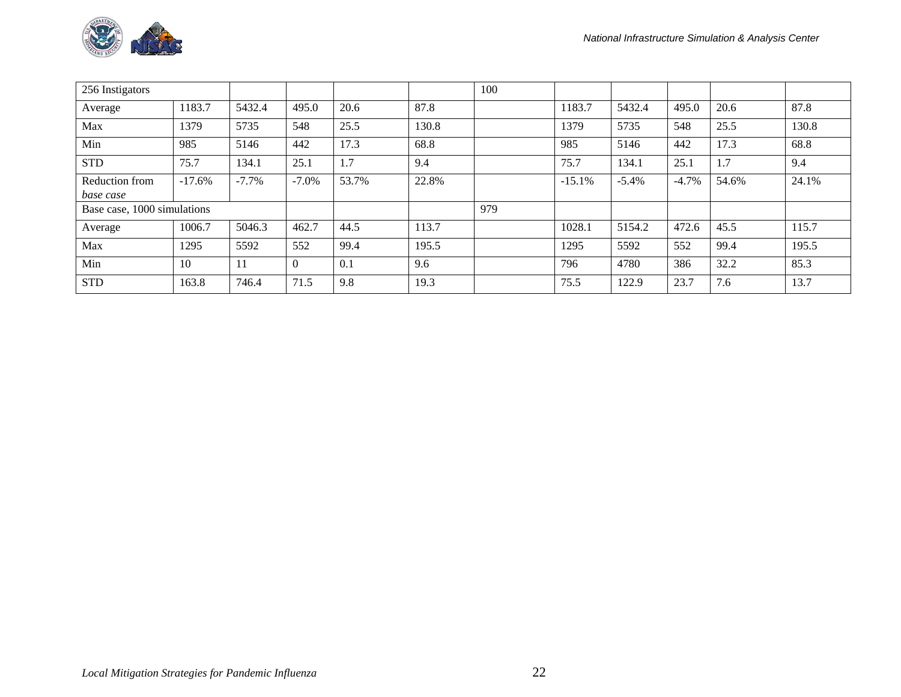| 256 Instigators | | | | | | 100 | | | | | |
|---|---|---|---|---|---|---|---|---|---|---|---|
| Average | 1183.7 | 5432.4 | 495.0 | 20.6 | 87.8 | | 1183.7 | 5432.4 | 495.0 | 20.6 | 87.8 |
| Max | 1379 | 5735 | 548 | 25.5 | 130.8 | | 1379 | 5735 | 548 | 25.5 | 130.8 |
| Min | 985 | 5146 | 442 | 17.3 | 68.8 | | 985 | 5146 | 442 | 17.3 | 68.8 |
| STD | 75.7 | 134.1 | 25.1 | 1.7 | 9.4 | | 75.7 | 134.1 | 25.1 | 1.7 | 9.4 |
| Reduction from *base case* | -17.6% | -7.7% | -7.0% | 53.7% | 22.8% | | -15.1% | -5.4% | -4.7% | 54.6% | 24.1% |
| Base case, 1000 simulations | | | | | | 979 | | | | | |
| Average | 1006.7 | 5046.3 | 462.7 | 44.5 | 113.7 | | 1028.1 | 5154.2 | 472.6 | 45.5 | 115.7 |
| Max | 1295 | 5592 | 552 | 99.4 | 195.5 | | 1295 | 5592 | 552 | 99.4 | 195.5 |
| Min | 10 | 11 | 0 | 0.1 | 9.6 | | 796 | 4780 | 386 | 32.2 | 85.3 |
| STD | 163.8 | 746.4 | 71.5 | 9.8 | 19.3 | | 75.5 | 122.9 | 23.7 | 7.6 | 13.7 |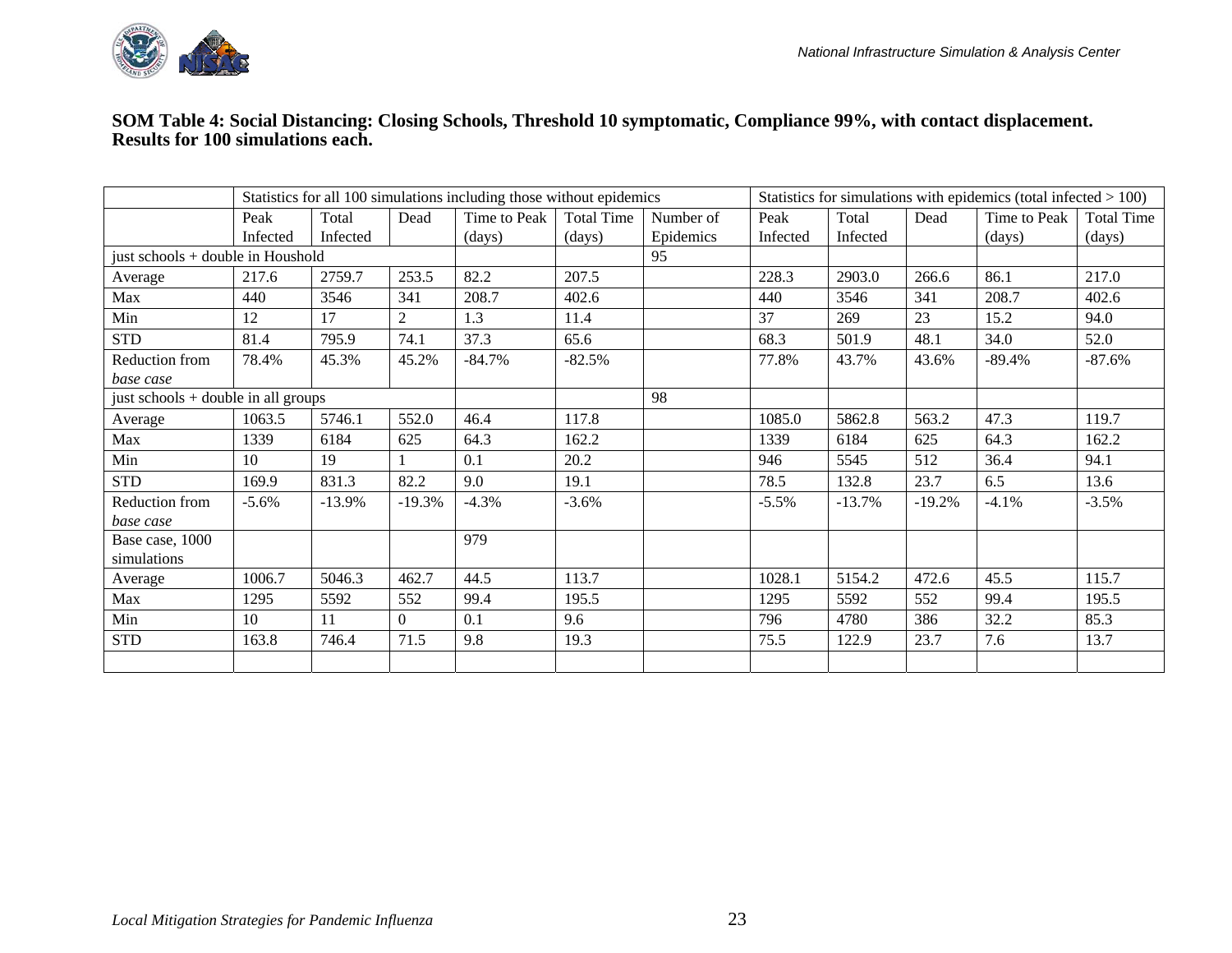**SOM Table 4: Social Distancing: Closing Schools, Threshold 10 symptomatic, Compliance 99%, with contact displacement. Results for 100 simulations each.**

| | Statistics for all 100 simulations including those without epidemics | | | | | | Statistics for simulations with epidemics (total infected > 100) | | | | |
|---|---|---|---|---|---|---|---|---|---|---|---|
| | Peak Infected | Total Infected | Dead | Time to Peak (days) | Total Time (days) | Number of Epidemics | Peak Infected | Total Infected | Dead | Time to Peak (days) | Total Time (days) |
| just schools + double in Houshold | | | | | | 95 | | | | | |
| Average | 217.6 | 2759.7 | 253.5 | 82.2 | 207.5 | | 228.3 | 2903.0 | 266.6 | 86.1 | 217.0 |
| Max | 440 | 3546 | 341 | 208.7 | 402.6 | | 440 | 3546 | 341 | 208.7 | 402.6 |
| Min | 12 | 17 | 2 | 1.3 | 11.4 | | 37 | 269 | 23 | 15.2 | 94.0 |
| STD | 81.4 | 795.9 | 74.1 | 37.3 | 65.6 | | 68.3 | 501.9 | 48.1 | 34.0 | 52.0 |
| Reduction from *base case* | 78.4% | 45.3% | 45.2% | -84.7% | -82.5% | | 77.8% | 43.7% | 43.6% | -89.4% | -87.6% |
| just schools + double in all groups | | | | | | 98 | | | | | |
| Average | 1063.5 | 5746.1 | 552.0 | 46.4 | 117.8 | | 1085.0 | 5862.8 | 563.2 | 47.3 | 119.7 |
| Max | 1339 | 6184 | 625 | 64.3 | 162.2 | | 1339 | 6184 | 625 | 64.3 | 162.2 |
| Min | 10 | 19 | 1 | 0.1 | 20.2 | | 946 | 5545 | 512 | 36.4 | 94.1 |
| STD | 169.9 | 831.3 | 82.2 | 9.0 | 19.1 | | 78.5 | 132.8 | 23.7 | 6.5 | 13.6 |
| Reduction from *base case* | -5.6% | -13.9% | -19.3% | -4.3% | -3.6% | | -5.5% | -13.7% | -19.2% | -4.1% | -3.5% |
| Base case, 1000 simulations | | | | 979 | | | | | | | |
| Average | 1006.7 | 5046.3 | 462.7 | 44.5 | 113.7 | | 1028.1 | 5154.2 | 472.6 | 45.5 | 115.7 |
| Max | 1295 | 5592 | 552 | 99.4 | 195.5 | | 1295 | 5592 | 552 | 99.4 | 195.5 |
| Min | 10 | 11 | 0 | 0.1 | 9.6 | | 796 | 4780 | 386 | 32.2 | 85.3 |
| STD | 163.8 | 746.4 | 71.5 | 9.8 | 19.3 | | 75.5 | 122.9 | 23.7 | 7.6 | 13.7 |
| | | | | | | | | | | | |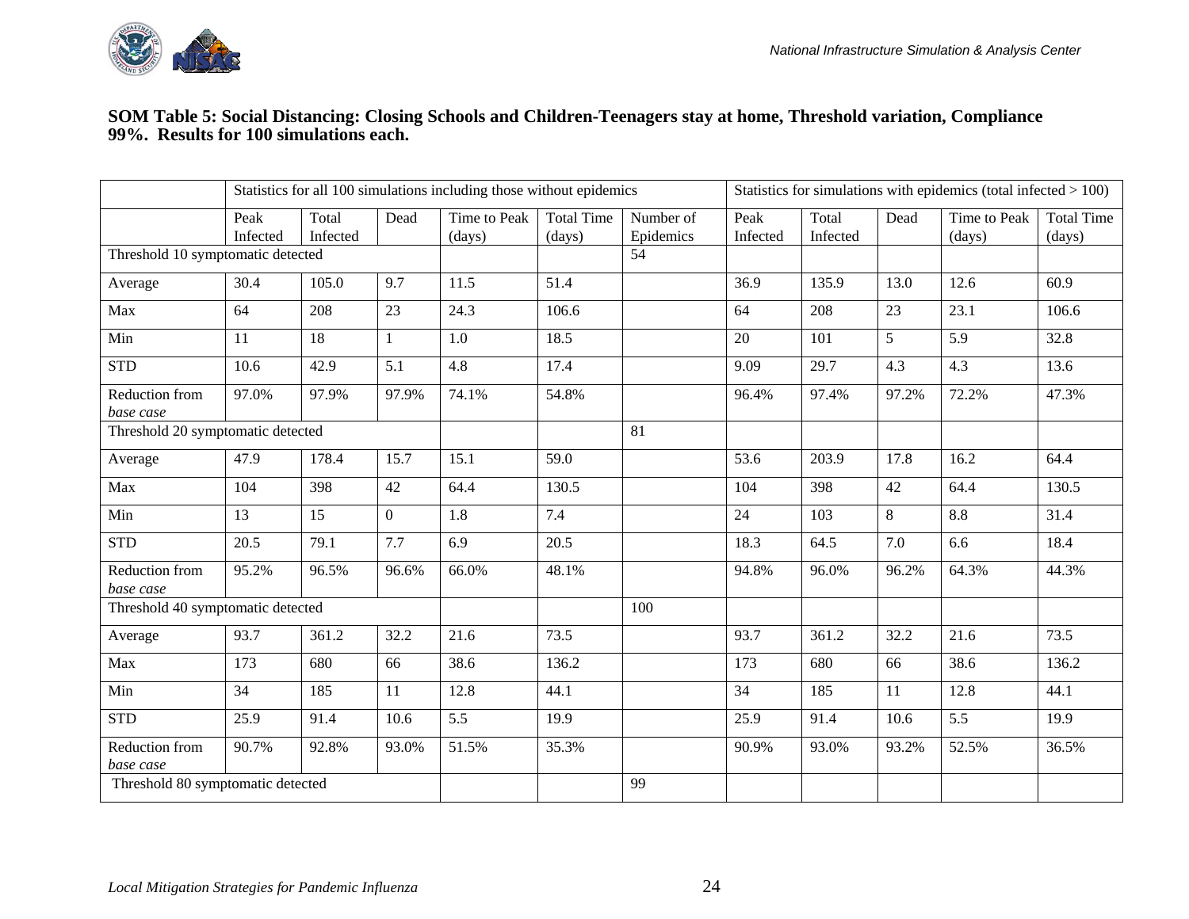**SOM Table 5: Social Distancing: Closing Schools and Children-Teenagers stay at home, Threshold variation, Compliance 99%. Results for 100 simulations each.**

| | Statistics for all 100 simulations including those without epidemics | | | | | | Statistics for simulations with epidemics (total infected > 100) | | | | |
|---|---|---|---|---|---|---|---|---|---|---|---|
| | Peak Infected | Total Infected | Dead | Time to Peak (days) | Total Time (days) | Number of Epidemics | Peak Infected | Total Infected | Dead | Time to Peak (days) | Total Time (days) |
| Threshold 10 symptomatic detected | | | | | | 54 | | | | | |
| Average | 30.4 | 105.0 | 9.7 | 11.5 | 51.4 | | 36.9 | 135.9 | 13.0 | 12.6 | 60.9 |
| Max | 64 | 208 | 23 | 24.3 | 106.6 | | 64 | 208 | 23 | 23.1 | 106.6 |
| Min | 11 | 18 | 1 | 1.0 | 18.5 | | 20 | 101 | 5 | 5.9 | 32.8 |
| STD | 10.6 | 42.9 | 5.1 | 4.8 | 17.4 | | 9.09 | 29.7 | 4.3 | 4.3 | 13.6 |
| Reduction from *base case* | 97.0% | 97.9% | 97.9% | 74.1% | 54.8% | | 96.4% | 97.4% | 97.2% | 72.2% | 47.3% |
| Threshold 20 symptomatic detected | | | | | | 81 | | | | | |
| Average | 47.9 | 178.4 | 15.7 | 15.1 | 59.0 | | 53.6 | 203.9 | 17.8 | 16.2 | 64.4 |
| Max | 104 | 398 | 42 | 64.4 | 130.5 | | 104 | 398 | 42 | 64.4 | 130.5 |
| Min | 13 | 15 | 0 | 1.8 | 7.4 | | 24 | 103 | 8 | 8.8 | 31.4 |
| STD | 20.5 | 79.1 | 7.7 | 6.9 | 20.5 | | 18.3 | 64.5 | 7.0 | 6.6 | 18.4 |
| Reduction from *base case* | 95.2% | 96.5% | 96.6% | 66.0% | 48.1% | | 94.8% | 96.0% | 96.2% | 64.3% | 44.3% |
| Threshold 40 symptomatic detected | | | | | | 100 | | | | | |
| Average | 93.7 | 361.2 | 32.2 | 21.6 | 73.5 | | 93.7 | 361.2 | 32.2 | 21.6 | 73.5 |
| Max | 173 | 680 | 66 | 38.6 | 136.2 | | 173 | 680 | 66 | 38.6 | 136.2 |
| Min | 34 | 185 | 11 | 12.8 | 44.1 | | 34 | 185 | 11 | 12.8 | 44.1 |
| STD | 25.9 | 91.4 | 10.6 | 5.5 | 19.9 | | 25.9 | 91.4 | 10.6 | 5.5 | 19.9 |
| Reduction from *base case* | 90.7% | 92.8% | 93.0% | 51.5% | 35.3% | | 90.9% | 93.0% | 93.2% | 52.5% | 36.5% |
| Threshold 80 symptomatic detected | | | | | | 99 | | | | | |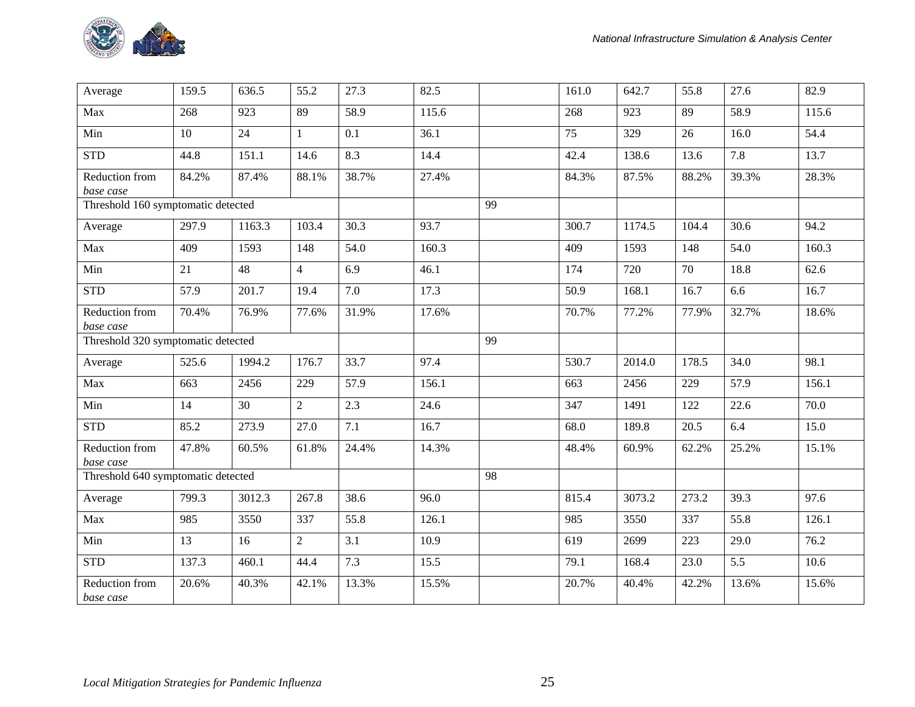| Average | 159.5 | 636.5 | 55.2 | 27.3 | 82.5 | | 161.0 | 642.7 | 55.8 | 27.6 | 82.9 |
|---|---|---|---|---|---|---|---|---|---|---|---|
| Max | 268 | 923 | 89 | 58.9 | 115.6 | | 268 | 923 | 89 | 58.9 | 115.6 |
| Min | 10 | 24 | 1 | 0.1 | 36.1 | | 75 | 329 | 26 | 16.0 | 54.4 |
| STD | 44.8 | 151.1 | 14.6 | 8.3 | 14.4 | | 42.4 | 138.6 | 13.6 | 7.8 | 13.7 |
| Reduction from *base case* | 84.2% | 87.4% | 88.1% | 38.7% | 27.4% | | 84.3% | 87.5% | 88.2% | 39.3% | 28.3% |
| Threshold 160 symptomatic detected | | | | | | 99 | | | | | |
| Average | 297.9 | 1163.3 | 103.4 | 30.3 | 93.7 | | 300.7 | 1174.5 | 104.4 | 30.6 | 94.2 |
| Max | 409 | 1593 | 148 | 54.0 | 160.3 | | 409 | 1593 | 148 | 54.0 | 160.3 |
| Min | 21 | 48 | 4 | 6.9 | 46.1 | | 174 | 720 | 70 | 18.8 | 62.6 |
| STD | 57.9 | 201.7 | 19.4 | 7.0 | 17.3 | | 50.9 | 168.1 | 16.7 | 6.6 | 16.7 |
| Reduction from *base case* | 70.4% | 76.9% | 77.6% | 31.9% | 17.6% | | 70.7% | 77.2% | 77.9% | 32.7% | 18.6% |
| Threshold 320 symptomatic detected | | | | | | 99 | | | | | |
| Average | 525.6 | 1994.2 | 176.7 | 33.7 | 97.4 | | 530.7 | 2014.0 | 178.5 | 34.0 | 98.1 |
| Max | 663 | 2456 | 229 | 57.9 | 156.1 | | 663 | 2456 | 229 | 57.9 | 156.1 |
| Min | 14 | 30 | 2 | 2.3 | 24.6 | | 347 | 1491 | 122 | 22.6 | 70.0 |
| STD | 85.2 | 273.9 | 27.0 | 7.1 | 16.7 | | 68.0 | 189.8 | 20.5 | 6.4 | 15.0 |
| Reduction from *base case* | 47.8% | 60.5% | 61.8% | 24.4% | 14.3% | | 48.4% | 60.9% | 62.2% | 25.2% | 15.1% |
| Threshold 640 symptomatic detected | | | | | | 98 | | | | | |
| Average | 799.3 | 3012.3 | 267.8 | 38.6 | 96.0 | | 815.4 | 3073.2 | 273.2 | 39.3 | 97.6 |
| Max | 985 | 3550 | 337 | 55.8 | 126.1 | | 985 | 3550 | 337 | 55.8 | 126.1 |
| Min | 13 | 16 | 2 | 3.1 | 10.9 | | 619 | 2699 | 223 | 29.0 | 76.2 |
| STD | 137.3 | 460.1 | 44.4 | 7.3 | 15.5 | | 79.1 | 168.4 | 23.0 | 5.5 | 10.6 |
| Reduction from *base case* | 20.6% | 40.3% | 42.1% | 13.3% | 15.5% | | 20.7% | 40.4% | 42.2% | 13.6% | 15.6% |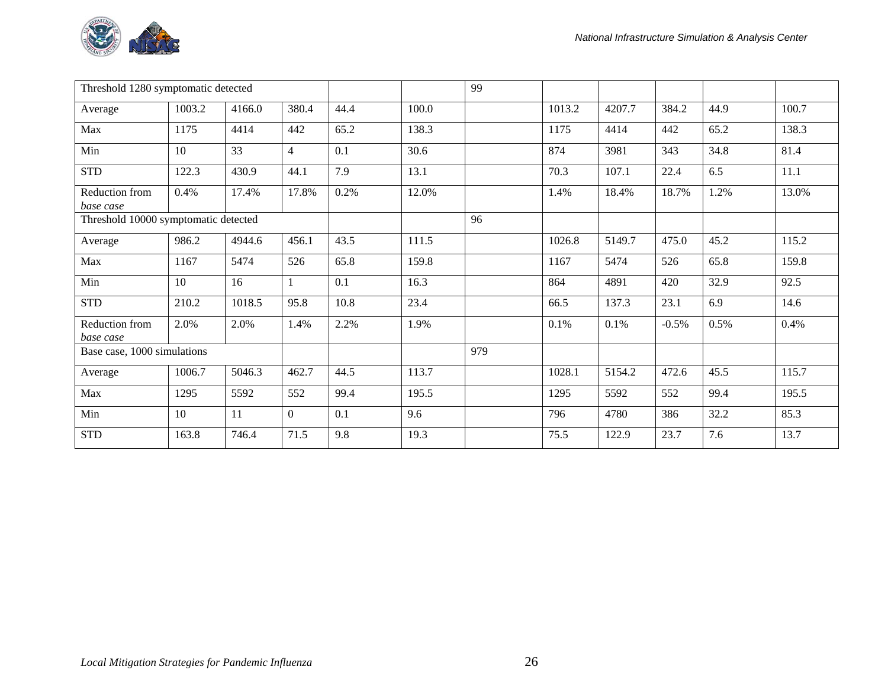| Threshold 1280 symptomatic detected | | | | | | 99 | | | | | |
|---|---|---|---|---|---|---|---|---|---|---|---|
| Average | 1003.2 | 4166.0 | 380.4 | 44.4 | 100.0 | | 1013.2 | 4207.7 | 384.2 | 44.9 | 100.7 |
| Max | 1175 | 4414 | 442 | 65.2 | 138.3 | | 1175 | 4414 | 442 | 65.2 | 138.3 |
| Min | 10 | 33 | 4 | 0.1 | 30.6 | | 874 | 3981 | 343 | 34.8 | 81.4 |
| STD | 122.3 | 430.9 | 44.1 | 7.9 | 13.1 | | 70.3 | 107.1 | 22.4 | 6.5 | 11.1 |
| Reduction from *base case* | 0.4% | 17.4% | 17.8% | 0.2% | 12.0% | | 1.4% | 18.4% | 18.7% | 1.2% | 13.0% |
| Threshold 10000 symptomatic detected | | | | | | 96 | | | | | |
| Average | 986.2 | 4944.6 | 456.1 | 43.5 | 111.5 | | 1026.8 | 5149.7 | 475.0 | 45.2 | 115.2 |
| Max | 1167 | 5474 | 526 | 65.8 | 159.8 | | 1167 | 5474 | 526 | 65.8 | 159.8 |
| Min | 10 | 16 | 1 | 0.1 | 16.3 | | 864 | 4891 | 420 | 32.9 | 92.5 |
| STD | 210.2 | 1018.5 | 95.8 | 10.8 | 23.4 | | 66.5 | 137.3 | 23.1 | 6.9 | 14.6 |
| Reduction from *base case* | 2.0% | 2.0% | 1.4% | 2.2% | 1.9% | | 0.1% | 0.1% | -0.5% | 0.5% | 0.4% |
| Base case, 1000 simulations | | | | | | 979 | | | | | |
| Average | 1006.7 | 5046.3 | 462.7 | 44.5 | 113.7 | | 1028.1 | 5154.2 | 472.6 | 45.5 | 115.7 |
| Max | 1295 | 5592 | 552 | 99.4 | 195.5 | | 1295 | 5592 | 552 | 99.4 | 195.5 |
| Min | 10 | 11 | 0 | 0.1 | 9.6 | | 796 | 4780 | 386 | 32.2 | 85.3 |
| STD | 163.8 | 746.4 | 71.5 | 9.8 | 19.3 | | 75.5 | 122.9 | 23.7 | 7.6 | 13.7 |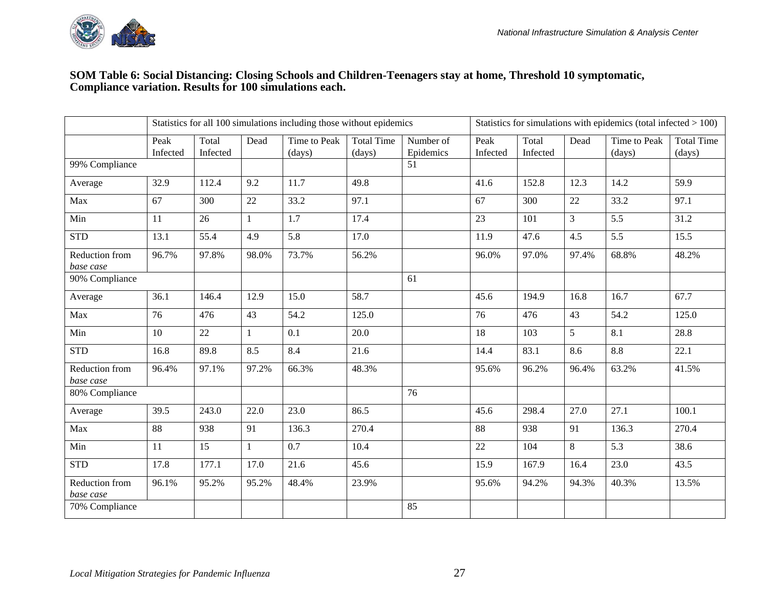**SOM Table 6: Social Distancing: Closing Schools and Children-Teenagers stay at home, Threshold 10 symptomatic, Compliance variation. Results for 100 simulations each.**

| | Statistics for all 100 simulations including those without epidemics | | | | | | Statistics for simulations with epidemics (total infected > 100) | | | | |
|---|---|---|---|---|---|---|---|---|---|---|---|
| | Peak Infected | Total Infected | Dead | Time to Peak (days) | Total Time (days) | Number of Epidemics | Peak Infected | Total Infected | Dead | Time to Peak (days) | Total Time (days) |
| 99% Compliance | | | | | | 51 | | | | | |
| Average | 32.9 | 112.4 | 9.2 | 11.7 | 49.8 | | 41.6 | 152.8 | 12.3 | 14.2 | 59.9 |
| Max | 67 | 300 | 22 | 33.2 | 97.1 | | 67 | 300 | 22 | 33.2 | 97.1 |
| Min | 11 | 26 | 1 | 1.7 | 17.4 | | 23 | 101 | 3 | 5.5 | 31.2 |
| STD | 13.1 | 55.4 | 4.9 | 5.8 | 17.0 | | 11.9 | 47.6 | 4.5 | 5.5 | 15.5 |
| Reduction from *base case* | 96.7% | 97.8% | 98.0% | 73.7% | 56.2% | | 96.0% | 97.0% | 97.4% | 68.8% | 48.2% |
| 90% Compliance | | | | | | 61 | | | | | |
| Average | 36.1 | 146.4 | 12.9 | 15.0 | 58.7 | | 45.6 | 194.9 | 16.8 | 16.7 | 67.7 |
| Max | 76 | 476 | 43 | 54.2 | 125.0 | | 76 | 476 | 43 | 54.2 | 125.0 |
| Min | 10 | 22 | 1 | 0.1 | 20.0 | | 18 | 103 | 5 | 8.1 | 28.8 |
| STD | 16.8 | 89.8 | 8.5 | 8.4 | 21.6 | | 14.4 | 83.1 | 8.6 | 8.8 | 22.1 |
| Reduction from *base case* | 96.4% | 97.1% | 97.2% | 66.3% | 48.3% | | 95.6% | 96.2% | 96.4% | 63.2% | 41.5% |
| 80% Compliance | | | | | | 76 | | | | | |
| Average | 39.5 | 243.0 | 22.0 | 23.0 | 86.5 | | 45.6 | 298.4 | 27.0 | 27.1 | 100.1 |
| Max | 88 | 938 | 91 | 136.3 | 270.4 | | 88 | 938 | 91 | 136.3 | 270.4 |
| Min | 11 | 15 | 1 | 0.7 | 10.4 | | 22 | 104 | 8 | 5.3 | 38.6 |
| STD | 17.8 | 177.1 | 17.0 | 21.6 | 45.6 | | 15.9 | 167.9 | 16.4 | 23.0 | 43.5 |
| Reduction from *base case* | 96.1% | 95.2% | 95.2% | 48.4% | 23.9% | | 95.6% | 94.2% | 94.3% | 40.3% | 13.5% |
| 70% Compliance | | | | | | 85 | | | | | |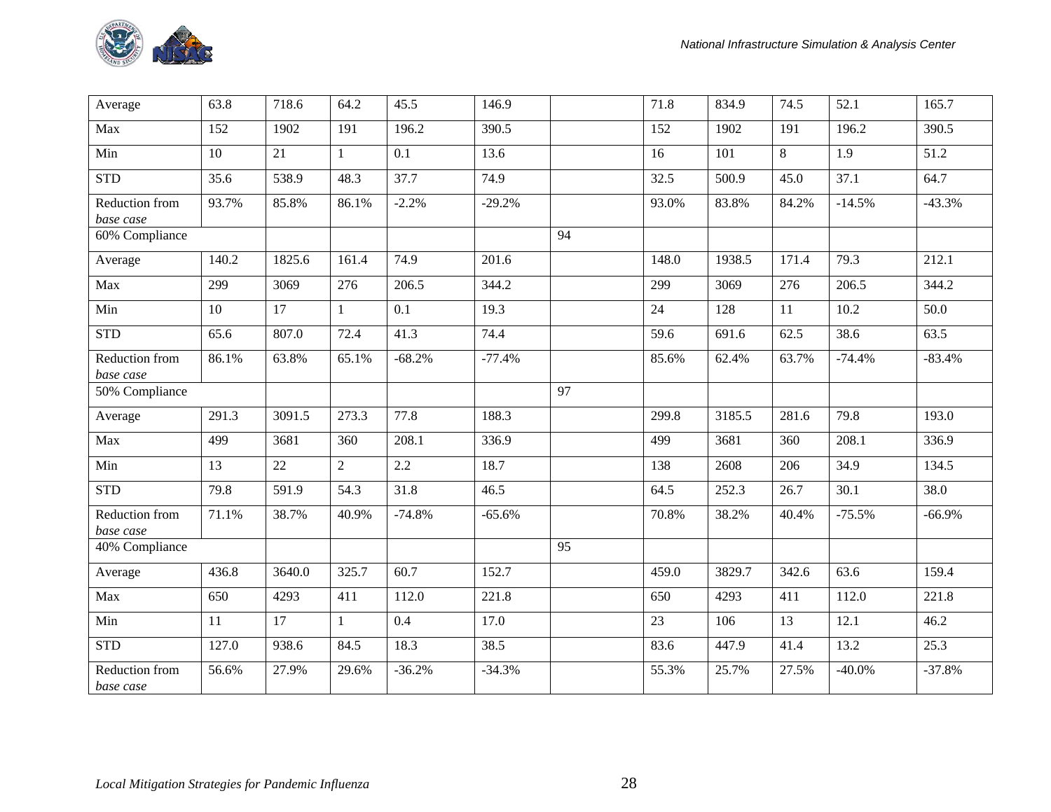| | | | | | | | | | | |
|---|---|---|---|---|---|---|---|---|---|---|
| Average | 63.8 | 718.6 | 64.2 | 45.5 | 146.9 | | 71.8 | 834.9 | 74.5 | 52.1 | 165.7 |
| Max | 152 | 1902 | 191 | 196.2 | 390.5 | | 152 | 1902 | 191 | 196.2 | 390.5 |
| Min | 10 | 21 | 1 | 0.1 | 13.6 | | 16 | 101 | 8 | 1.9 | 51.2 |
| STD | 35.6 | 538.9 | 48.3 | 37.7 | 74.9 | | 32.5 | 500.9 | 45.0 | 37.1 | 64.7 |
| Reduction from *base case* | 93.7% | 85.8% | 86.1% | -2.2% | -29.2% | | 93.0% | 83.8% | 84.2% | -14.5% | -43.3% |
| 60% Compliance | | | | | | 94 | | | | | |
| Average | 140.2 | 1825.6 | 161.4 | 74.9 | 201.6 | | 148.0 | 1938.5 | 171.4 | 79.3 | 212.1 |
| Max | 299 | 3069 | 276 | 206.5 | 344.2 | | 299 | 3069 | 276 | 206.5 | 344.2 |
| Min | 10 | 17 | 1 | 0.1 | 19.3 | | 24 | 128 | 11 | 10.2 | 50.0 |
| STD | 65.6 | 807.0 | 72.4 | 41.3 | 74.4 | | 59.6 | 691.6 | 62.5 | 38.6 | 63.5 |
| Reduction from *base case* | 86.1% | 63.8% | 65.1% | -68.2% | -77.4% | | 85.6% | 62.4% | 63.7% | -74.4% | -83.4% |
| 50% Compliance | | | | | | 97 | | | | | |
| Average | 291.3 | 3091.5 | 273.3 | 77.8 | 188.3 | | 299.8 | 3185.5 | 281.6 | 79.8 | 193.0 |
| Max | 499 | 3681 | 360 | 208.1 | 336.9 | | 499 | 3681 | 360 | 208.1 | 336.9 |
| Min | 13 | 22 | 2 | 2.2 | 18.7 | | 138 | 2608 | 206 | 34.9 | 134.5 |
| STD | 79.8 | 591.9 | 54.3 | 31.8 | 46.5 | | 64.5 | 252.3 | 26.7 | 30.1 | 38.0 |
| Reduction from *base case* | 71.1% | 38.7% | 40.9% | -74.8% | -65.6% | | 70.8% | 38.2% | 40.4% | -75.5% | -66.9% |
| 40% Compliance | | | | | | 95 | | | | | |
| Average | 436.8 | 3640.0 | 325.7 | 60.7 | 152.7 | | 459.0 | 3829.7 | 342.6 | 63.6 | 159.4 |
| Max | 650 | 4293 | 411 | 112.0 | 221.8 | | 650 | 4293 | 411 | 112.0 | 221.8 |
| Min | 11 | 17 | 1 | 0.4 | 17.0 | | 23 | 106 | 13 | 12.1 | 46.2 |
| STD | 127.0 | 938.6 | 84.5 | 18.3 | 38.5 | | 83.6 | 447.9 | 41.4 | 13.2 | 25.3 |
| Reduction from *base case* | 56.6% | 27.9% | 29.6% | -36.2% | -34.3% | | 55.3% | 25.7% | 27.5% | -40.0% | -37.8% |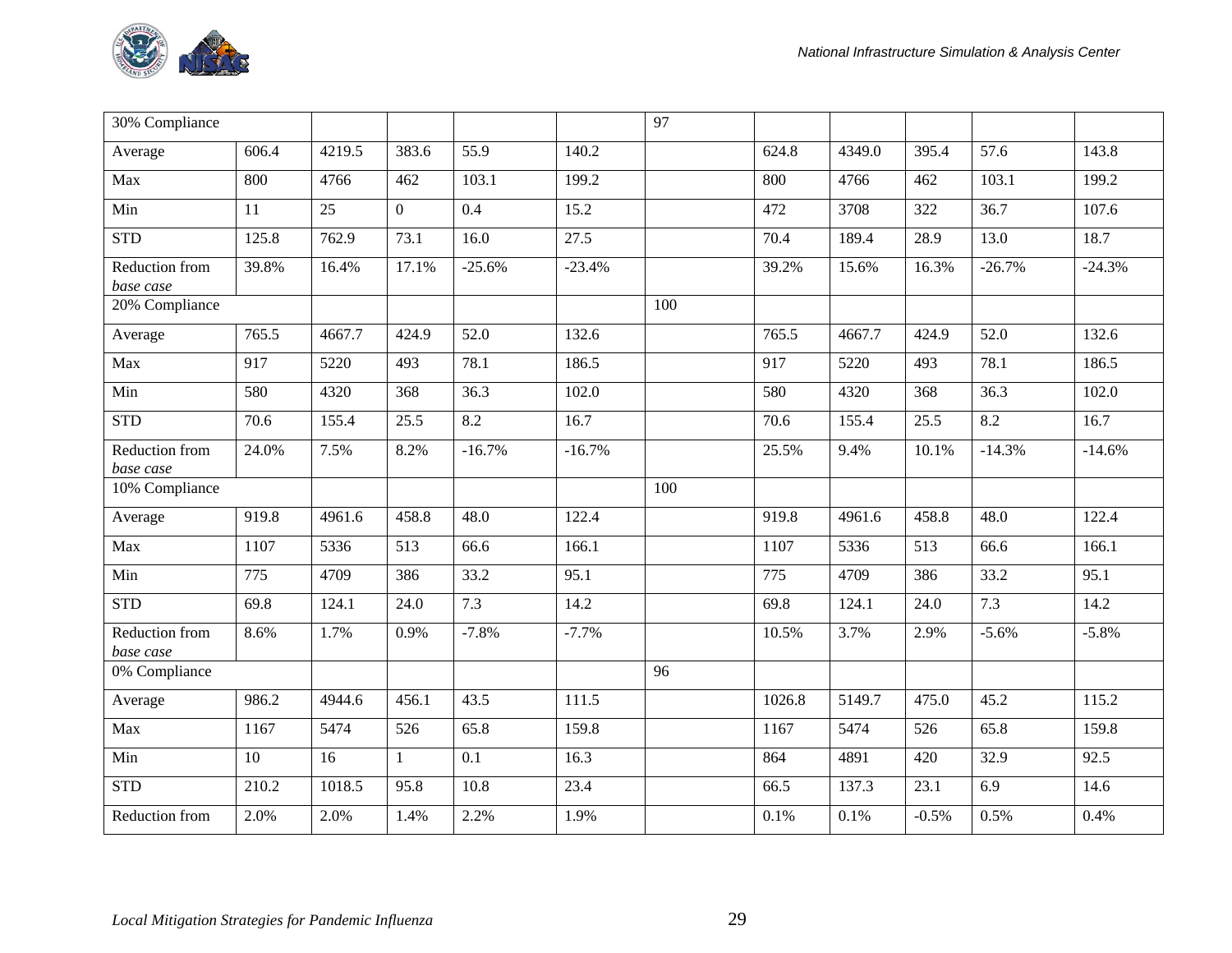| 30% Compliance | | | | | | 97 | | | | | |
|---|---|---|---|---|---|---|---|---|---|---|---|
| Average | 606.4 | 4219.5 | 383.6 | 55.9 | 140.2 | | 624.8 | 4349.0 | 395.4 | 57.6 | 143.8 |
| Max | 800 | 4766 | 462 | 103.1 | 199.2 | | 800 | 4766 | 462 | 103.1 | 199.2 |
| Min | 11 | 25 | 0 | 0.4 | 15.2 | | 472 | 3708 | 322 | 36.7 | 107.6 |
| STD | 125.8 | 762.9 | 73.1 | 16.0 | 27.5 | | 70.4 | 189.4 | 28.9 | 13.0 | 18.7 |
| Reduction from *base case* | 39.8% | 16.4% | 17.1% | -25.6% | -23.4% | | 39.2% | 15.6% | 16.3% | -26.7% | -24.3% |
| 20% Compliance | | | | | | 100 | | | | | |
| Average | 765.5 | 4667.7 | 424.9 | 52.0 | 132.6 | | 765.5 | 4667.7 | 424.9 | 52.0 | 132.6 |
| Max | 917 | 5220 | 493 | 78.1 | 186.5 | | 917 | 5220 | 493 | 78.1 | 186.5 |
| Min | 580 | 4320 | 368 | 36.3 | 102.0 | | 580 | 4320 | 368 | 36.3 | 102.0 |
| STD | 70.6 | 155.4 | 25.5 | 8.2 | 16.7 | | 70.6 | 155.4 | 25.5 | 8.2 | 16.7 |
| Reduction from *base case* | 24.0% | 7.5% | 8.2% | -16.7% | -16.7% | | 25.5% | 9.4% | 10.1% | -14.3% | -14.6% |
| 10% Compliance | | | | | | 100 | | | | | |
| Average | 919.8 | 4961.6 | 458.8 | 48.0 | 122.4 | | 919.8 | 4961.6 | 458.8 | 48.0 | 122.4 |
| Max | 1107 | 5336 | 513 | 66.6 | 166.1 | | 1107 | 5336 | 513 | 66.6 | 166.1 |
| Min | 775 | 4709 | 386 | 33.2 | 95.1 | | 775 | 4709 | 386 | 33.2 | 95.1 |
| STD | 69.8 | 124.1 | 24.0 | 7.3 | 14.2 | | 69.8 | 124.1 | 24.0 | 7.3 | 14.2 |
| Reduction from *base case* | 8.6% | 1.7% | 0.9% | -7.8% | -7.7% | | 10.5% | 3.7% | 2.9% | -5.6% | -5.8% |
| 0% Compliance | | | | | | 96 | | | | | |
| Average | 986.2 | 4944.6 | 456.1 | 43.5 | 111.5 | | 1026.8 | 5149.7 | 475.0 | 45.2 | 115.2 |
| Max | 1167 | 5474 | 526 | 65.8 | 159.8 | | 1167 | 5474 | 526 | 65.8 | 159.8 |
| Min | 10 | 16 | 1 | 0.1 | 16.3 | | 864 | 4891 | 420 | 32.9 | 92.5 |
| STD | 210.2 | 1018.5 | 95.8 | 10.8 | 23.4 | | 66.5 | 137.3 | 23.1 | 6.9 | 14.6 |
| Reduction from | 2.0% | 2.0% | 1.4% | 2.2% | 1.9% | | 0.1% | 0.1% | -0.5% | 0.5% | 0.4% |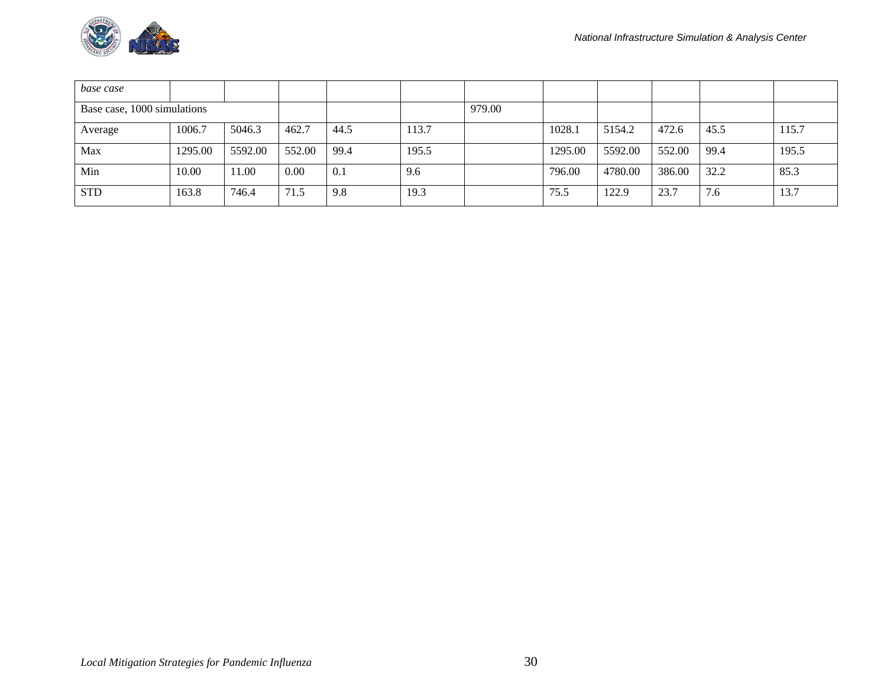| *base case* | | | | | | | | | | | |
|---|---|---|---|---|---|---|---|---|---|---|---|
| Base case, 1000 simulations | | | | | | 979.00 | | | | | |
| Average | 1006.7 | 5046.3 | 462.7 | 44.5 | 113.7 | | 1028.1 | 5154.2 | 472.6 | 45.5 | 115.7 |
| Max | 1295.00 | 5592.00 | 552.00 | 99.4 | 195.5 | | 1295.00 | 5592.00 | 552.00 | 99.4 | 195.5 |
| Min | 10.00 | 11.00 | 0.00 | 0.1 | 9.6 | | 796.00 | 4780.00 | 386.00 | 32.2 | 85.3 |
| STD | 163.8 | 746.4 | 71.5 | 9.8 | 19.3 | | 75.5 | 122.9 | 23.7 | 7.6 | 13.7 |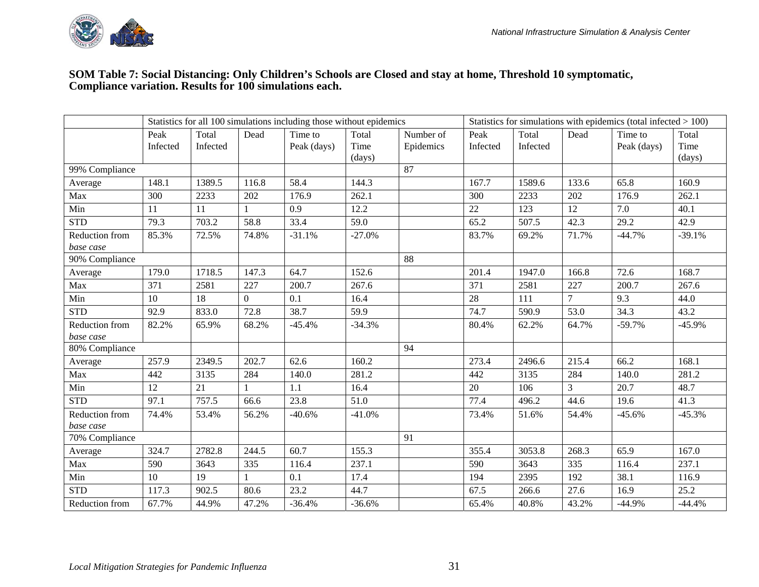**SOM Table 7: Social Distancing: Only Children's Schools are Closed and stay at home, Threshold 10 symptomatic, Compliance variation. Results for 100 simulations each.**

| | Statistics for all 100 simulations including those without epidemics | | | | | | Statistics for simulations with epidemics (total infected > 100) | | | | |
|---|---|---|---|---|---|---|---|---|---|---|---|
| | Peak Infected | Total Infected | Dead | Time to Peak (days) | Total Time (days) | Number of Epidemics | Peak Infected | Total Infected | Dead | Time to Peak (days) | Total Time (days) |
| 99% Compliance | | | | | | 87 | | | | | |
| Average | 148.1 | 1389.5 | 116.8 | 58.4 | 144.3 | | 167.7 | 1589.6 | 133.6 | 65.8 | 160.9 |
| Max | 300 | 2233 | 202 | 176.9 | 262.1 | | 300 | 2233 | 202 | 176.9 | 262.1 |
| Min | 11 | 11 | 1 | 0.9 | 12.2 | | 22 | 123 | 12 | 7.0 | 40.1 |
| STD | 79.3 | 703.2 | 58.8 | 33.4 | 59.0 | | 65.2 | 507.5 | 42.3 | 29.2 | 42.9 |
| Reduction from *base case* | 85.3% | 72.5% | 74.8% | -31.1% | -27.0% | | 83.7% | 69.2% | 71.7% | -44.7% | -39.1% |
| 90% Compliance | | | | | | 88 | | | | | |
| Average | 179.0 | 1718.5 | 147.3 | 64.7 | 152.6 | | 201.4 | 1947.0 | 166.8 | 72.6 | 168.7 |
| Max | 371 | 2581 | 227 | 200.7 | 267.6 | | 371 | 2581 | 227 | 200.7 | 267.6 |
| Min | 10 | 18 | 0 | 0.1 | 16.4 | | 28 | 111 | 7 | 9.3 | 44.0 |
| STD | 92.9 | 833.0 | 72.8 | 38.7 | 59.9 | | 74.7 | 590.9 | 53.0 | 34.3 | 43.2 |
| Reduction from *base case* | 82.2% | 65.9% | 68.2% | -45.4% | -34.3% | | 80.4% | 62.2% | 64.7% | -59.7% | -45.9% |
| 80% Compliance | | | | | | 94 | | | | | |
| Average | 257.9 | 2349.5 | 202.7 | 62.6 | 160.2 | | 273.4 | 2496.6 | 215.4 | 66.2 | 168.1 |
| Max | 442 | 3135 | 284 | 140.0 | 281.2 | | 442 | 3135 | 284 | 140.0 | 281.2 |
| Min | 12 | 21 | 1 | 1.1 | 16.4 | | 20 | 106 | 3 | 20.7 | 48.7 |
| STD | 97.1 | 757.5 | 66.6 | 23.8 | 51.0 | | 77.4 | 496.2 | 44.6 | 19.6 | 41.3 |
| Reduction from *base case* | 74.4% | 53.4% | 56.2% | -40.6% | -41.0% | | 73.4% | 51.6% | 54.4% | -45.6% | -45.3% |
| 70% Compliance | | | | | | 91 | | | | | |
| Average | 324.7 | 2782.8 | 244.5 | 60.7 | 155.3 | | 355.4 | 3053.8 | 268.3 | 65.9 | 167.0 |
| Max | 590 | 3643 | 335 | 116.4 | 237.1 | | 590 | 3643 | 335 | 116.4 | 237.1 |
| Min | 10 | 19 | 1 | 0.1 | 17.4 | | 194 | 2395 | 192 | 38.1 | 116.9 |
| STD | 117.3 | 902.5 | 80.6 | 23.2 | 44.7 | | 67.5 | 266.6 | 27.6 | 16.9 | 25.2 |
| Reduction from | 67.7% | 44.9% | 47.2% | -36.4% | -36.6% | | 65.4% | 40.8% | 43.2% | -44.9% | -44.4% |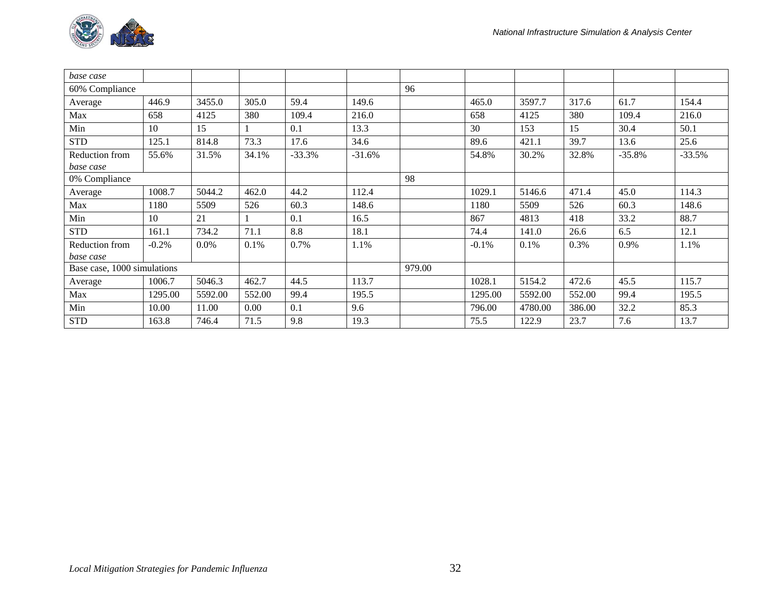| *base case* | | | | | | | | | | | |
|---|---|---|---|---|---|---|---|---|---|---|---|
| 60% Compliance | | | | | | 96 | | | | | |
| Average | 446.9 | 3455.0 | 305.0 | 59.4 | 149.6 | | 465.0 | 3597.7 | 317.6 | 61.7 | 154.4 |
| Max | 658 | 4125 | 380 | 109.4 | 216.0 | | 658 | 4125 | 380 | 109.4 | 216.0 |
| Min | 10 | 15 | 1 | 0.1 | 13.3 | | 30 | 153 | 15 | 30.4 | 50.1 |
| STD | 125.1 | 814.8 | 73.3 | 17.6 | 34.6 | | 89.6 | 421.1 | 39.7 | 13.6 | 25.6 |
| Reduction from *base case* | 55.6% | 31.5% | 34.1% | -33.3% | -31.6% | | 54.8% | 30.2% | 32.8% | -35.8% | -33.5% |
| 0% Compliance | | | | | | 98 | | | | | |
| Average | 1008.7 | 5044.2 | 462.0 | 44.2 | 112.4 | | 1029.1 | 5146.6 | 471.4 | 45.0 | 114.3 |
| Max | 1180 | 5509 | 526 | 60.3 | 148.6 | | 1180 | 5509 | 526 | 60.3 | 148.6 |
| Min | 10 | 21 | 1 | 0.1 | 16.5 | | 867 | 4813 | 418 | 33.2 | 88.7 |
| STD | 161.1 | 734.2 | 71.1 | 8.8 | 18.1 | | 74.4 | 141.0 | 26.6 | 6.5 | 12.1 |
| Reduction from *base case* | -0.2% | 0.0% | 0.1% | 0.7% | 1.1% | | -0.1% | 0.1% | 0.3% | 0.9% | 1.1% |
| Base case, 1000 simulations | | | | | | 979.00 | | | | | |
| Average | 1006.7 | 5046.3 | 462.7 | 44.5 | 113.7 | | 1028.1 | 5154.2 | 472.6 | 45.5 | 115.7 |
| Max | 1295.00 | 5592.00 | 552.00 | 99.4 | 195.5 | | 1295.00 | 5592.00 | 552.00 | 99.4 | 195.5 |
| Min | 10.00 | 11.00 | 0.00 | 0.1 | 9.6 | | 796.00 | 4780.00 | 386.00 | 32.2 | 85.3 |
| STD | 163.8 | 746.4 | 71.5 | 9.8 | 19.3 | | 75.5 | 122.9 | 23.7 | 7.6 | 13.7 |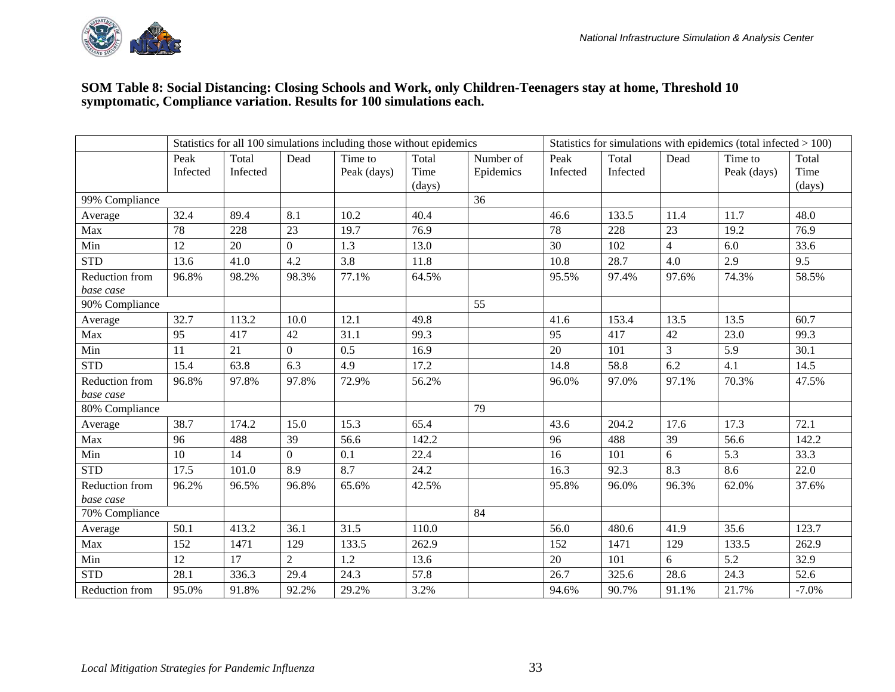**SOM Table 8: Social Distancing: Closing Schools and Work, only Children-Teenagers stay at home, Threshold 10 symptomatic, Compliance variation. Results for 100 simulations each.**

| | Statistics for all 100 simulations including those without epidemics | | | | | | Statistics for simulations with epidemics (total infected > 100) | | | | |
|---|---|---|---|---|---|---|---|---|---|---|---|
| | Peak Infected | Total Infected | Dead | Time to Peak (days) | Total Time (days) | Number of Epidemics | Peak Infected | Total Infected | Dead | Time to Peak (days) | Total Time (days) |
| 99% Compliance | | | | | | 36 | | | | | |
| Average | 32.4 | 89.4 | 8.1 | 10.2 | 40.4 | | 46.6 | 133.5 | 11.4 | 11.7 | 48.0 |
| Max | 78 | 228 | 23 | 19.7 | 76.9 | | 78 | 228 | 23 | 19.2 | 76.9 |
| Min | 12 | 20 | 0 | 1.3 | 13.0 | | 30 | 102 | 4 | 6.0 | 33.6 |
| STD | 13.6 | 41.0 | 4.2 | 3.8 | 11.8 | | 10.8 | 28.7 | 4.0 | 2.9 | 9.5 |
| Reduction from *base case* | 96.8% | 98.2% | 98.3% | 77.1% | 64.5% | | 95.5% | 97.4% | 97.6% | 74.3% | 58.5% |
| 90% Compliance | | | | | | 55 | | | | | |
| Average | 32.7 | 113.2 | 10.0 | 12.1 | 49.8 | | 41.6 | 153.4 | 13.5 | 13.5 | 60.7 |
| Max | 95 | 417 | 42 | 31.1 | 99.3 | | 95 | 417 | 42 | 23.0 | 99.3 |
| Min | 11 | 21 | 0 | 0.5 | 16.9 | | 20 | 101 | 3 | 5.9 | 30.1 |
| STD | 15.4 | 63.8 | 6.3 | 4.9 | 17.2 | | 14.8 | 58.8 | 6.2 | 4.1 | 14.5 |
| Reduction from *base case* | 96.8% | 97.8% | 97.8% | 72.9% | 56.2% | | 96.0% | 97.0% | 97.1% | 70.3% | 47.5% |
| 80% Compliance | | | | | | 79 | | | | | |
| Average | 38.7 | 174.2 | 15.0 | 15.3 | 65.4 | | 43.6 | 204.2 | 17.6 | 17.3 | 72.1 |
| Max | 96 | 488 | 39 | 56.6 | 142.2 | | 96 | 488 | 39 | 56.6 | 142.2 |
| Min | 10 | 14 | 0 | 0.1 | 22.4 | | 16 | 101 | 6 | 5.3 | 33.3 |
| STD | 17.5 | 101.0 | 8.9 | 8.7 | 24.2 | | 16.3 | 92.3 | 8.3 | 8.6 | 22.0 |
| Reduction from *base case* | 96.2% | 96.5% | 96.8% | 65.6% | 42.5% | | 95.8% | 96.0% | 96.3% | 62.0% | 37.6% |
| 70% Compliance | | | | | | 84 | | | | | |
| Average | 50.1 | 413.2 | 36.1 | 31.5 | 110.0 | | 56.0 | 480.6 | 41.9 | 35.6 | 123.7 |
| Max | 152 | 1471 | 129 | 133.5 | 262.9 | | 152 | 1471 | 129 | 133.5 | 262.9 |
| Min | 12 | 17 | 2 | 1.2 | 13.6 | | 20 | 101 | 6 | 5.2 | 32.9 |
| STD | 28.1 | 336.3 | 29.4 | 24.3 | 57.8 | | 26.7 | 325.6 | 28.6 | 24.3 | 52.6 |
| Reduction from | 95.0% | 91.8% | 92.2% | 29.2% | 3.2% | | 94.6% | 90.7% | 91.1% | 21.7% | -7.0% |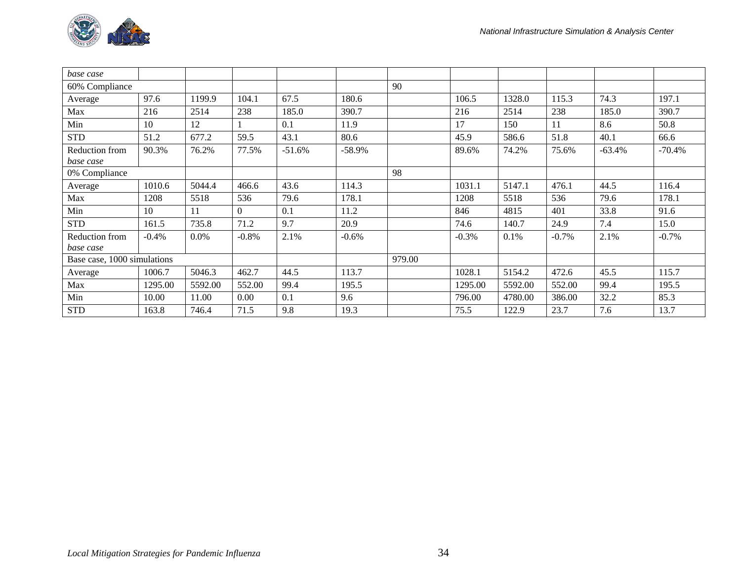| *base case* | | | | | | | | | | | |
|---|---|---|---|---|---|---|---|---|---|---|---|
| 60% Compliance | | | | | | 90 | | | | | |
| Average | 97.6 | 1199.9 | 104.1 | 67.5 | 180.6 | | 106.5 | 1328.0 | 115.3 | 74.3 | 197.1 |
| Max | 216 | 2514 | 238 | 185.0 | 390.7 | | 216 | 2514 | 238 | 185.0 | 390.7 |
| Min | 10 | 12 | 1 | 0.1 | 11.9 | | 17 | 150 | 11 | 8.6 | 50.8 |
| STD | 51.2 | 677.2 | 59.5 | 43.1 | 80.6 | | 45.9 | 586.6 | 51.8 | 40.1 | 66.6 |
| Reduction from *base case* | 90.3% | 76.2% | 77.5% | -51.6% | -58.9% | | 89.6% | 74.2% | 75.6% | -63.4% | -70.4% |
| 0% Compliance | | | | | | 98 | | | | | |
| Average | 1010.6 | 5044.4 | 466.6 | 43.6 | 114.3 | | 1031.1 | 5147.1 | 476.1 | 44.5 | 116.4 |
| Max | 1208 | 5518 | 536 | 79.6 | 178.1 | | 1208 | 5518 | 536 | 79.6 | 178.1 |
| Min | 10 | 11 | 0 | 0.1 | 11.2 | | 846 | 4815 | 401 | 33.8 | 91.6 |
| STD | 161.5 | 735.8 | 71.2 | 9.7 | 20.9 | | 74.6 | 140.7 | 24.9 | 7.4 | 15.0 |
| Reduction from *base case* | -0.4% | 0.0% | -0.8% | 2.1% | -0.6% | | -0.3% | 0.1% | -0.7% | 2.1% | -0.7% |
| Base case, 1000 simulations | | | | | | 979.00 | | | | | |
| Average | 1006.7 | 5046.3 | 462.7 | 44.5 | 113.7 | | 1028.1 | 5154.2 | 472.6 | 45.5 | 115.7 |
| Max | 1295.00 | 5592.00 | 552.00 | 99.4 | 195.5 | | 1295.00 | 5592.00 | 552.00 | 99.4 | 195.5 |
| Min | 10.00 | 11.00 | 0.00 | 0.1 | 9.6 | | 796.00 | 4780.00 | 386.00 | 32.2 | 85.3 |
| STD | 163.8 | 746.4 | 71.5 | 9.8 | 19.3 | | 75.5 | 122.9 | 23.7 | 7.6 | 13.7 |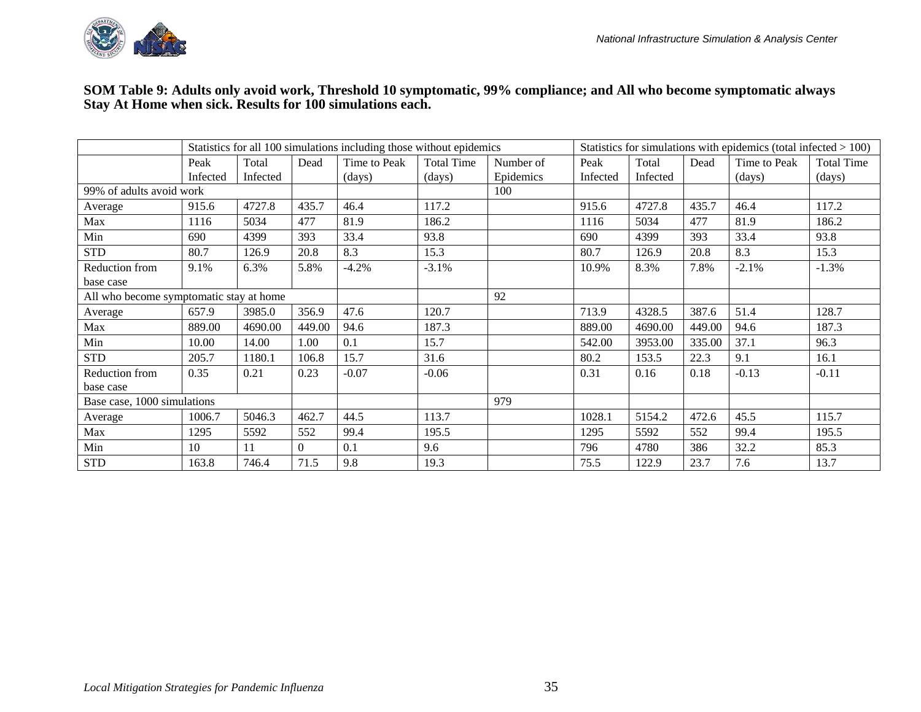**SOM Table 9: Adults only avoid work, Threshold 10 symptomatic, 99% compliance; and All who become symptomatic always Stay At Home when sick. Results for 100 simulations each.**

| | Statistics for all 100 simulations including those without epidemics | | | | | | Statistics for simulations with epidemics (total infected > 100) | | | | |
|---|---|---|---|---|---|---|---|---|---|---|---|
| | Peak Infected | Total Infected | Dead | Time to Peak (days) | Total Time (days) | Number of Epidemics | Peak Infected | Total Infected | Dead | Time to Peak (days) | Total Time (days) |
| 99% of adults avoid work | | | | | | 100 | | | | | |
| Average | 915.6 | 4727.8 | 435.7 | 46.4 | 117.2 | | 915.6 | 4727.8 | 435.7 | 46.4 | 117.2 |
| Max | 1116 | 5034 | 477 | 81.9 | 186.2 | | 1116 | 5034 | 477 | 81.9 | 186.2 |
| Min | 690 | 4399 | 393 | 33.4 | 93.8 | | 690 | 4399 | 393 | 33.4 | 93.8 |
| STD | 80.7 | 126.9 | 20.8 | 8.3 | 15.3 | | 80.7 | 126.9 | 20.8 | 8.3 | 15.3 |
| Reduction from base case | 9.1% | 6.3% | 5.8% | -4.2% | -3.1% | | 10.9% | 8.3% | 7.8% | -2.1% | -1.3% |
| All who become symptomatic stay at home | | | | | | 92 | | | | | |
| Average | 657.9 | 3985.0 | 356.9 | 47.6 | 120.7 | | 713.9 | 4328.5 | 387.6 | 51.4 | 128.7 |
| Max | 889.00 | 4690.00 | 449.00 | 94.6 | 187.3 | | 889.00 | 4690.00 | 449.00 | 94.6 | 187.3 |
| Min | 10.00 | 14.00 | 1.00 | 0.1 | 15.7 | | 542.00 | 3953.00 | 335.00 | 37.1 | 96.3 |
| STD | 205.7 | 1180.1 | 106.8 | 15.7 | 31.6 | | 80.2 | 153.5 | 22.3 | 9.1 | 16.1 |
| Reduction from base case | 0.35 | 0.21 | 0.23 | -0.07 | -0.06 | | 0.31 | 0.16 | 0.18 | -0.13 | -0.11 |
| Base case, 1000 simulations | | | | | | 979 | | | | | |
| Average | 1006.7 | 5046.3 | 462.7 | 44.5 | 113.7 | | 1028.1 | 5154.2 | 472.6 | 45.5 | 115.7 |
| Max | 1295 | 5592 | 552 | 99.4 | 195.5 | | 1295 | 5592 | 552 | 99.4 | 195.5 |
| Min | 10 | 11 | 0 | 0.1 | 9.6 | | 796 | 4780 | 386 | 32.2 | 85.3 |
| STD | 163.8 | 746.4 | 71.5 | 9.8 | 19.3 | | 75.5 | 122.9 | 23.7 | 7.6 | 13.7 |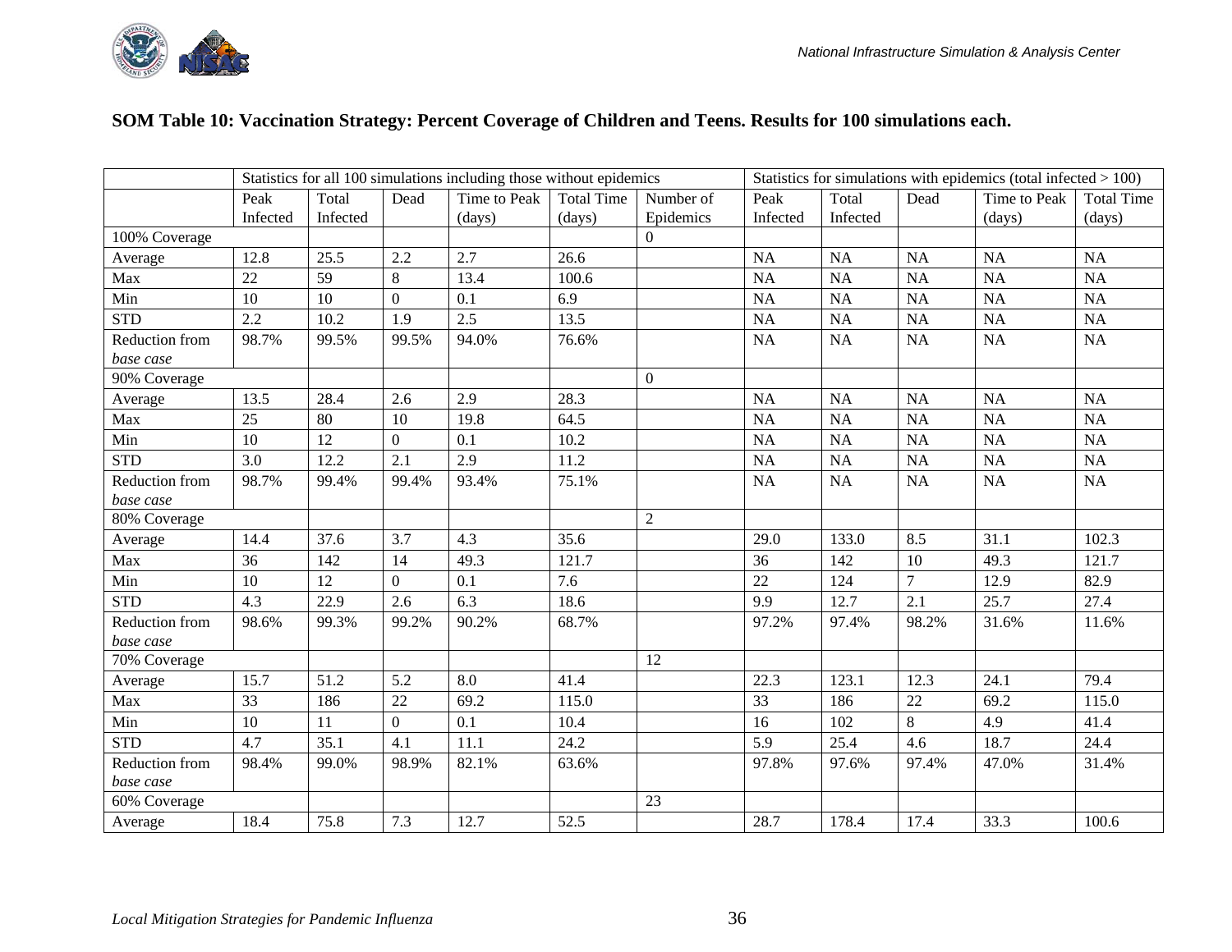**SOM Table 10: Vaccination Strategy: Percent Coverage of Children and Teens. Results for 100 simulations each.**

| | Statistics for all 100 simulations including those without epidemics | | | | | | Statistics for simulations with epidemics (total infected > 100) | | | | |
|---|---|---|---|---|---|---|---|---|---|---|---|
| | Peak Infected | Total Infected | Dead | Time to Peak (days) | Total Time (days) | Number of Epidemics | Peak Infected | Total Infected | Dead | Time to Peak (days) | Total Time (days) |
| 100% Coverage | | | | | | 0 | | | | | |
| Average | 12.8 | 25.5 | 2.2 | 2.7 | 26.6 | | NA | NA | NA | NA | NA |
| Max | 22 | 59 | 8 | 13.4 | 100.6 | | NA | NA | NA | NA | NA |
| Min | 10 | 10 | 0 | 0.1 | 6.9 | | NA | NA | NA | NA | NA |
| STD | 2.2 | 10.2 | 1.9 | 2.5 | 13.5 | | NA | NA | NA | NA | NA |
| Reduction from *base case* | 98.7% | 99.5% | 99.5% | 94.0% | 76.6% | | NA | NA | NA | NA | NA |
| 90% Coverage | | | | | | 0 | | | | | |
| Average | 13.5 | 28.4 | 2.6 | 2.9 | 28.3 | | NA | NA | NA | NA | NA |
| Max | 25 | 80 | 10 | 19.8 | 64.5 | | NA | NA | NA | NA | NA |
| Min | 10 | 12 | 0 | 0.1 | 10.2 | | NA | NA | NA | NA | NA |
| STD | 3.0 | 12.2 | 2.1 | 2.9 | 11.2 | | NA | NA | NA | NA | NA |
| Reduction from *base case* | 98.7% | 99.4% | 99.4% | 93.4% | 75.1% | | NA | NA | NA | NA | NA |
| 80% Coverage | | | | | | 2 | | | | | |
| Average | 14.4 | 37.6 | 3.7 | 4.3 | 35.6 | | 29.0 | 133.0 | 8.5 | 31.1 | 102.3 |
| Max | 36 | 142 | 14 | 49.3 | 121.7 | | 36 | 142 | 10 | 49.3 | 121.7 |
| Min | 10 | 12 | 0 | 0.1 | 7.6 | | 22 | 124 | 7 | 12.9 | 82.9 |
| STD | 4.3 | 22.9 | 2.6 | 6.3 | 18.6 | | 9.9 | 12.7 | 2.1 | 25.7 | 27.4 |
| Reduction from *base case* | 98.6% | 99.3% | 99.2% | 90.2% | 68.7% | | 97.2% | 97.4% | 98.2% | 31.6% | 11.6% |
| 70% Coverage | | | | | | 12 | | | | | |
| Average | 15.7 | 51.2 | 5.2 | 8.0 | 41.4 | | 22.3 | 123.1 | 12.3 | 24.1 | 79.4 |
| Max | 33 | 186 | 22 | 69.2 | 115.0 | | 33 | 186 | 22 | 69.2 | 115.0 |
| Min | 10 | 11 | 0 | 0.1 | 10.4 | | 16 | 102 | 8 | 4.9 | 41.4 |
| STD | 4.7 | 35.1 | 4.1 | 11.1 | 24.2 | | 5.9 | 25.4 | 4.6 | 18.7 | 24.4 |
| Reduction from *base case* | 98.4% | 99.0% | 98.9% | 82.1% | 63.6% | | 97.8% | 97.6% | 97.4% | 47.0% | 31.4% |
| 60% Coverage | | | | | | 23 | | | | | |
| Average | 18.4 | 75.8 | 7.3 | 12.7 | 52.5 | | 28.7 | 178.4 | 17.4 | 33.3 | 100.6 |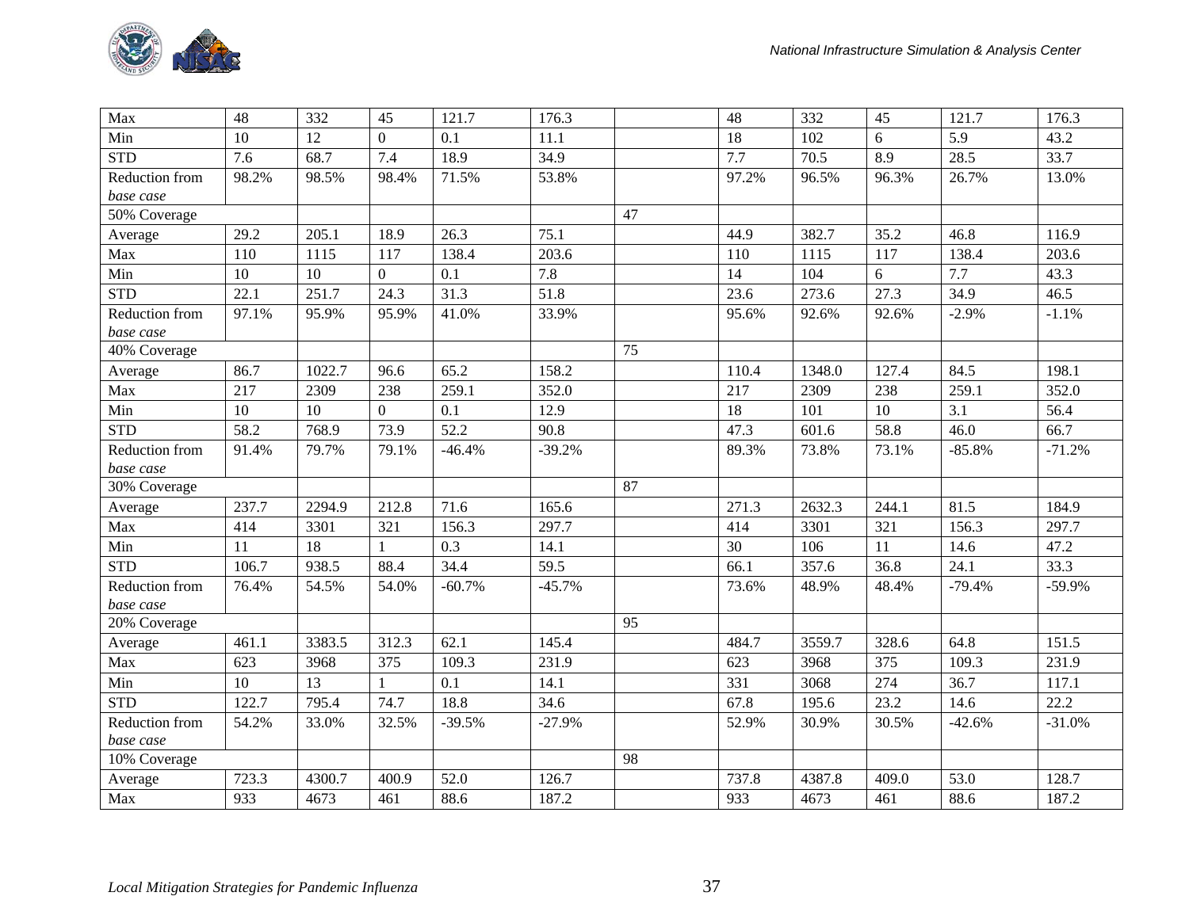| Max | 48 | 332 | 45 | 121.7 | 176.3 | | 48 | 332 | 45 | 121.7 | 176.3 |
|---|---|---|---|---|---|---|---|---|---|---|---|
| Min | 10 | 12 | 0 | 0.1 | 11.1 | | 18 | 102 | 6 | 5.9 | 43.2 |
| STD | 7.6 | 68.7 | 7.4 | 18.9 | 34.9 | | 7.7 | 70.5 | 8.9 | 28.5 | 33.7 |
| Reduction from *base case* | 98.2% | 98.5% | 98.4% | 71.5% | 53.8% | | 97.2% | 96.5% | 96.3% | 26.7% | 13.0% |
| 50% Coverage | | | | | | 47 | | | | | |
| Average | 29.2 | 205.1 | 18.9 | 26.3 | 75.1 | | 44.9 | 382.7 | 35.2 | 46.8 | 116.9 |
| Max | 110 | 1115 | 117 | 138.4 | 203.6 | | 110 | 1115 | 117 | 138.4 | 203.6 |
| Min | 10 | 10 | 0 | 0.1 | 7.8 | | 14 | 104 | 6 | 7.7 | 43.3 |
| STD | 22.1 | 251.7 | 24.3 | 31.3 | 51.8 | | 23.6 | 273.6 | 27.3 | 34.9 | 46.5 |
| Reduction from *base case* | 97.1% | 95.9% | 95.9% | 41.0% | 33.9% | | 95.6% | 92.6% | 92.6% | -2.9% | -1.1% |
| 40% Coverage | | | | | | 75 | | | | | |
| Average | 86.7 | 1022.7 | 96.6 | 65.2 | 158.2 | | 110.4 | 1348.0 | 127.4 | 84.5 | 198.1 |
| Max | 217 | 2309 | 238 | 259.1 | 352.0 | | 217 | 2309 | 238 | 259.1 | 352.0 |
| Min | 10 | 10 | 0 | 0.1 | 12.9 | | 18 | 101 | 10 | 3.1 | 56.4 |
| STD | 58.2 | 768.9 | 73.9 | 52.2 | 90.8 | | 47.3 | 601.6 | 58.8 | 46.0 | 66.7 |
| Reduction from *base case* | 91.4% | 79.7% | 79.1% | -46.4% | -39.2% | | 89.3% | 73.8% | 73.1% | -85.8% | -71.2% |
| 30% Coverage | | | | | | 87 | | | | | |
| Average | 237.7 | 2294.9 | 212.8 | 71.6 | 165.6 | | 271.3 | 2632.3 | 244.1 | 81.5 | 184.9 |
| Max | 414 | 3301 | 321 | 156.3 | 297.7 | | 414 | 3301 | 321 | 156.3 | 297.7 |
| Min | 11 | 18 | 1 | 0.3 | 14.1 | | 30 | 106 | 11 | 14.6 | 47.2 |
| STD | 106.7 | 938.5 | 88.4 | 34.4 | 59.5 | | 66.1 | 357.6 | 36.8 | 24.1 | 33.3 |
| Reduction from *base case* | 76.4% | 54.5% | 54.0% | -60.7% | -45.7% | | 73.6% | 48.9% | 48.4% | -79.4% | -59.9% |
| 20% Coverage | | | | | | 95 | | | | | |
| Average | 461.1 | 3383.5 | 312.3 | 62.1 | 145.4 | | 484.7 | 3559.7 | 328.6 | 64.8 | 151.5 |
| Max | 623 | 3968 | 375 | 109.3 | 231.9 | | 623 | 3968 | 375 | 109.3 | 231.9 |
| Min | 10 | 13 | 1 | 0.1 | 14.1 | | 331 | 3068 | 274 | 36.7 | 117.1 |
| STD | 122.7 | 795.4 | 74.7 | 18.8 | 34.6 | | 67.8 | 195.6 | 23.2 | 14.6 | 22.2 |
| Reduction from *base case* | 54.2% | 33.0% | 32.5% | -39.5% | -27.9% | | 52.9% | 30.9% | 30.5% | -42.6% | -31.0% |
| 10% Coverage | | | | | | 98 | | | | | |
| Average | 723.3 | 4300.7 | 400.9 | 52.0 | 126.7 | | 737.8 | 4387.8 | 409.0 | 53.0 | 128.7 |
| Max | 933 | 4673 | 461 | 88.6 | 187.2 | | 933 | 4673 | 461 | 88.6 | 187.2 |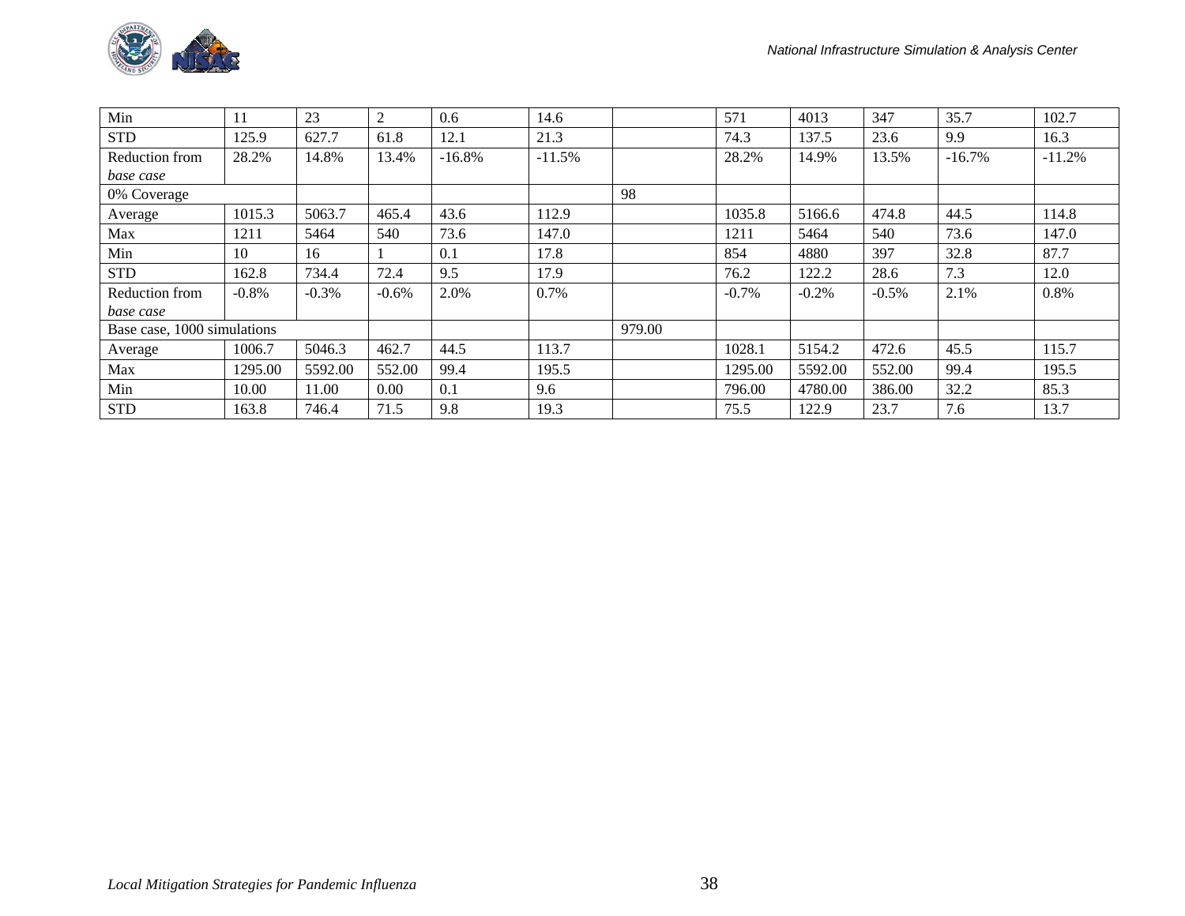| | | | | | | | | | | | |
|---|---|---|---|---|---|---|---|---|---|---|---|
| Min | 11 | 23 | 2 | 0.6 | 14.6 | | 571 | 4013 | 347 | 35.7 | 102.7 |
| STD | 125.9 | 627.7 | 61.8 | 12.1 | 21.3 | | 74.3 | 137.5 | 23.6 | 9.9 | 16.3 |
| Reduction from *base case* | 28.2% | 14.8% | 13.4% | -16.8% | -11.5% | | 28.2% | 14.9% | 13.5% | -16.7% | -11.2% |
| 0% Coverage | | | | | | 98 | | | | | |
| Average | 1015.3 | 5063.7 | 465.4 | 43.6 | 112.9 | | 1035.8 | 5166.6 | 474.8 | 44.5 | 114.8 |
| Max | 1211 | 5464 | 540 | 73.6 | 147.0 | | 1211 | 5464 | 540 | 73.6 | 147.0 |
| Min | 10 | 16 | 1 | 0.1 | 17.8 | | 854 | 4880 | 397 | 32.8 | 87.7 |
| STD | 162.8 | 734.4 | 72.4 | 9.5 | 17.9 | | 76.2 | 122.2 | 28.6 | 7.3 | 12.0 |
| Reduction from *base case* | -0.8% | -0.3% | -0.6% | 2.0% | 0.7% | | -0.7% | -0.2% | -0.5% | 2.1% | 0.8% |
| Base case, 1000 simulations | | | | | | 979.00 | | | | | |
| Average | 1006.7 | 5046.3 | 462.7 | 44.5 | 113.7 | | 1028.1 | 5154.2 | 472.6 | 45.5 | 115.7 |
| Max | 1295.00 | 5592.00 | 552.00 | 99.4 | 195.5 | | 1295.00 | 5592.00 | 552.00 | 99.4 | 195.5 |
| Min | 10.00 | 11.00 | 0.00 | 0.1 | 9.6 | | 796.00 | 4780.00 | 386.00 | 32.2 | 85.3 |
| STD | 163.8 | 746.4 | 71.5 | 9.8 | 19.3 | | 75.5 | 122.9 | 23.7 | 7.6 | 13.7 |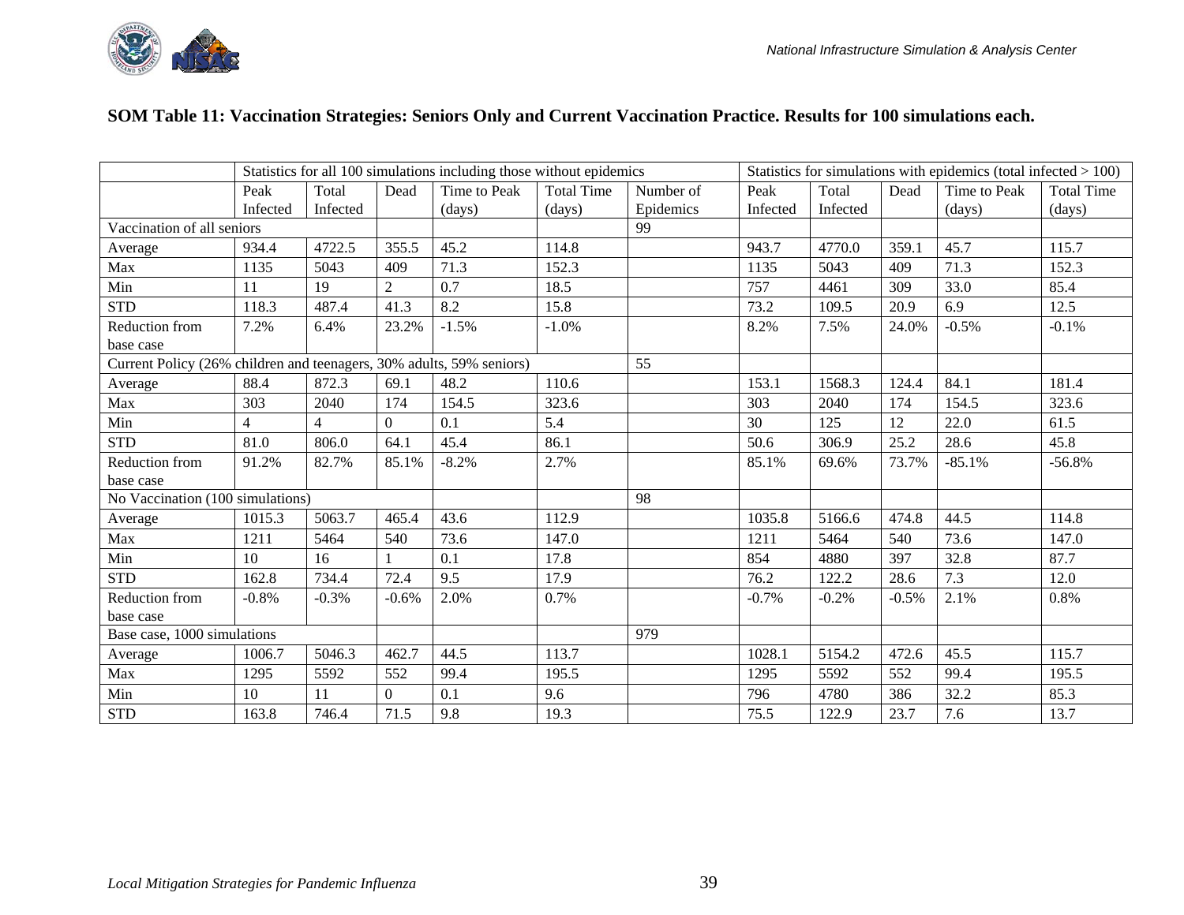**SOM Table 11: Vaccination Strategies: Seniors Only and Current Vaccination Practice. Results for 100 simulations each.**

| | Statistics for all 100 simulations including those without epidemics | | | | | | Statistics for simulations with epidemics (total infected > 100) | | | | |
|---|---|---|---|---|---|---|---|---|---|---|---|
| | Peak Infected | Total Infected | Dead | Time to Peak (days) | Total Time (days) | Number of Epidemics | Peak Infected | Total Infected | Dead | Time to Peak (days) | Total Time (days) |
| Vaccination of all seniors | | | | | | 99 | | | | | |
| Average | 934.4 | 4722.5 | 355.5 | 45.2 | 114.8 | | 943.7 | 4770.0 | 359.1 | 45.7 | 115.7 |
| Max | 1135 | 5043 | 409 | 71.3 | 152.3 | | 1135 | 5043 | 409 | 71.3 | 152.3 |
| Min | 11 | 19 | 2 | 0.7 | 18.5 | | 757 | 4461 | 309 | 33.0 | 85.4 |
| STD | 118.3 | 487.4 | 41.3 | 8.2 | 15.8 | | 73.2 | 109.5 | 20.9 | 6.9 | 12.5 |
| Reduction from base case | 7.2% | 6.4% | 23.2% | -1.5% | -1.0% | | 8.2% | 7.5% | 24.0% | -0.5% | -0.1% |
| Current Policy (26% children and teenagers, 30% adults, 59% seniors) | | | | | | 55 | | | | | |
| Average | 88.4 | 872.3 | 69.1 | 48.2 | 110.6 | | 153.1 | 1568.3 | 124.4 | 84.1 | 181.4 |
| Max | 303 | 2040 | 174 | 154.5 | 323.6 | | 303 | 2040 | 174 | 154.5 | 323.6 |
| Min | 4 | 4 | 0 | 0.1 | 5.4 | | 30 | 125 | 12 | 22.0 | 61.5 |
| STD | 81.0 | 806.0 | 64.1 | 45.4 | 86.1 | | 50.6 | 306.9 | 25.2 | 28.6 | 45.8 |
| Reduction from base case | 91.2% | 82.7% | 85.1% | -8.2% | 2.7% | | 85.1% | 69.6% | 73.7% | -85.1% | -56.8% |
| No Vaccination (100 simulations) | | | | | | 98 | | | | | |
| Average | 1015.3 | 5063.7 | 465.4 | 43.6 | 112.9 | | 1035.8 | 5166.6 | 474.8 | 44.5 | 114.8 |
| Max | 1211 | 5464 | 540 | 73.6 | 147.0 | | 1211 | 5464 | 540 | 73.6 | 147.0 |
| Min | 10 | 16 | 1 | 0.1 | 17.8 | | 854 | 4880 | 397 | 32.8 | 87.7 |
| STD | 162.8 | 734.4 | 72.4 | 9.5 | 17.9 | | 76.2 | 122.2 | 28.6 | 7.3 | 12.0 |
| Reduction from base case | -0.8% | -0.3% | -0.6% | 2.0% | 0.7% | | -0.7% | -0.2% | -0.5% | 2.1% | 0.8% |
| Base case, 1000 simulations | | | | | | 979 | | | | | |
| Average | 1006.7 | 5046.3 | 462.7 | 44.5 | 113.7 | | 1028.1 | 5154.2 | 472.6 | 45.5 | 115.7 |
| Max | 1295 | 5592 | 552 | 99.4 | 195.5 | | 1295 | 5592 | 552 | 99.4 | 195.5 |
| Min | 10 | 11 | 0 | 0.1 | 9.6 | | 796 | 4780 | 386 | 32.2 | 85.3 |
| STD | 163.8 | 746.4 | 71.5 | 9.8 | 19.3 | | 75.5 | 122.9 | 23.7 | 7.6 | 13.7 |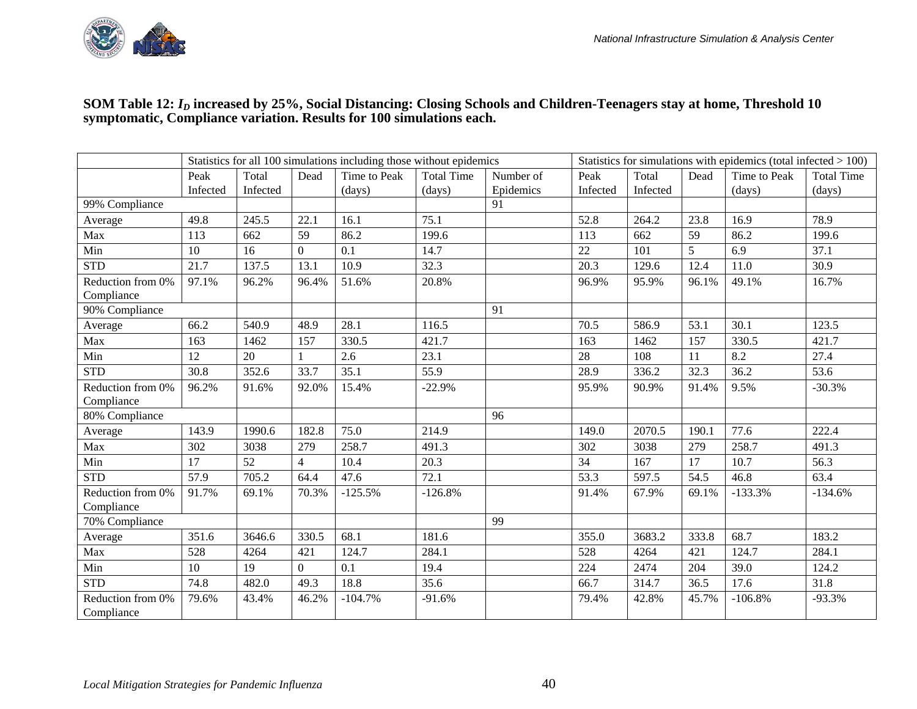**SOM Table 12: $I_D$ increased by 25%, Social Distancing: Closing Schools and Children-Teenagers stay at home, Threshold 10 symptomatic, Compliance variation. Results for 100 simulations each.**

| | Statistics for all 100 simulations including those without epidemics | | | | | | Statistics for simulations with epidemics (total infected > 100) | | | | |
|---|---|---|---|---|---|---|---|---|---|---|---|
| | Peak Infected | Total Infected | Dead | Time to Peak (days) | Total Time (days) | Number of Epidemics | Peak Infected | Total Infected | Dead | Time to Peak (days) | Total Time (days) |
| 99% Compliance | | | | | | 91 | | | | | |
| Average | 49.8 | 245.5 | 22.1 | 16.1 | 75.1 | | 52.8 | 264.2 | 23.8 | 16.9 | 78.9 |
| Max | 113 | 662 | 59 | 86.2 | 199.6 | | 113 | 662 | 59 | 86.2 | 199.6 |
| Min | 10 | 16 | 0 | 0.1 | 14.7 | | 22 | 101 | 5 | 6.9 | 37.1 |
| STD | 21.7 | 137.5 | 13.1 | 10.9 | 32.3 | | 20.3 | 129.6 | 12.4 | 11.0 | 30.9 |
| Reduction from 0% Compliance | 97.1% | 96.2% | 96.4% | 51.6% | 20.8% | | 96.9% | 95.9% | 96.1% | 49.1% | 16.7% |
| 90% Compliance | | | | | | 91 | | | | | |
| Average | 66.2 | 540.9 | 48.9 | 28.1 | 116.5 | | 70.5 | 586.9 | 53.1 | 30.1 | 123.5 |
| Max | 163 | 1462 | 157 | 330.5 | 421.7 | | 163 | 1462 | 157 | 330.5 | 421.7 |
| Min | 12 | 20 | 1 | 2.6 | 23.1 | | 28 | 108 | 11 | 8.2 | 27.4 |
| STD | 30.8 | 352.6 | 33.7 | 35.1 | 55.9 | | 28.9 | 336.2 | 32.3 | 36.2 | 53.6 |
| Reduction from 0% Compliance | 96.2% | 91.6% | 92.0% | 15.4% | -22.9% | | 95.9% | 90.9% | 91.4% | 9.5% | -30.3% |
| 80% Compliance | | | | | | 96 | | | | | |
| Average | 143.9 | 1990.6 | 182.8 | 75.0 | 214.9 | | 149.0 | 2070.5 | 190.1 | 77.6 | 222.4 |
| Max | 302 | 3038 | 279 | 258.7 | 491.3 | | 302 | 3038 | 279 | 258.7 | 491.3 |
| Min | 17 | 52 | 4 | 10.4 | 20.3 | | 34 | 167 | 17 | 10.7 | 56.3 |
| STD | 57.9 | 705.2 | 64.4 | 47.6 | 72.1 | | 53.3 | 597.5 | 54.5 | 46.8 | 63.4 |
| Reduction from 0% Compliance | 91.7% | 69.1% | 70.3% | -125.5% | -126.8% | | 91.4% | 67.9% | 69.1% | -133.3% | -134.6% |
| 70% Compliance | | | | | | 99 | | | | | |
| Average | 351.6 | 3646.6 | 330.5 | 68.1 | 181.6 | | 355.0 | 3683.2 | 333.8 | 68.7 | 183.2 |
| Max | 528 | 4264 | 421 | 124.7 | 284.1 | | 528 | 4264 | 421 | 124.7 | 284.1 |
| Min | 10 | 19 | 0 | 0.1 | 19.4 | | 224 | 2474 | 204 | 39.0 | 124.2 |
| STD | 74.8 | 482.0 | 49.3 | 18.8 | 35.6 | | 66.7 | 314.7 | 36.5 | 17.6 | 31.8 |
| Reduction from 0% Compliance | 79.6% | 43.4% | 46.2% | -104.7% | -91.6% | | 79.4% | 42.8% | 45.7% | -106.8% | -93.3% |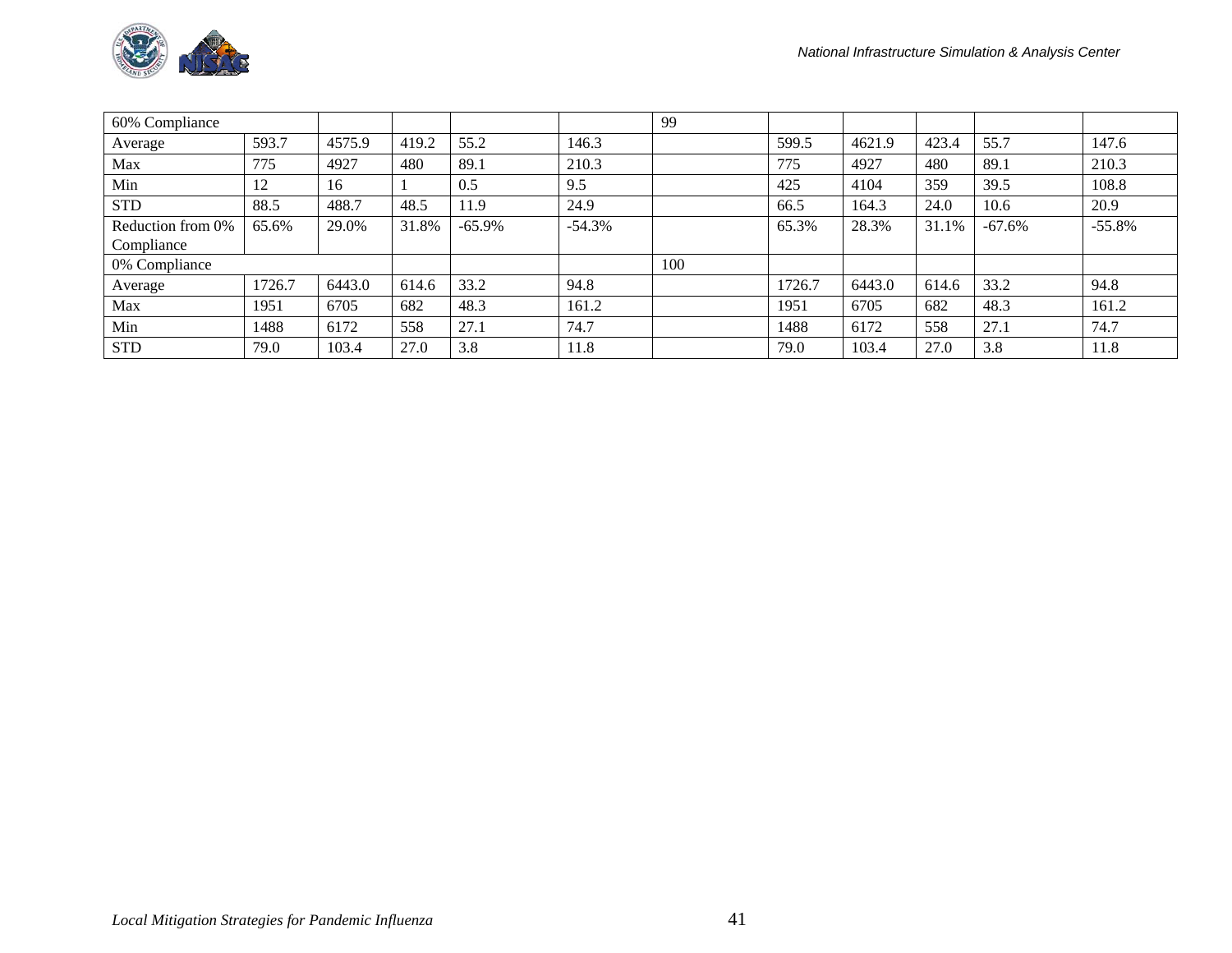| 60% Compliance | | | | | | 99 | | | | | |
|---|---|---|---|---|---|---|---|---|---|---|---|
| Average | 593.7 | 4575.9 | 419.2 | 55.2 | 146.3 | | 599.5 | 4621.9 | 423.4 | 55.7 | 147.6 |
| Max | 775 | 4927 | 480 | 89.1 | 210.3 | | 775 | 4927 | 480 | 89.1 | 210.3 |
| Min | 12 | 16 | 1 | 0.5 | 9.5 | | 425 | 4104 | 359 | 39.5 | 108.8 |
| STD | 88.5 | 488.7 | 48.5 | 11.9 | 24.9 | | 66.5 | 164.3 | 24.0 | 10.6 | 20.9 |
| Reduction from 0% Compliance | 65.6% | 29.0% | 31.8% | -65.9% | -54.3% | | 65.3% | 28.3% | 31.1% | -67.6% | -55.8% |
| 0% Compliance | | | | | | 100 | | | | | |
| Average | 1726.7 | 6443.0 | 614.6 | 33.2 | 94.8 | | 1726.7 | 6443.0 | 614.6 | 33.2 | 94.8 |
| Max | 1951 | 6705 | 682 | 48.3 | 161.2 | | 1951 | 6705 | 682 | 48.3 | 161.2 |
| Min | 1488 | 6172 | 558 | 27.1 | 74.7 | | 1488 | 6172 | 558 | 27.1 | 74.7 |
| STD | 79.0 | 103.4 | 27.0 | 3.8 | 11.8 | | 79.0 | 103.4 | 27.0 | 3.8 | 11.8 |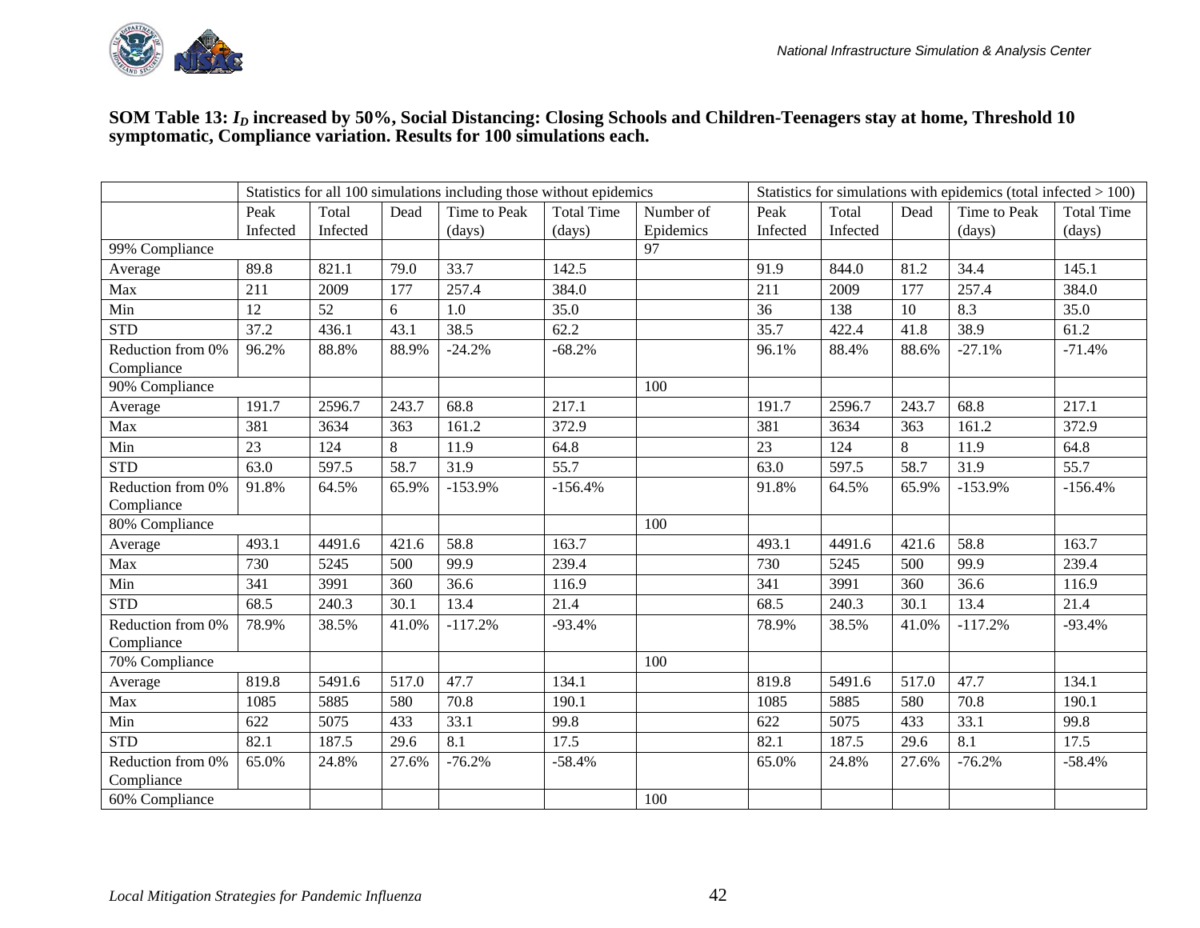**SOM Table 13: $I_D$ increased by 50%, Social Distancing: Closing Schools and Children-Teenagers stay at home, Threshold 10 symptomatic, Compliance variation. Results for 100 simulations each.**

| | Statistics for all 100 simulations including those without epidemics | | | | | | Statistics for simulations with epidemics (total infected > 100) | | | | |
|---|---|---|---|---|---|---|---|---|---|---|---|
| | Peak Infected | Total Infected | Dead | Time to Peak (days) | Total Time (days) | Number of Epidemics | Peak Infected | Total Infected | Dead | Time to Peak (days) | Total Time (days) |
| 99% Compliance | | | | | | 97 | | | | | |
| Average | 89.8 | 821.1 | 79.0 | 33.7 | 142.5 | | 91.9 | 844.0 | 81.2 | 34.4 | 145.1 |
| Max | 211 | 2009 | 177 | 257.4 | 384.0 | | 211 | 2009 | 177 | 257.4 | 384.0 |
| Min | 12 | 52 | 6 | 1.0 | 35.0 | | 36 | 138 | 10 | 8.3 | 35.0 |
| STD | 37.2 | 436.1 | 43.1 | 38.5 | 62.2 | | 35.7 | 422.4 | 41.8 | 38.9 | 61.2 |
| Reduction from 0% Compliance | 96.2% | 88.8% | 88.9% | -24.2% | -68.2% | | 96.1% | 88.4% | 88.6% | -27.1% | -71.4% |
| 90% Compliance | | | | | | 100 | | | | | |
| Average | 191.7 | 2596.7 | 243.7 | 68.8 | 217.1 | | 191.7 | 2596.7 | 243.7 | 68.8 | 217.1 |
| Max | 381 | 3634 | 363 | 161.2 | 372.9 | | 381 | 3634 | 363 | 161.2 | 372.9 |
| Min | 23 | 124 | 8 | 11.9 | 64.8 | | 23 | 124 | 8 | 11.9 | 64.8 |
| STD | 63.0 | 597.5 | 58.7 | 31.9 | 55.7 | | 63.0 | 597.5 | 58.7 | 31.9 | 55.7 |
| Reduction from 0% Compliance | 91.8% | 64.5% | 65.9% | -153.9% | -156.4% | | 91.8% | 64.5% | 65.9% | -153.9% | -156.4% |
| 80% Compliance | | | | | | 100 | | | | | |
| Average | 493.1 | 4491.6 | 421.6 | 58.8 | 163.7 | | 493.1 | 4491.6 | 421.6 | 58.8 | 163.7 |
| Max | 730 | 5245 | 500 | 99.9 | 239.4 | | 730 | 5245 | 500 | 99.9 | 239.4 |
| Min | 341 | 3991 | 360 | 36.6 | 116.9 | | 341 | 3991 | 360 | 36.6 | 116.9 |
| STD | 68.5 | 240.3 | 30.1 | 13.4 | 21.4 | | 68.5 | 240.3 | 30.1 | 13.4 | 21.4 |
| Reduction from 0% Compliance | 78.9% | 38.5% | 41.0% | -117.2% | -93.4% | | 78.9% | 38.5% | 41.0% | -117.2% | -93.4% |
| 70% Compliance | | | | | | 100 | | | | | |
| Average | 819.8 | 5491.6 | 517.0 | 47.7 | 134.1 | | 819.8 | 5491.6 | 517.0 | 47.7 | 134.1 |
| Max | 1085 | 5885 | 580 | 70.8 | 190.1 | | 1085 | 5885 | 580 | 70.8 | 190.1 |
| Min | 622 | 5075 | 433 | 33.1 | 99.8 | | 622 | 5075 | 433 | 33.1 | 99.8 |
| STD | 82.1 | 187.5 | 29.6 | 8.1 | 17.5 | | 82.1 | 187.5 | 29.6 | 8.1 | 17.5 |
| Reduction from 0% Compliance | 65.0% | 24.8% | 27.6% | -76.2% | -58.4% | | 65.0% | 24.8% | 27.6% | -76.2% | -58.4% |
| 60% Compliance | | | | | | 100 | | | | | |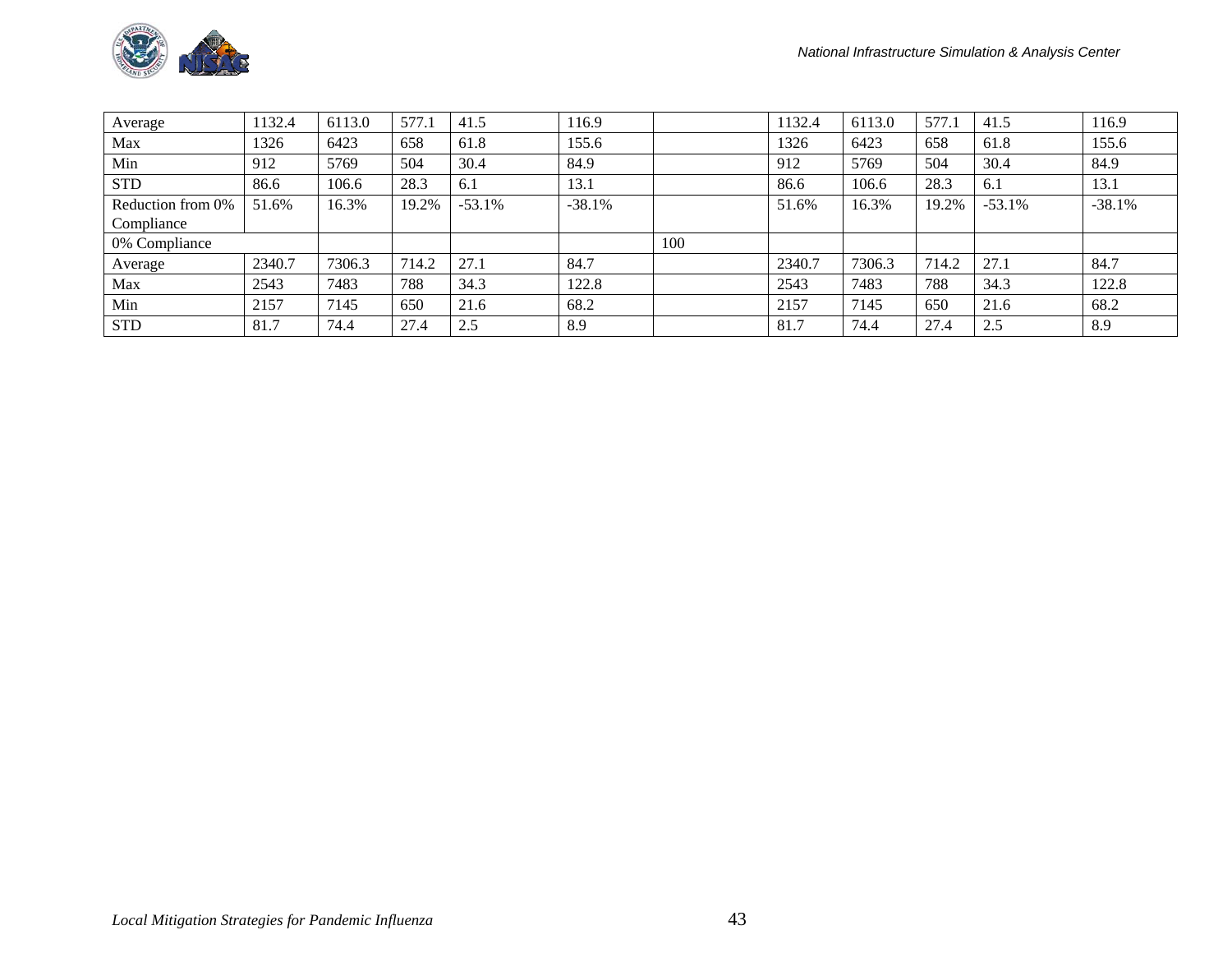| Average | 1132.4 | 6113.0 | 577.1 | 41.5 | 116.9 | | 1132.4 | 6113.0 | 577.1 | 41.5 | 116.9 |
|---|---|---|---|---|---|---|---|---|---|---|---|
| Max | 1326 | 6423 | 658 | 61.8 | 155.6 | | 1326 | 6423 | 658 | 61.8 | 155.6 |
| Min | 912 | 5769 | 504 | 30.4 | 84.9 | | 912 | 5769 | 504 | 30.4 | 84.9 |
| STD | 86.6 | 106.6 | 28.3 | 6.1 | 13.1 | | 86.6 | 106.6 | 28.3 | 6.1 | 13.1 |
| Reduction from 0% Compliance | 51.6% | 16.3% | 19.2% | -53.1% | -38.1% | | 51.6% | 16.3% | 19.2% | -53.1% | -38.1% |
| 0% Compliance | | | | | | 100 | | | | | |
| Average | 2340.7 | 7306.3 | 714.2 | 27.1 | 84.7 | | 2340.7 | 7306.3 | 714.2 | 27.1 | 84.7 |
| Max | 2543 | 7483 | 788 | 34.3 | 122.8 | | 2543 | 7483 | 788 | 34.3 | 122.8 |
| Min | 2157 | 7145 | 650 | 21.6 | 68.2 | | 2157 | 7145 | 650 | 21.6 | 68.2 |
| STD | 81.7 | 74.4 | 27.4 | 2.5 | 8.9 | | 81.7 | 74.4 | 27.4 | 2.5 | 8.9 |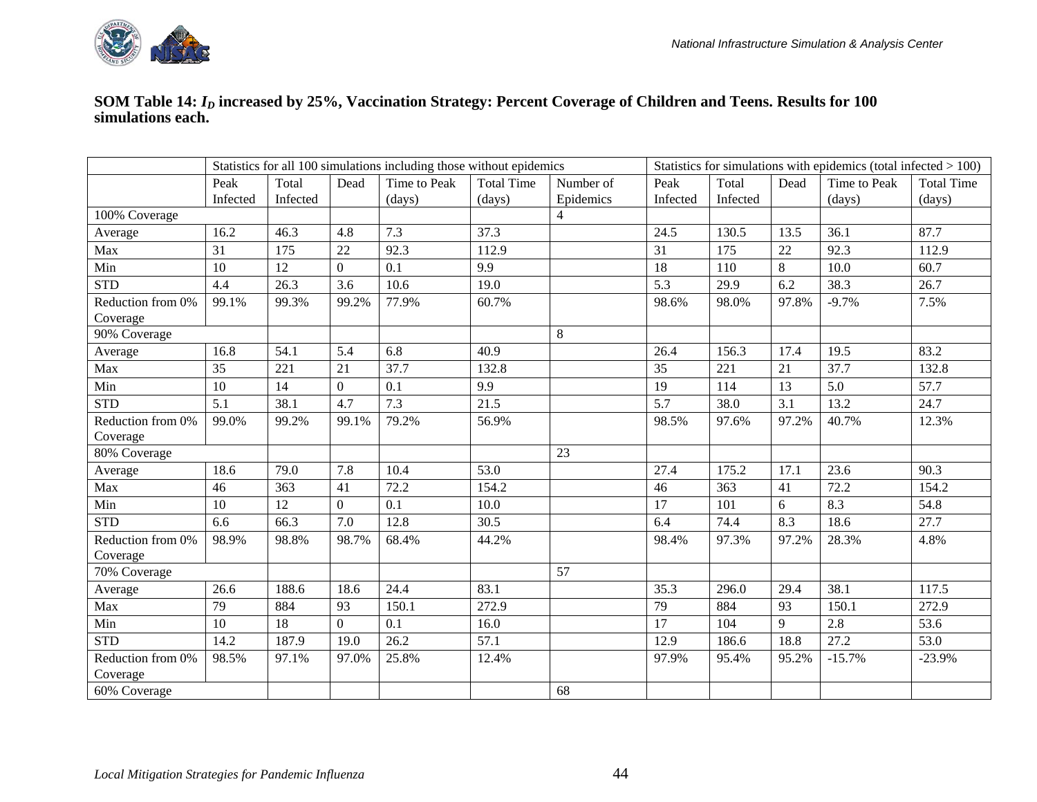**SOM Table 14: $I_D$ increased by 25%, Vaccination Strategy: Percent Coverage of Children and Teens. Results for 100 simulations each.**

| | Statistics for all 100 simulations including those without epidemics | | | | | | Statistics for simulations with epidemics (total infected > 100) | | | | |
|---|---|---|---|---|---|---|---|---|---|---|---|
| | Peak Infected | Total Infected | Dead | Time to Peak (days) | Total Time (days) | Number of Epidemics | Peak Infected | Total Infected | Dead | Time to Peak (days) | Total Time (days) |
| 100% Coverage | | | | | | 4 | | | | | |
| Average | 16.2 | 46.3 | 4.8 | 7.3 | 37.3 | | 24.5 | 130.5 | 13.5 | 36.1 | 87.7 |
| Max | 31 | 175 | 22 | 92.3 | 112.9 | | 31 | 175 | 22 | 92.3 | 112.9 |
| Min | 10 | 12 | 0 | 0.1 | 9.9 | | 18 | 110 | 8 | 10.0 | 60.7 |
| STD | 4.4 | 26.3 | 3.6 | 10.6 | 19.0 | | 5.3 | 29.9 | 6.2 | 38.3 | 26.7 |
| Reduction from 0% Coverage | 99.1% | 99.3% | 99.2% | 77.9% | 60.7% | | 98.6% | 98.0% | 97.8% | -9.7% | 7.5% |
| 90% Coverage | | | | | | 8 | | | | | |
| Average | 16.8 | 54.1 | 5.4 | 6.8 | 40.9 | | 26.4 | 156.3 | 17.4 | 19.5 | 83.2 |
| Max | 35 | 221 | 21 | 37.7 | 132.8 | | 35 | 221 | 21 | 37.7 | 132.8 |
| Min | 10 | 14 | 0 | 0.1 | 9.9 | | 19 | 114 | 13 | 5.0 | 57.7 |
| STD | 5.1 | 38.1 | 4.7 | 7.3 | 21.5 | | 5.7 | 38.0 | 3.1 | 13.2 | 24.7 |
| Reduction from 0% Coverage | 99.0% | 99.2% | 99.1% | 79.2% | 56.9% | | 98.5% | 97.6% | 97.2% | 40.7% | 12.3% |
| 80% Coverage | | | | | | 23 | | | | | |
| Average | 18.6 | 79.0 | 7.8 | 10.4 | 53.0 | | 27.4 | 175.2 | 17.1 | 23.6 | 90.3 |
| Max | 46 | 363 | 41 | 72.2 | 154.2 | | 46 | 363 | 41 | 72.2 | 154.2 |
| Min | 10 | 12 | 0 | 0.1 | 10.0 | | 17 | 101 | 6 | 8.3 | 54.8 |
| STD | 6.6 | 66.3 | 7.0 | 12.8 | 30.5 | | 6.4 | 74.4 | 8.3 | 18.6 | 27.7 |
| Reduction from 0% Coverage | 98.9% | 98.8% | 98.7% | 68.4% | 44.2% | | 98.4% | 97.3% | 97.2% | 28.3% | 4.8% |
| 70% Coverage | | | | | | 57 | | | | | |
| Average | 26.6 | 188.6 | 18.6 | 24.4 | 83.1 | | 35.3 | 296.0 | 29.4 | 38.1 | 117.5 |
| Max | 79 | 884 | 93 | 150.1 | 272.9 | | 79 | 884 | 93 | 150.1 | 272.9 |
| Min | 10 | 18 | 0 | 0.1 | 16.0 | | 17 | 104 | 9 | 2.8 | 53.6 |
| STD | 14.2 | 187.9 | 19.0 | 26.2 | 57.1 | | 12.9 | 186.6 | 18.8 | 27.2 | 53.0 |
| Reduction from 0% Coverage | 98.5% | 97.1% | 97.0% | 25.8% | 12.4% | | 97.9% | 95.4% | 95.2% | -15.7% | -23.9% |
| 60% Coverage | | | | | | 68 | | | | | |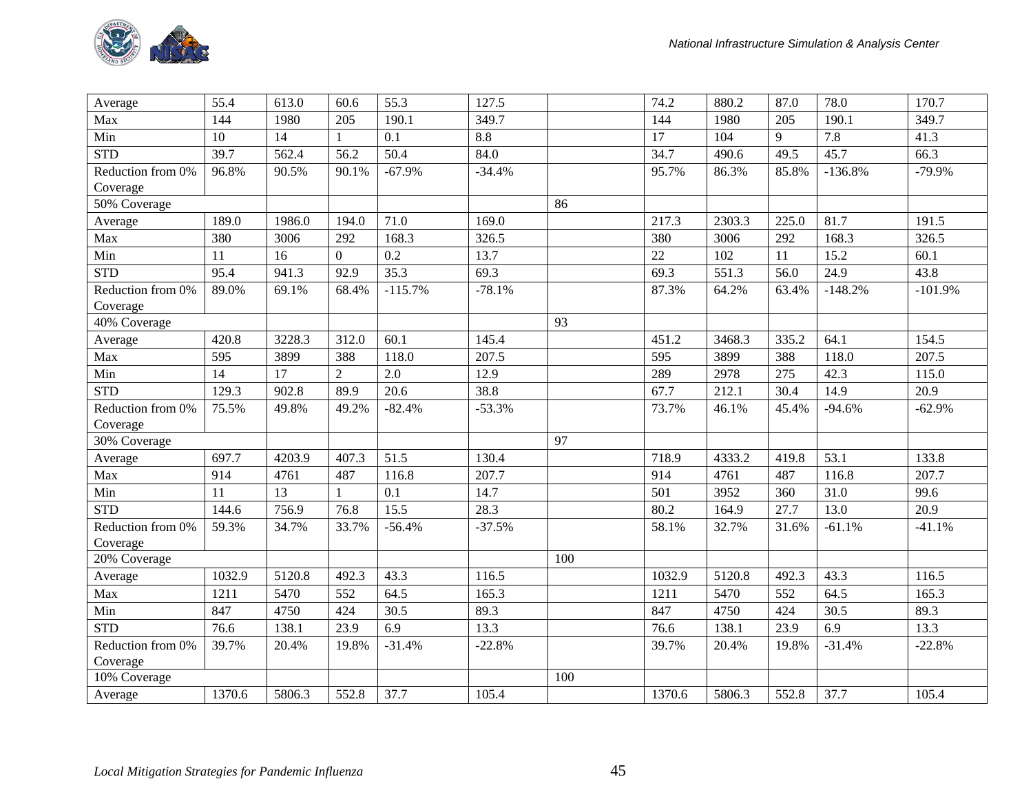| | | | | | | | | | | | |
|---|---|---|---|---|---|---|---|---|---|---|---|
| Average | 55.4 | 613.0 | 60.6 | 55.3 | 127.5 | | 74.2 | 880.2 | 87.0 | 78.0 | 170.7 |
| Max | 144 | 1980 | 205 | 190.1 | 349.7 | | 144 | 1980 | 205 | 190.1 | 349.7 |
| Min | 10 | 14 | 1 | 0.1 | 8.8 | | 17 | 104 | 9 | 7.8 | 41.3 |
| STD | 39.7 | 562.4 | 56.2 | 50.4 | 84.0 | | 34.7 | 490.6 | 49.5 | 45.7 | 66.3 |
| Reduction from 0% Coverage | 96.8% | 90.5% | 90.1% | -67.9% | -34.4% | | 95.7% | 86.3% | 85.8% | -136.8% | -79.9% |
| 50% Coverage | | | | | | 86 | | | | | |
| Average | 189.0 | 1986.0 | 194.0 | 71.0 | 169.0 | | 217.3 | 2303.3 | 225.0 | 81.7 | 191.5 |
| Max | 380 | 3006 | 292 | 168.3 | 326.5 | | 380 | 3006 | 292 | 168.3 | 326.5 |
| Min | 11 | 16 | 0 | 0.2 | 13.7 | | 22 | 102 | 11 | 15.2 | 60.1 |
| STD | 95.4 | 941.3 | 92.9 | 35.3 | 69.3 | | 69.3 | 551.3 | 56.0 | 24.9 | 43.8 |
| Reduction from 0% Coverage | 89.0% | 69.1% | 68.4% | -115.7% | -78.1% | | 87.3% | 64.2% | 63.4% | -148.2% | -101.9% |
| 40% Coverage | | | | | | 93 | | | | | |
| Average | 420.8 | 3228.3 | 312.0 | 60.1 | 145.4 | | 451.2 | 3468.3 | 335.2 | 64.1 | 154.5 |
| Max | 595 | 3899 | 388 | 118.0 | 207.5 | | 595 | 3899 | 388 | 118.0 | 207.5 |
| Min | 14 | 17 | 2 | 2.0 | 12.9 | | 289 | 2978 | 275 | 42.3 | 115.0 |
| STD | 129.3 | 902.8 | 89.9 | 20.6 | 38.8 | | 67.7 | 212.1 | 30.4 | 14.9 | 20.9 |
| Reduction from 0% Coverage | 75.5% | 49.8% | 49.2% | -82.4% | -53.3% | | 73.7% | 46.1% | 45.4% | -94.6% | -62.9% |
| 30% Coverage | | | | | | 97 | | | | | |
| Average | 697.7 | 4203.9 | 407.3 | 51.5 | 130.4 | | 718.9 | 4333.2 | 419.8 | 53.1 | 133.8 |
| Max | 914 | 4761 | 487 | 116.8 | 207.7 | | 914 | 4761 | 487 | 116.8 | 207.7 |
| Min | 11 | 13 | 1 | 0.1 | 14.7 | | 501 | 3952 | 360 | 31.0 | 99.6 |
| STD | 144.6 | 756.9 | 76.8 | 15.5 | 28.3 | | 80.2 | 164.9 | 27.7 | 13.0 | 20.9 |
| Reduction from 0% Coverage | 59.3% | 34.7% | 33.7% | -56.4% | -37.5% | | 58.1% | 32.7% | 31.6% | -61.1% | -41.1% |
| 20% Coverage | | | | | | 100 | | | | | |
| Average | 1032.9 | 5120.8 | 492.3 | 43.3 | 116.5 | | 1032.9 | 5120.8 | 492.3 | 43.3 | 116.5 |
| Max | 1211 | 5470 | 552 | 64.5 | 165.3 | | 1211 | 5470 | 552 | 64.5 | 165.3 |
| Min | 847 | 4750 | 424 | 30.5 | 89.3 | | 847 | 4750 | 424 | 30.5 | 89.3 |
| STD | 76.6 | 138.1 | 23.9 | 6.9 | 13.3 | | 76.6 | 138.1 | 23.9 | 6.9 | 13.3 |
| Reduction from 0% Coverage | 39.7% | 20.4% | 19.8% | -31.4% | -22.8% | | 39.7% | 20.4% | 19.8% | -31.4% | -22.8% |
| 10% Coverage | | | | | | 100 | | | | | |
| Average | 1370.6 | 5806.3 | 552.8 | 37.7 | 105.4 | | 1370.6 | 5806.3 | 552.8 | 37.7 | 105.4 |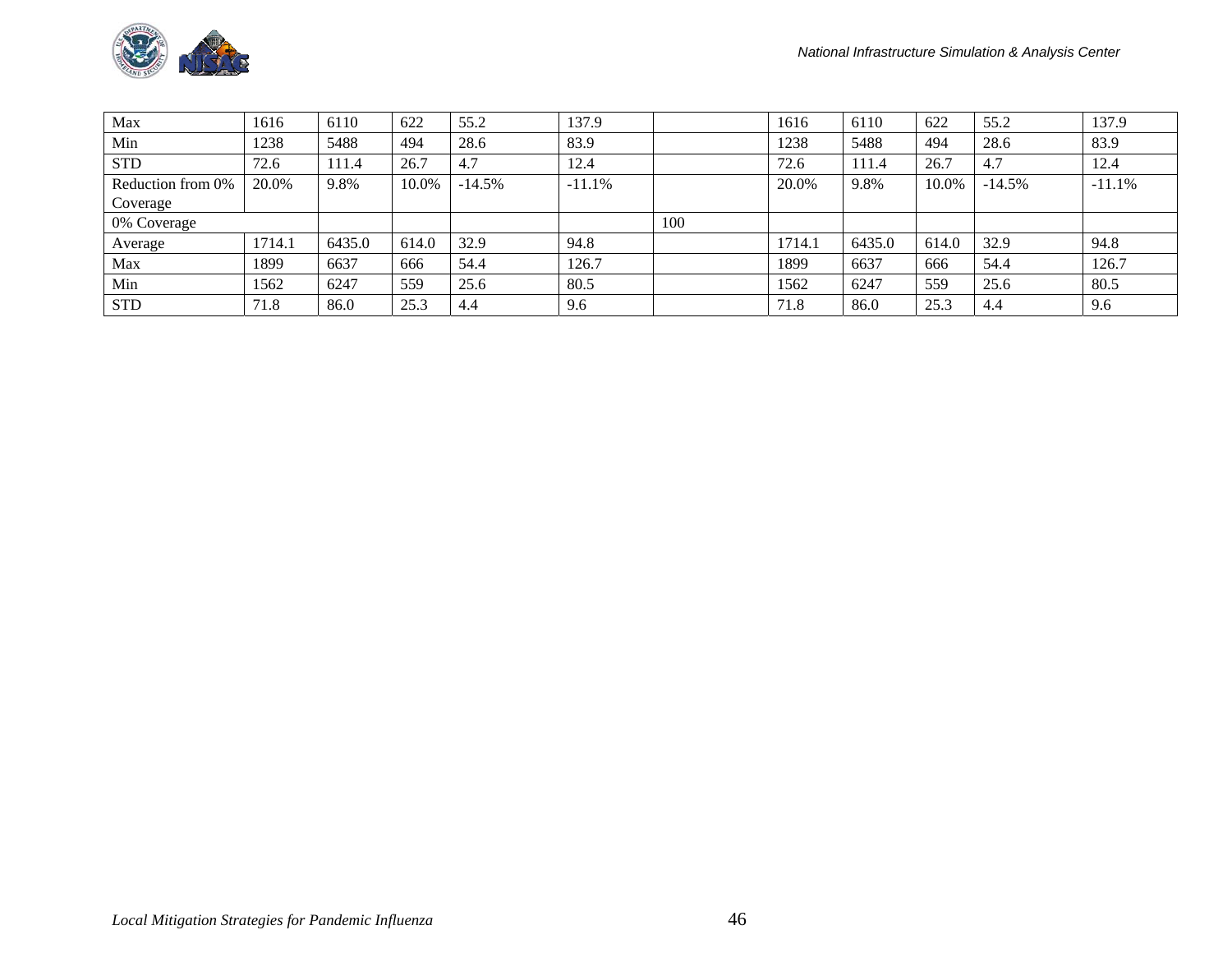| | | | | | | | | | | | |
|---|---|---|---|---|---|---|---|---|---|---|---|
| Max | 1616 | 6110 | 622 | 55.2 | 137.9 | | 1616 | 6110 | 622 | 55.2 | 137.9 |
| Min | 1238 | 5488 | 494 | 28.6 | 83.9 | | 1238 | 5488 | 494 | 28.6 | 83.9 |
| STD | 72.6 | 111.4 | 26.7 | 4.7 | 12.4 | | 72.6 | 111.4 | 26.7 | 4.7 | 12.4 |
| Reduction from 0% Coverage | 20.0% | 9.8% | 10.0% | -14.5% | -11.1% | | 20.0% | 9.8% | 10.0% | -14.5% | -11.1% |
| 0% Coverage | | | | | | 100 | | | | | |
| Average | 1714.1 | 6435.0 | 614.0 | 32.9 | 94.8 | | 1714.1 | 6435.0 | 614.0 | 32.9 | 94.8 |
| Max | 1899 | 6637 | 666 | 54.4 | 126.7 | | 1899 | 6637 | 666 | 54.4 | 126.7 |
| Min | 1562 | 6247 | 559 | 25.6 | 80.5 | | 1562 | 6247 | 559 | 25.6 | 80.5 |
| STD | 71.8 | 86.0 | 25.3 | 4.4 | 9.6 | | 71.8 | 86.0 | 25.3 | 4.4 | 9.6 |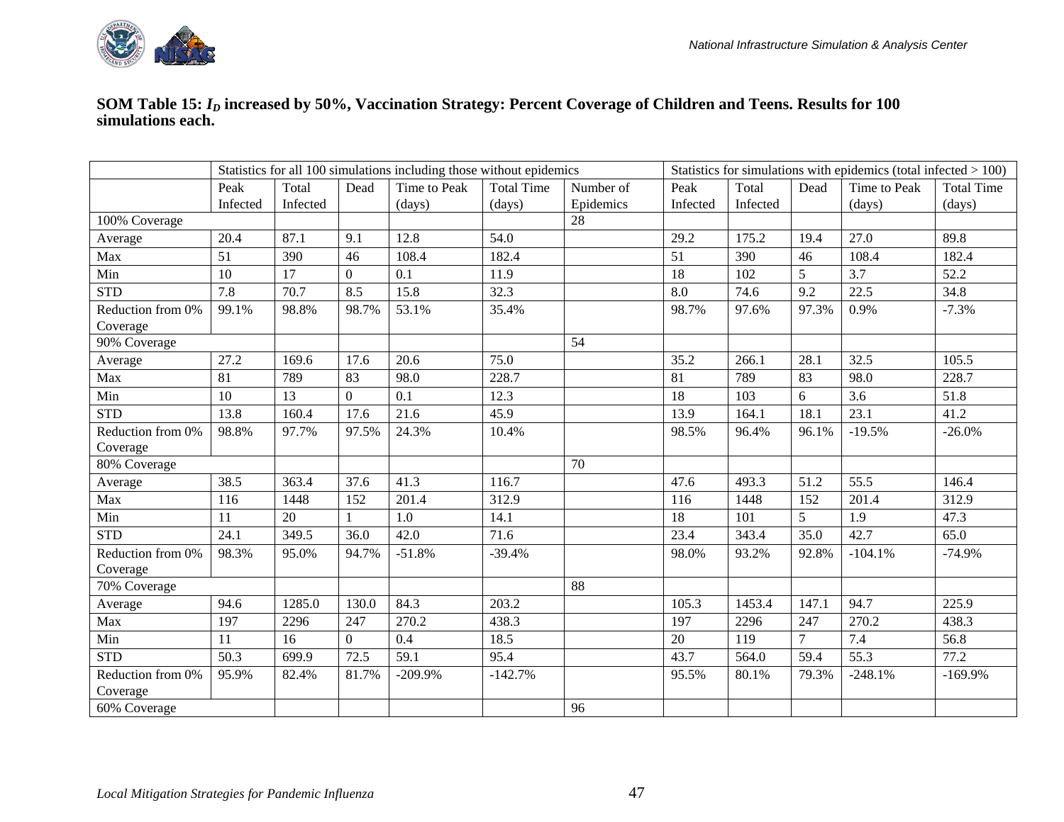**SOM Table 15: $I_D$ increased by 50%, Vaccination Strategy: Percent Coverage of Children and Teens. Results for 100 simulations each.**

| | Statistics for all 100 simulations including those without epidemics | | | | | | Statistics for simulations with epidemics (total infected > 100) | | | | |
|---|---|---|---|---|---|---|---|---|---|---|---|
| | Peak Infected | Total Infected | Dead | Time to Peak (days) | Total Time (days) | Number of Epidemics | Peak Infected | Total Infected | Dead | Time to Peak (days) | Total Time (days) |
| 100% Coverage | | | | | | 28 | | | | | |
| Average | 20.4 | 87.1 | 9.1 | 12.8 | 54.0 | | 29.2 | 175.2 | 19.4 | 27.0 | 89.8 |
| Max | 51 | 390 | 46 | 108.4 | 182.4 | | 51 | 390 | 46 | 108.4 | 182.4 |
| Min | 10 | 17 | 0 | 0.1 | 11.9 | | 18 | 102 | 5 | 3.7 | 52.2 |
| STD | 7.8 | 70.7 | 8.5 | 15.8 | 32.3 | | 8.0 | 74.6 | 9.2 | 22.5 | 34.8 |
| Reduction from 0% Coverage | 99.1% | 98.8% | 98.7% | 53.1% | 35.4% | | 98.7% | 97.6% | 97.3% | 0.9% | -7.3% |
| 90% Coverage | | | | | | 54 | | | | | |
| Average | 27.2 | 169.6 | 17.6 | 20.6 | 75.0 | | 35.2 | 266.1 | 28.1 | 32.5 | 105.5 |
| Max | 81 | 789 | 83 | 98.0 | 228.7 | | 81 | 789 | 83 | 98.0 | 228.7 |
| Min | 10 | 13 | 0 | 0.1 | 12.3 | | 18 | 103 | 6 | 3.6 | 51.8 |
| STD | 13.8 | 160.4 | 17.6 | 21.6 | 45.9 | | 13.9 | 164.1 | 18.1 | 23.1 | 41.2 |
| Reduction from 0% Coverage | 98.8% | 97.7% | 97.5% | 24.3% | 10.4% | | 98.5% | 96.4% | 96.1% | -19.5% | -26.0% |
| 80% Coverage | | | | | | 70 | | | | | |
| Average | 38.5 | 363.4 | 37.6 | 41.3 | 116.7 | | 47.6 | 493.3 | 51.2 | 55.5 | 146.4 |
| Max | 116 | 1448 | 152 | 201.4 | 312.9 | | 116 | 1448 | 152 | 201.4 | 312.9 |
| Min | 11 | 20 | 1 | 1.0 | 14.1 | | 18 | 101 | 5 | 1.9 | 47.3 |
| STD | 24.1 | 349.5 | 36.0 | 42.0 | 71.6 | | 23.4 | 343.4 | 35.0 | 42.7 | 65.0 |
| Reduction from 0% Coverage | 98.3% | 95.0% | 94.7% | -51.8% | -39.4% | | 98.0% | 93.2% | 92.8% | -104.1% | -74.9% |
| 70% Coverage | | | | | | 88 | | | | | |
| Average | 94.6 | 1285.0 | 130.0 | 84.3 | 203.2 | | 105.3 | 1453.4 | 147.1 | 94.7 | 225.9 |
| Max | 197 | 2296 | 247 | 270.2 | 438.3 | | 197 | 2296 | 247 | 270.2 | 438.3 |
| Min | 11 | 16 | 0 | 0.4 | 18.5 | | 20 | 119 | 7 | 7.4 | 56.8 |
| STD | 50.3 | 699.9 | 72.5 | 59.1 | 95.4 | | 43.7 | 564.0 | 59.4 | 55.3 | 77.2 |
| Reduction from 0% Coverage | 95.9% | 82.4% | 81.7% | -209.9% | -142.7% | | 95.5% | 80.1% | 79.3% | -248.1% | -169.9% |
| 60% Coverage | | | | | | 96 | | | | | |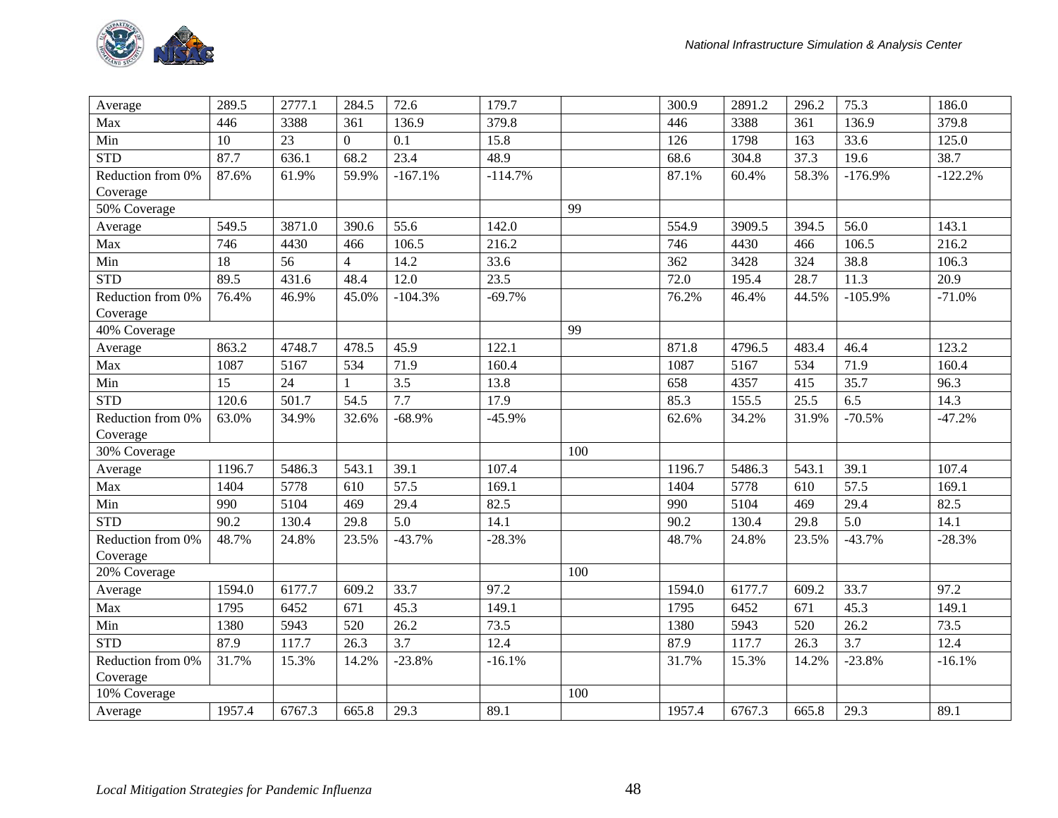| Average | 289.5 | 2777.1 | 284.5 | 72.6 | 179.7 | | 300.9 | 2891.2 | 296.2 | 75.3 | 186.0 |
|---|---|---|---|---|---|---|---|---|---|---|---|
| Max | 446 | 3388 | 361 | 136.9 | 379.8 | | 446 | 3388 | 361 | 136.9 | 379.8 |
| Min | 10 | 23 | 0 | 0.1 | 15.8 | | 126 | 1798 | 163 | 33.6 | 125.0 |
| STD | 87.7 | 636.1 | 68.2 | 23.4 | 48.9 | | 68.6 | 304.8 | 37.3 | 19.6 | 38.7 |
| Reduction from 0% Coverage | 87.6% | 61.9% | 59.9% | -167.1% | -114.7% | | 87.1% | 60.4% | 58.3% | -176.9% | -122.2% |
| 50% Coverage | | | | | | 99 | | | | | |
| Average | 549.5 | 3871.0 | 390.6 | 55.6 | 142.0 | | 554.9 | 3909.5 | 394.5 | 56.0 | 143.1 |
| Max | 746 | 4430 | 466 | 106.5 | 216.2 | | 746 | 4430 | 466 | 106.5 | 216.2 |
| Min | 18 | 56 | 4 | 14.2 | 33.6 | | 362 | 3428 | 324 | 38.8 | 106.3 |
| STD | 89.5 | 431.6 | 48.4 | 12.0 | 23.5 | | 72.0 | 195.4 | 28.7 | 11.3 | 20.9 |
| Reduction from 0% Coverage | 76.4% | 46.9% | 45.0% | -104.3% | -69.7% | | 76.2% | 46.4% | 44.5% | -105.9% | -71.0% |
| 40% Coverage | | | | | | 99 | | | | | |
| Average | 863.2 | 4748.7 | 478.5 | 45.9 | 122.1 | | 871.8 | 4796.5 | 483.4 | 46.4 | 123.2 |
| Max | 1087 | 5167 | 534 | 71.9 | 160.4 | | 1087 | 5167 | 534 | 71.9 | 160.4 |
| Min | 15 | 24 | 1 | 3.5 | 13.8 | | 658 | 4357 | 415 | 35.7 | 96.3 |
| STD | 120.6 | 501.7 | 54.5 | 7.7 | 17.9 | | 85.3 | 155.5 | 25.5 | 6.5 | 14.3 |
| Reduction from 0% Coverage | 63.0% | 34.9% | 32.6% | -68.9% | -45.9% | | 62.6% | 34.2% | 31.9% | -70.5% | -47.2% |
| 30% Coverage | | | | | | 100 | | | | | |
| Average | 1196.7 | 5486.3 | 543.1 | 39.1 | 107.4 | | 1196.7 | 5486.3 | 543.1 | 39.1 | 107.4 |
| Max | 1404 | 5778 | 610 | 57.5 | 169.1 | | 1404 | 5778 | 610 | 57.5 | 169.1 |
| Min | 990 | 5104 | 469 | 29.4 | 82.5 | | 990 | 5104 | 469 | 29.4 | 82.5 |
| STD | 90.2 | 130.4 | 29.8 | 5.0 | 14.1 | | 90.2 | 130.4 | 29.8 | 5.0 | 14.1 |
| Reduction from 0% Coverage | 48.7% | 24.8% | 23.5% | -43.7% | -28.3% | | 48.7% | 24.8% | 23.5% | -43.7% | -28.3% |
| 20% Coverage | | | | | | 100 | | | | | |
| Average | 1594.0 | 6177.7 | 609.2 | 33.7 | 97.2 | | 1594.0 | 6177.7 | 609.2 | 33.7 | 97.2 |
| Max | 1795 | 6452 | 671 | 45.3 | 149.1 | | 1795 | 6452 | 671 | 45.3 | 149.1 |
| Min | 1380 | 5943 | 520 | 26.2 | 73.5 | | 1380 | 5943 | 520 | 26.2 | 73.5 |
| STD | 87.9 | 117.7 | 26.3 | 3.7 | 12.4 | | 87.9 | 117.7 | 26.3 | 3.7 | 12.4 |
| Reduction from 0% Coverage | 31.7% | 15.3% | 14.2% | -23.8% | -16.1% | | 31.7% | 15.3% | 14.2% | -23.8% | -16.1% |
| 10% Coverage | | | | | | 100 | | | | | |
| Average | 1957.4 | 6767.3 | 665.8 | 29.3 | 89.1 | | 1957.4 | 6767.3 | 665.8 | 29.3 | 89.1 |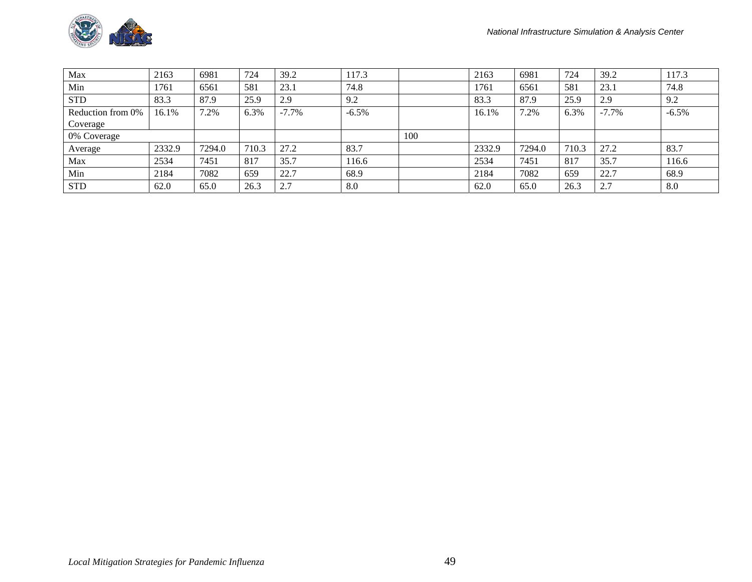| | | | | | | | | | | | |
|---|---|---|---|---|---|---|---|---|---|---|---|
| Max | 2163 | 6981 | 724 | 39.2 | 117.3 | | 2163 | 6981 | 724 | 39.2 | 117.3 |
| Min | 1761 | 6561 | 581 | 23.1 | 74.8 | | 1761 | 6561 | 581 | 23.1 | 74.8 |
| STD | 83.3 | 87.9 | 25.9 | 2.9 | 9.2 | | 83.3 | 87.9 | 25.9 | 2.9 | 9.2 |
| Reduction from 0% Coverage | 16.1% | 7.2% | 6.3% | -7.7% | -6.5% | | 16.1% | 7.2% | 6.3% | -7.7% | -6.5% |
| 0% Coverage | | | | | | 100 | | | | | |
| Average | 2332.9 | 7294.0 | 710.3 | 27.2 | 83.7 | | 2332.9 | 7294.0 | 710.3 | 27.2 | 83.7 |
| Max | 2534 | 7451 | 817 | 35.7 | 116.6 | | 2534 | 7451 | 817 | 35.7 | 116.6 |
| Min | 2184 | 7082 | 659 | 22.7 | 68.9 | | 2184 | 7082 | 659 | 22.7 | 68.9 |
| STD | 62.0 | 65.0 | 26.3 | 2.7 | 8.0 | | 62.0 | 65.0 | 26.3 | 2.7 | 8.0 |